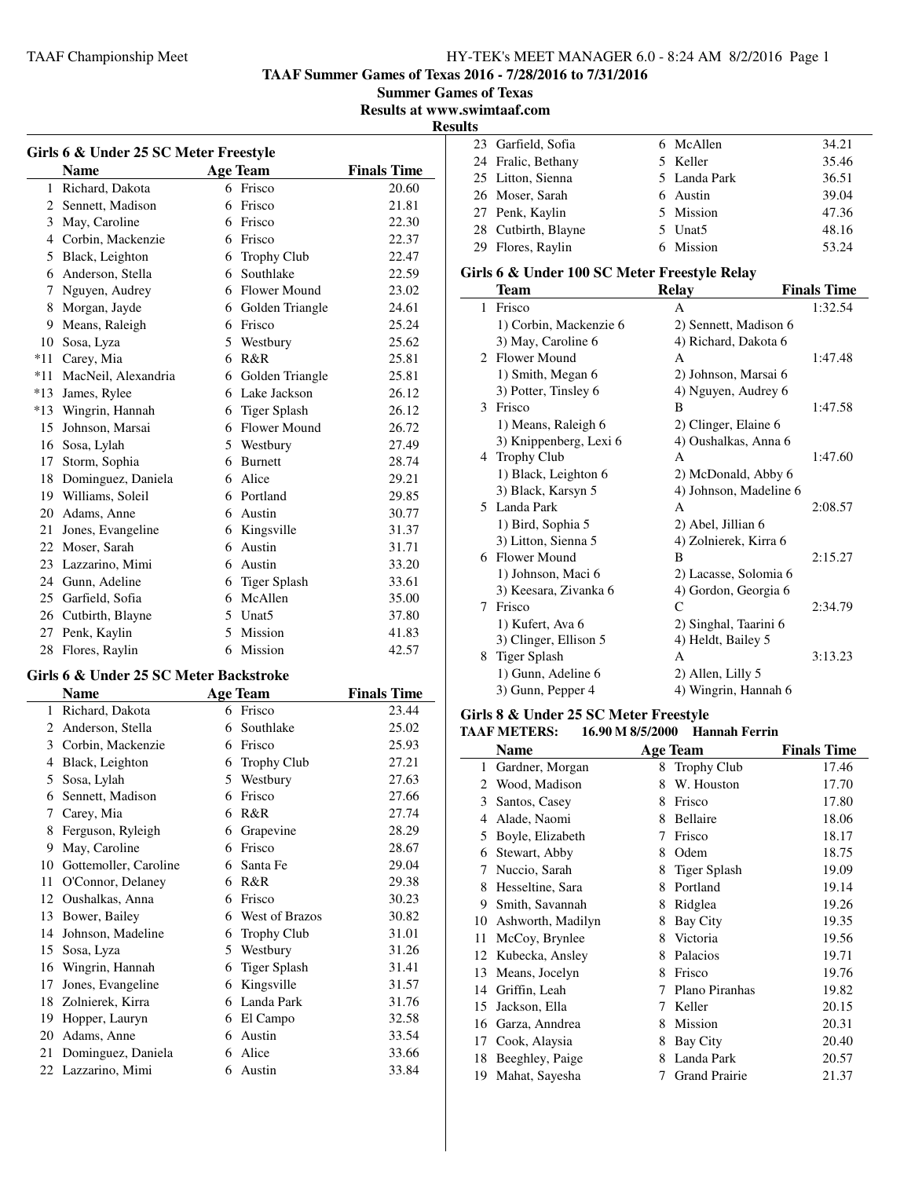**TAAF Summer Games of Texas 2016 - 7/28/2016 to 7/31/2016**

**Summer Games of Texas**

**Results at www.swimtaaf.com**

**Results**

### Girls 6 & Under 25 SC Meter Freestyle

| | Name | Age | Team | Finals Time |
|---|---|---|---|---|
| 1 | Richard, Dakota | 6 | Frisco | 20.60 |
| 2 | Sennett, Madison | 6 | Frisco | 21.81 |
| 3 | May, Caroline | 6 | Frisco | 22.30 |
| 4 | Corbin, Mackenzie | 6 | Frisco | 22.37 |
| 5 | Black, Leighton | 6 | Trophy Club | 22.47 |
| 6 | Anderson, Stella | 6 | Southlake | 22.59 |
| 7 | Nguyen, Audrey | 6 | Flower Mound | 23.02 |
| 8 | Morgan, Jayde | 6 | Golden Triangle | 24.61 |
| 9 | Means, Raleigh | 6 | Frisco | 25.24 |
| 10 | Sosa, Lyza | 5 | Westbury | 25.62 |
| *11 | Carey, Mia | 6 | R&R | 25.81 |
| *11 | MacNeil, Alexandria | 6 | Golden Triangle | 25.81 |
| *13 | James, Rylee | 6 | Lake Jackson | 26.12 |
| *13 | Wingrin, Hannah | 6 | Tiger Splash | 26.12 |
| 15 | Johnson, Marsai | 6 | Flower Mound | 26.72 |
| 16 | Sosa, Lylah | 5 | Westbury | 27.49 |
| 17 | Storm, Sophia | 6 | Burnett | 28.74 |
| 18 | Dominguez, Daniela | 6 | Alice | 29.21 |
| 19 | Williams, Soleil | 6 | Portland | 29.85 |
| 20 | Adams, Anne | 6 | Austin | 30.77 |
| 21 | Jones, Evangeline | 6 | Kingsville | 31.37 |
| 22 | Moser, Sarah | 6 | Austin | 31.71 |
| 23 | Lazzarino, Mimi | 6 | Austin | 33.20 |
| 24 | Gunn, Adeline | 6 | Tiger Splash | 33.61 |
| 25 | Garfield, Sofia | 6 | McAllen | 35.00 |
| 26 | Cutbirth, Blayne | 5 | Unat5 | 37.80 |
| 27 | Penk, Kaylin | 5 | Mission | 41.83 |
| 28 | Flores, Raylin | 6 | Mission | 42.57 |

### Girls 6 & Under 25 SC Meter Backstroke

| | Name | Age | Team | Finals Time |
|---|---|---|---|---|
| 1 | Richard, Dakota | 6 | Frisco | 23.44 |
| 2 | Anderson, Stella | 6 | Southlake | 25.02 |
| 3 | Corbin, Mackenzie | 6 | Frisco | 25.93 |
| 4 | Black, Leighton | 6 | Trophy Club | 27.21 |
| 5 | Sosa, Lylah | 5 | Westbury | 27.63 |
| 6 | Sennett, Madison | 6 | Frisco | 27.66 |
| 7 | Carey, Mia | 6 | R&R | 27.74 |
| 8 | Ferguson, Ryleigh | 6 | Grapevine | 28.29 |
| 9 | May, Caroline | 6 | Frisco | 28.67 |
| 10 | Gottemoller, Caroline | 6 | Santa Fe | 29.04 |
| 11 | O'Connor, Delaney | 6 | R&R | 29.38 |
| 12 | Oushalkas, Anna | 6 | Frisco | 30.23 |
| 13 | Bower, Bailey | 6 | West of Brazos | 30.82 |
| 14 | Johnson, Madeline | 6 | Trophy Club | 31.01 |
| 15 | Sosa, Lyza | 5 | Westbury | 31.26 |
| 16 | Wingrin, Hannah | 6 | Tiger Splash | 31.41 |
| 17 | Jones, Evangeline | 6 | Kingsville | 31.57 |
| 18 | Zolnierek, Kirra | 6 | Landa Park | 31.76 |
| 19 | Hopper, Lauryn | 6 | El Campo | 32.58 |
| 20 | Adams, Anne | 6 | Austin | 33.54 |
| 21 | Dominguez, Daniela | 6 | Alice | 33.66 |
| 22 | Lazzarino, Mimi | 6 | Austin | 33.84 |
| 23 | Garfield, Sofia | 6 | McAllen | 34.21 |
| 24 | Fralic, Bethany | 5 | Keller | 35.46 |
| 25 | Litton, Sienna | 5 | Landa Park | 36.51 |
| 26 | Moser, Sarah | 6 | Austin | 39.04 |
| 27 | Penk, Kaylin | 5 | Mission | 47.36 |
| 28 | Cutbirth, Blayne | 5 | Unat5 | 48.16 |
| 29 | Flores, Raylin | 6 | Mission | 53.24 |

### Girls 6 & Under 100 SC Meter Freestyle Relay

| | Team | Relay | Finals Time |
|---|---|---|---|
| 1 | Frisco | A | 1:32.54 |
| | 1) Corbin, Mackenzie 6 | 2) Sennett, Madison 6 | |
| | 3) May, Caroline 6 | 4) Richard, Dakota 6 | |
| 2 | Flower Mound | A | 1:47.48 |
| | 1) Smith, Megan 6 | 2) Johnson, Marsai 6 | |
| | 3) Potter, Tinsley 6 | 4) Nguyen, Audrey 6 | |
| 3 | Frisco | B | 1:47.58 |
| | 1) Means, Raleigh 6 | 2) Clinger, Elaine 6 | |
| | 3) Knippenberg, Lexi 6 | 4) Oushalkas, Anna 6 | |
| 4 | Trophy Club | A | 1:47.60 |
| | 1) Black, Leighton 6 | 2) McDonald, Abby 6 | |
| | 3) Black, Karsyn 5 | 4) Johnson, Madeline 6 | |
| 5 | Landa Park | A | 2:08.57 |
| | 1) Bird, Sophia 5 | 2) Abel, Jillian 6 | |
| | 3) Litton, Sienna 5 | 4) Zolnierek, Kirra 6 | |
| 6 | Flower Mound | B | 2:15.27 |
| | 1) Johnson, Maci 6 | 2) Lacasse, Solomia 6 | |
| | 3) Keesara, Zivanka 6 | 4) Gordon, Georgia 6 | |
| 7 | Frisco | C | 2:34.79 |
| | 1) Kufert, Ava 6 | 2) Singhal, Taarini 6 | |
| | 3) Clinger, Ellison 5 | 4) Heldt, Bailey 5 | |
| 8 | Tiger Splash | A | 3:13.23 |
| | 1) Gunn, Adeline 6 | 2) Allen, Lilly 5 | |
| | 3) Gunn, Pepper 4 | 4) Wingrin, Hannah 6 | |

### Girls 8 & Under 25 SC Meter Freestyle

**TAAF METERS: 16.90 M 8/5/2000 Hannah Ferrin**

| | Name | Age | Team | Finals Time |
|---|---|---|---|---|
| 1 | Gardner, Morgan | 8 | Trophy Club | 17.46 |
| 2 | Wood, Madison | 8 | W. Houston | 17.70 |
| 3 | Santos, Casey | 8 | Frisco | 17.80 |
| 4 | Alade, Naomi | 8 | Bellaire | 18.06 |
| 5 | Boyle, Elizabeth | 7 | Frisco | 18.17 |
| 6 | Stewart, Abby | 8 | Odem | 18.75 |
| 7 | Nuccio, Sarah | 8 | Tiger Splash | 19.09 |
| 8 | Hesseltine, Sara | 8 | Portland | 19.14 |
| 9 | Smith, Savannah | 8 | Ridglea | 19.26 |
| 10 | Ashworth, Madilyn | 8 | Bay City | 19.35 |
| 11 | McCoy, Brynlee | 8 | Victoria | 19.56 |
| 12 | Kubecka, Ansley | 8 | Palacios | 19.71 |
| 13 | Means, Jocelyn | 8 | Frisco | 19.76 |
| 14 | Griffin, Leah | 7 | Plano Piranhas | 19.82 |
| 15 | Jackson, Ella | 7 | Keller | 20.15 |
| 16 | Garza, Anndrea | 8 | Mission | 20.31 |
| 17 | Cook, Alaysia | 8 | Bay City | 20.40 |
| 18 | Beeghley, Paige | 8 | Landa Park | 20.57 |
| 19 | Mahat, Sayesha | 7 | Grand Prairie | 21.37 |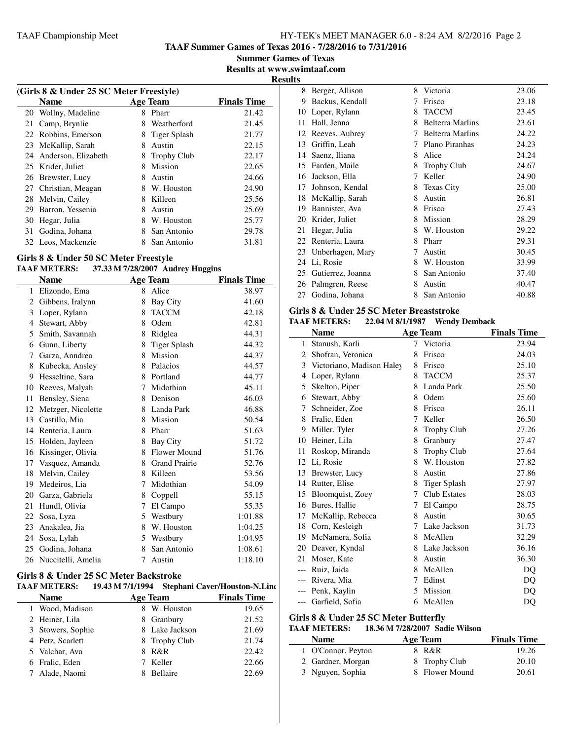## TAAF Summer Games of Texas 2016 - 7/28/2016 to 7/31/2016

**Summer Games of Texas**

**Results at www.swimtaaf.com**

**Results**

### (Girls 8 & Under 25 SC Meter Freestyle)

| | Name | Age | Team | Finals Time |
|---|---|---|---|---|
| 20 | Wollny, Madeline | 8 | Pharr | 21.42 |
| 21 | Camp, Brynlie | 8 | Weatherford | 21.45 |
| 22 | Robbins, Emerson | 8 | Tiger Splash | 21.77 |
| 23 | McKallip, Sarah | 8 | Austin | 22.15 |
| 24 | Anderson, Elizabeth | 8 | Trophy Club | 22.17 |
| 25 | Krider, Juliet | 8 | Mission | 22.65 |
| 26 | Brewster, Lucy | 8 | Austin | 24.66 |
| 27 | Christian, Meagan | 8 | W. Houston | 24.90 |
| 28 | Melvin, Cailey | 8 | Killeen | 25.56 |
| 29 | Barron, Yessenia | 8 | Austin | 25.69 |
| 30 | Hegar, Julia | 8 | W. Houston | 25.77 |
| 31 | Godina, Johana | 8 | San Antonio | 29.78 |
| 32 | Leos, Mackenzie | 8 | San Antonio | 31.81 |

### Girls 8 & Under 50 SC Meter Freestyle

**TAAF METERS:** 37.33 M 7/28/2007 Audrey Huggins

| | Name | Age | Team | Finals Time |
|---|---|---|---|---|
| 1 | Elizondo, Ema | 8 | Alice | 38.97 |
| 2 | Gibbens, Iralynn | 8 | Bay City | 41.60 |
| 3 | Loper, Rylann | 8 | TACCM | 42.18 |
| 4 | Stewart, Abby | 8 | Odem | 42.81 |
| 5 | Smith, Savannah | 8 | Ridglea | 44.31 |
| 6 | Gunn, Liberty | 8 | Tiger Splash | 44.32 |
| 7 | Garza, Anndrea | 8 | Mission | 44.37 |
| 8 | Kubecka, Ansley | 8 | Palacios | 44.57 |
| 9 | Hesseltine, Sara | 8 | Portland | 44.77 |
| 10 | Reeves, Malyah | 7 | Midothian | 45.11 |
| 11 | Bensley, Siena | 8 | Denison | 46.03 |
| 12 | Metzger, Nicolette | 8 | Landa Park | 46.88 |
| 13 | Castillo, Mia | 8 | Mission | 50.54 |
| 14 | Renteria, Laura | 8 | Pharr | 51.63 |
| 15 | Holden, Jayleen | 8 | Bay City | 51.72 |
| 16 | Kissinger, Olivia | 8 | Flower Mound | 51.76 |
| 17 | Vasquez, Amanda | 8 | Grand Prairie | 52.76 |
| 18 | Melvin, Cailey | 8 | Killeen | 53.56 |
| 19 | Medeiros, Lia | 7 | Midothian | 54.09 |
| 20 | Garza, Gabriela | 8 | Coppell | 55.15 |
| 21 | Hundl, Olivia | 7 | El Campo | 55.35 |
| 22 | Sosa, Lyza | 5 | Westbury | 1:01.88 |
| 23 | Anakalea, Jia | 8 | W. Houston | 1:04.25 |
| 24 | Sosa, Lylah | 5 | Westbury | 1:04.95 |
| 25 | Godina, Johana | 8 | San Antonio | 1:08.61 |
| 26 | Nuccitelli, Amelia | 7 | Austin | 1:18.10 |

### Girls 8 & Under 25 SC Meter Backstroke

**TAAF METERS:** 19.43 M 7/1/1994 Stephani Caver/Houston-N.Line

| | Name | Age | Team | Finals Time |
|---|---|---|---|---|
| 1 | Wood, Madison | 8 | W. Houston | 19.65 |
| 2 | Heiner, Lila | 8 | Granbury | 21.52 |
| 3 | Stowers, Sophie | 8 | Lake Jackson | 21.69 |
| 4 | Petz, Scarlett | 8 | Trophy Club | 21.74 |
| 5 | Valchar, Ava | 8 | R&R | 22.42 |
| 6 | Fralic, Eden | 7 | Keller | 22.66 |
| 7 | Alade, Naomi | 8 | Bellaire | 22.69 |
| 8 | Berger, Allison | 8 | Victoria | 23.06 |
| 9 | Backus, Kendall | 7 | Frisco | 23.18 |
| 10 | Loper, Rylann | 8 | TACCM | 23.45 |
| 11 | Hall, Jenna | 8 | Belterra Marlins | 23.61 |
| 12 | Reeves, Aubrey | 7 | Belterra Marlins | 24.22 |
| 13 | Griffin, Leah | 7 | Plano Piranhas | 24.23 |
| 14 | Saenz, Iliana | 8 | Alice | 24.24 |
| 15 | Farden, Maile | 8 | Trophy Club | 24.67 |
| 16 | Jackson, Ella | 7 | Keller | 24.90 |
| 17 | Johnson, Kendal | 8 | Texas City | 25.00 |
| 18 | McKallip, Sarah | 8 | Austin | 26.81 |
| 19 | Bannister, Ava | 8 | Frisco | 27.43 |
| 20 | Krider, Juliet | 8 | Mission | 28.29 |
| 21 | Hegar, Julia | 8 | W. Houston | 29.22 |
| 22 | Renteria, Laura | 8 | Pharr | 29.31 |
| 23 | Unberhagen, Mary | 7 | Austin | 30.45 |
| 24 | Li, Rosie | 8 | W. Houston | 33.99 |
| 25 | Gutierrez, Joanna | 8 | San Antonio | 37.40 |
| 26 | Palmgren, Reese | 8 | Austin | 40.47 |
| 27 | Godina, Johana | 8 | San Antonio | 40.88 |

### Girls 8 & Under 25 SC Meter Breaststroke

**TAAF METERS:** 22.04 M 8/1/1987 Wendy Demback

| | Name | Age | Team | Finals Time |
|---|---|---|---|---|
| 1 | Stanush, Karli | 7 | Victoria | 23.94 |
| 2 | Shofran, Veronica | 8 | Frisco | 24.03 |
| 3 | Victoriano, Madison Haley | 8 | Frisco | 25.10 |
| 4 | Loper, Rylann | 8 | TACCM | 25.37 |
| 5 | Skelton, Piper | 8 | Landa Park | 25.50 |
| 6 | Stewart, Abby | 8 | Odem | 25.60 |
| 7 | Schneider, Zoe | 8 | Frisco | 26.11 |
| 8 | Fralic, Eden | 7 | Keller | 26.50 |
| 9 | Miller, Tyler | 8 | Trophy Club | 27.26 |
| 10 | Heiner, Lila | 8 | Granbury | 27.47 |
| 11 | Roskop, Miranda | 8 | Trophy Club | 27.64 |
| 12 | Li, Rosie | 8 | W. Houston | 27.82 |
| 13 | Brewster, Lucy | 8 | Austin | 27.86 |
| 14 | Rutter, Elise | 8 | Tiger Splash | 27.97 |
| 15 | Bloomquist, Zoey | 7 | Club Estates | 28.03 |
| 16 | Bures, Hallie | 7 | El Campo | 28.75 |
| 17 | McKallip, Rebecca | 8 | Austin | 30.65 |
| 18 | Corn, Kesleigh | 7 | Lake Jackson | 31.73 |
| 19 | McNamera, Sofia | 8 | McAllen | 32.29 |
| 20 | Deaver, Kyndal | 8 | Lake Jackson | 36.16 |
| 21 | Moser, Kate | 8 | Austin | 36.30 |
| --- | Ruiz, Jaida | 8 | McAllen | DQ |
| --- | Rivera, Mia | 7 | Edinst | DQ |
| --- | Penk, Kaylin | 5 | Mission | DQ |
| --- | Garfield, Sofia | 6 | McAllen | DQ |

### Girls 8 & Under 25 SC Meter Butterfly

**TAAF METERS:** 18.36 M 7/28/2007 Sadie Wilson

| | Name | Age | Team | Finals Time |
|---|---|---|---|---|
| 1 | O'Connor, Peyton | 8 | R&R | 19.26 |
| 2 | Gardner, Morgan | 8 | Trophy Club | 20.10 |
| 3 | Nguyen, Sophia | 8 | Flower Mound | 20.61 |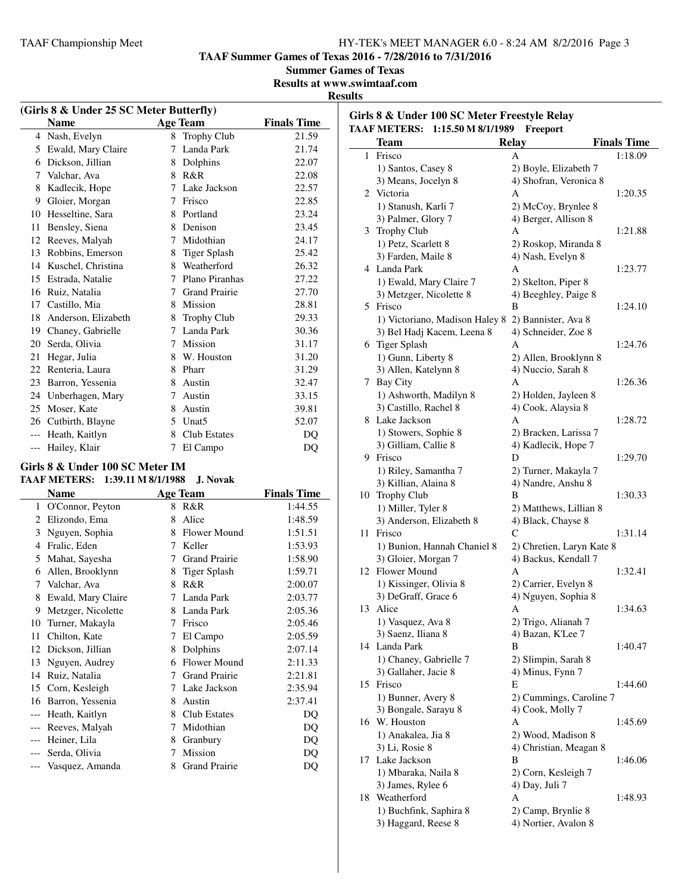**TAAF Summer Games of Texas 2016 - 7/28/2016 to 7/31/2016**

**Summer Games of Texas**

**Results at www.swimtaaf.com**

**Results**

### (Girls 8 & Under 25 SC Meter Butterfly)

| | Name | Age | Team | Finals Time |
|---|---|---|---|---|
| 4 | Nash, Evelyn | 8 | Trophy Club | 21.59 |
| 5 | Ewald, Mary Claire | 7 | Landa Park | 21.74 |
| 6 | Dickson, Jillian | 8 | Dolphins | 22.07 |
| 7 | Valchar, Ava | 8 | R&R | 22.08 |
| 8 | Kadlecik, Hope | 7 | Lake Jackson | 22.57 |
| 9 | Gloier, Morgan | 7 | Frisco | 22.85 |
| 10 | Hesseltine, Sara | 8 | Portland | 23.24 |
| 11 | Bensley, Siena | 8 | Denison | 23.45 |
| 12 | Reeves, Malyah | 7 | Midothian | 24.17 |
| 13 | Robbins, Emerson | 8 | Tiger Splash | 25.42 |
| 14 | Kuschel, Christina | 8 | Weatherford | 26.32 |
| 15 | Estrada, Natalie | 7 | Plano Piranhas | 27.22 |
| 16 | Ruiz, Natalia | 7 | Grand Prairie | 27.70 |
| 17 | Castillo, Mia | 8 | Mission | 28.81 |
| 18 | Anderson, Elizabeth | 8 | Trophy Club | 29.33 |
| 19 | Chaney, Gabrielle | 7 | Landa Park | 30.36 |
| 20 | Serda, Olivia | 7 | Mission | 31.17 |
| 21 | Hegar, Julia | 8 | W. Houston | 31.20 |
| 22 | Renteria, Laura | 8 | Pharr | 31.29 |
| 23 | Barron, Yessenia | 8 | Austin | 32.47 |
| 24 | Unberhagen, Mary | 7 | Austin | 33.15 |
| 25 | Moser, Kate | 8 | Austin | 39.81 |
| 26 | Cutbirth, Blayne | 5 | Unat5 | 52.07 |
| --- | Heath, Kaitlyn | 8 | Club Estates | DQ |
| --- | Hailey, Klair | 7 | El Campo | DQ |

### Girls 8 & Under 100 SC Meter IM

**TAAF METERS: 1:39.11 M 8/1/1988 J. Novak**

| | Name | Age | Team | Finals Time |
|---|---|---|---|---|
| 1 | O'Connor, Peyton | 8 | R&R | 1:44.55 |
| 2 | Elizondo, Ema | 8 | Alice | 1:48.59 |
| 3 | Nguyen, Sophia | 8 | Flower Mound | 1:51.51 |
| 4 | Fralic, Eden | 7 | Keller | 1:53.93 |
| 5 | Mahat, Sayesha | 7 | Grand Prairie | 1:58.90 |
| 6 | Allen, Brooklynn | 8 | Tiger Splash | 1:59.71 |
| 7 | Valchar, Ava | 8 | R&R | 2:00.07 |
| 8 | Ewald, Mary Claire | 7 | Landa Park | 2:03.77 |
| 9 | Metzger, Nicolette | 8 | Landa Park | 2:05.36 |
| 10 | Turner, Makayla | 7 | Frisco | 2:05.46 |
| 11 | Chilton, Kate | 7 | El Campo | 2:05.59 |
| 12 | Dickson, Jillian | 8 | Dolphins | 2:07.14 |
| 13 | Nguyen, Audrey | 6 | Flower Mound | 2:11.33 |
| 14 | Ruiz, Natalia | 7 | Grand Prairie | 2:21.81 |
| 15 | Corn, Kesleigh | 7 | Lake Jackson | 2:35.94 |
| 16 | Barron, Yessenia | 8 | Austin | 2:37.41 |
| --- | Heath, Kaitlyn | 8 | Club Estates | DQ |
| --- | Reeves, Malyah | 7 | Midothian | DQ |
| --- | Heiner, Lila | 8 | Granbury | DQ |
| --- | Serda, Olivia | 7 | Mission | DQ |
| --- | Vasquez, Amanda | 8 | Grand Prairie | DQ |

### Girls 8 & Under 100 SC Meter Freestyle Relay

**TAAF METERS: 1:15.50 M 8/1/1989 Freeport**

| | Team | Relay | Finals Time |
|---|---|---|---|
| 1 | Frisco | A | 1:18.09 |
| | 1) Santos, Casey 8 | 2) Boyle, Elizabeth 7 | |
| | 3) Means, Jocelyn 8 | 4) Shofran, Veronica 8 | |
| 2 | Victoria | A | 1:20.35 |
| | 1) Stanush, Karli 7 | 2) McCoy, Brynlee 8 | |
| | 3) Palmer, Glory 7 | 4) Berger, Allison 8 | |
| 3 | Trophy Club | A | 1:21.88 |
| | 1) Petz, Scarlett 8 | 2) Roskop, Miranda 8 | |
| | 3) Farden, Maile 8 | 4) Nash, Evelyn 8 | |
| 4 | Landa Park | A | 1:23.77 |
| | 1) Ewald, Mary Claire 7 | 2) Skelton, Piper 8 | |
| | 3) Metzger, Nicolette 8 | 4) Beeghley, Paige 8 | |
| 5 | Frisco | B | 1:24.10 |
| | 1) Victoriano, Madison Haley 8 | 2) Bannister, Ava 8 | |
| | 3) Bel Hadj Kacem, Leena 8 | 4) Schneider, Zoe 8 | |
| 6 | Tiger Splash | A | 1:24.76 |
| | 1) Gunn, Liberty 8 | 2) Allen, Brooklynn 8 | |
| | 3) Allen, Katelynn 8 | 4) Nuccio, Sarah 8 | |
| 7 | Bay City | A | 1:26.36 |
| | 1) Ashworth, Madilyn 8 | 2) Holden, Jayleen 8 | |
| | 3) Castillo, Rachel 8 | 4) Cook, Alaysia 8 | |
| 8 | Lake Jackson | A | 1:28.72 |
| | 1) Stowers, Sophie 8 | 2) Bracken, Larissa 7 | |
| | 3) Gilliam, Callie 8 | 4) Kadlecik, Hope 7 | |
| 9 | Frisco | D | 1:29.70 |
| | 1) Riley, Samantha 7 | 2) Turner, Makayla 7 | |
| | 3) Killian, Alaina 8 | 4) Nandre, Anshu 8 | |
| 10 | Trophy Club | B | 1:30.33 |
| | 1) Miller, Tyler 8 | 2) Matthews, Lillian 8 | |
| | 3) Anderson, Elizabeth 8 | 4) Black, Chayse 8 | |
| 11 | Frisco | C | 1:31.14 |
| | 1) Bunion, Hannah Chaniel 8 | 2) Chretien, Laryn Kate 8 | |
| | 3) Gloier, Morgan 7 | 4) Backus, Kendall 7 | |
| 12 | Flower Mound | A | 1:32.41 |
| | 1) Kissinger, Olivia 8 | 2) Carrier, Evelyn 8 | |
| | 3) DeGraff, Grace 6 | 4) Nguyen, Sophia 8 | |
| 13 | Alice | A | 1:34.63 |
| | 1) Vasquez, Ava 8 | 2) Trigo, Alianah 7 | |
| | 3) Saenz, Iliana 8 | 4) Bazan, K'Lee 7 | |
| 14 | Landa Park | B | 1:40.47 |
| | 1) Chaney, Gabrielle 7 | 2) Slimpin, Sarah 8 | |
| | 3) Gallaher, Jacie 8 | 4) Minus, Fynn 7 | |
| 15 | Frisco | E | 1:44.60 |
| | 1) Bunner, Avery 8 | 2) Cummings, Caroline 7 | |
| | 3) Bongale, Sarayu 8 | 4) Cook, Molly 7 | |
| 16 | W. Houston | A | 1:45.69 |
| | 1) Anakalea, Jia 8 | 2) Wood, Madison 8 | |
| | 3) Li, Rosie 8 | 4) Christian, Meagan 8 | |
| 17 | Lake Jackson | B | 1:46.06 |
| | 1) Mbaraka, Naila 8 | 2) Corn, Kesleigh 7 | |
| | 3) James, Rylee 6 | 4) Day, Juli 7 | |
| 18 | Weatherford | A | 1:48.93 |
| | 1) Buchfink, Saphira 8 | 2) Camp, Brynlie 8 | |
| | 3) Haggard, Reese 8 | 4) Nortier, Avalon 8 | |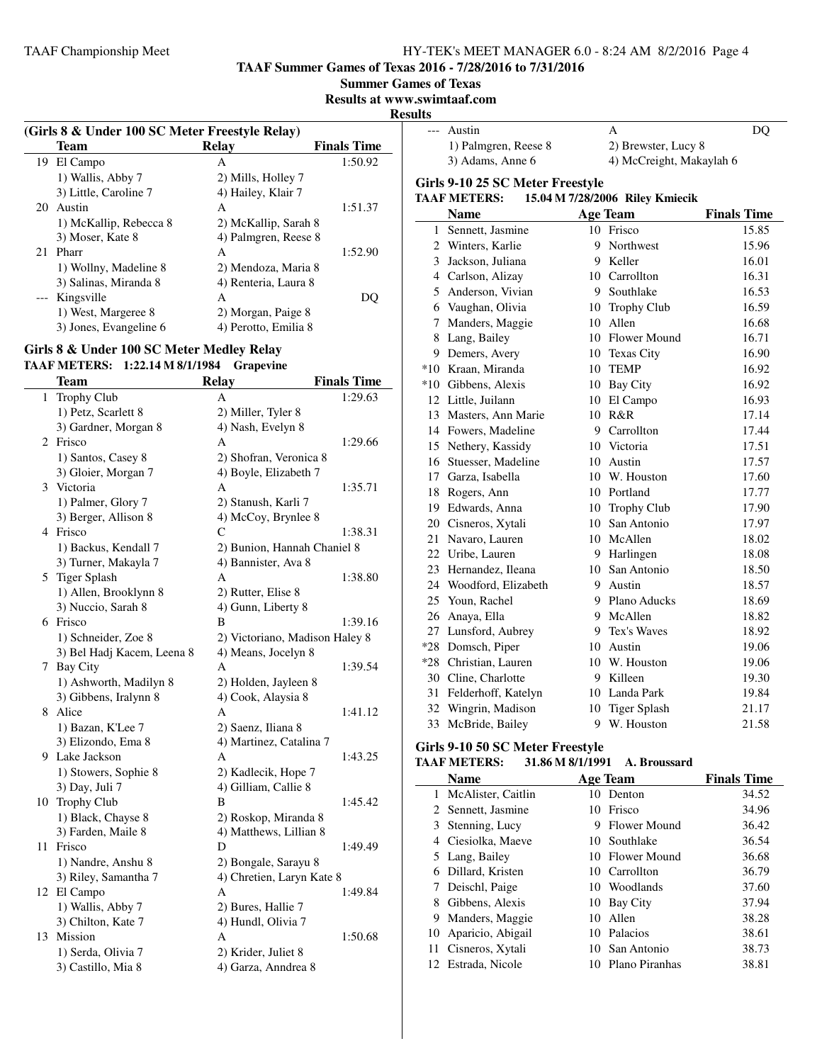**TAAF Summer Games of Texas 2016 - 7/28/2016 to 7/31/2016**

**Summer Games of Texas**

**Results at www.swimtaaf.com**

**Results**

### (Girls 8 & Under 100 SC Meter Freestyle Relay)

| | Team | Relay | Finals Time |
|---|---|---|---|
| 19 | El Campo | A | 1:50.92 |
| | 1) Wallis, Abby 7 | 2) Mills, Holley 7 | |
| | 3) Little, Caroline 7 | 4) Hailey, Klair 7 | |
| 20 | Austin | A | 1:51.37 |
| | 1) McKallip, Rebecca 8 | 2) McKallip, Sarah 8 | |
| | 3) Moser, Kate 8 | 4) Palmgren, Reese 8 | |
| 21 | Pharr | A | 1:52.90 |
| | 1) Wollny, Madeline 8 | 2) Mendoza, Maria 8 | |
| | 3) Salinas, Miranda 8 | 4) Renteria, Laura 8 | |
| --- | Kingsville | A | DQ |
| | 1) West, Margeree 8 | 2) Morgan, Paige 8 | |
| | 3) Jones, Evangeline 6 | 4) Perotto, Emilia 8 | |

### Girls 8 & Under 100 SC Meter Medley Relay

TAAF METERS: 1:22.14 M 8/1/1984 Grapevine

| | Team | Relay | Finals Time |
|---|---|---|---|
| 1 | Trophy Club | A | 1:29.63 |
| | 1) Petz, Scarlett 8 | 2) Miller, Tyler 8 | |
| | 3) Gardner, Morgan 8 | 4) Nash, Evelyn 8 | |
| 2 | Frisco | A | 1:29.66 |
| | 1) Santos, Casey 8 | 2) Shofran, Veronica 8 | |
| | 3) Gloier, Morgan 7 | 4) Boyle, Elizabeth 7 | |
| 3 | Victoria | A | 1:35.71 |
| | 1) Palmer, Glory 7 | 2) Stanush, Karli 7 | |
| | 3) Berger, Allison 8 | 4) McCoy, Brynlee 8 | |
| 4 | Frisco | C | 1:38.31 |
| | 1) Backus, Kendall 7 | 2) Bunion, Hannah Chaniel 8 | |
| | 3) Turner, Makayla 7 | 4) Bannister, Ava 8 | |
| 5 | Tiger Splash | A | 1:38.80 |
| | 1) Allen, Brooklynn 8 | 2) Rutter, Elise 8 | |
| | 3) Nuccio, Sarah 8 | 4) Gunn, Liberty 8 | |
| 6 | Frisco | B | 1:39.16 |
| | 1) Schneider, Zoe 8 | 2) Victoriano, Madison Haley 8 | |
| | 3) Bel Hadj Kacem, Leena 8 | 4) Means, Jocelyn 8 | |
| 7 | Bay City | A | 1:39.54 |
| | 1) Ashworth, Madilyn 8 | 2) Holden, Jayleen 8 | |
| | 3) Gibbens, Iralynn 8 | 4) Cook, Alaysia 8 | |
| 8 | Alice | A | 1:41.12 |
| | 1) Bazan, K'Lee 7 | 2) Saenz, Iliana 8 | |
| | 3) Elizondo, Ema 8 | 4) Martinez, Catalina 7 | |
| 9 | Lake Jackson | A | 1:43.25 |
| | 1) Stowers, Sophie 8 | 2) Kadlecik, Hope 7 | |
| | 3) Day, Juli 7 | 4) Gilliam, Callie 8 | |
| 10 | Trophy Club | B | 1:45.42 |
| | 1) Black, Chayse 8 | 2) Roskop, Miranda 8 | |
| | 3) Farden, Maile 8 | 4) Matthews, Lillian 8 | |
| 11 | Frisco | D | 1:49.49 |
| | 1) Nandre, Anshu 8 | 2) Bongale, Sarayu 8 | |
| | 3) Riley, Samantha 7 | 4) Chretien, Laryn Kate 8 | |
| 12 | El Campo | A | 1:49.84 |
| | 1) Wallis, Abby 7 | 2) Bures, Hallie 7 | |
| | 3) Chilton, Kate 7 | 4) Hundl, Olivia 7 | |
| 13 | Mission | A | 1:50.68 |
| | 1) Serda, Olivia 7 | 2) Krider, Juliet 8 | |
| | 3) Castillo, Mia 8 | 4) Garza, Anndrea 8 | |
| --- | Austin | A | DQ |
| | 1) Palmgren, Reese 8 | 2) Brewster, Lucy 8 | |
| | 3) Adams, Anne 6 | 4) McCreight, Makaylah 6 | |

### Girls 9-10 25 SC Meter Freestyle

TAAF METERS: 15.04 M 7/28/2006 Riley Kmiecik

| | Name | Age | Team | Finals Time |
|---|---|---|---|---|
| 1 | Sennett, Jasmine | 10 | Frisco | 15.85 |
| 2 | Winters, Karlie | 9 | Northwest | 15.96 |
| 3 | Jackson, Juliana | 9 | Keller | 16.01 |
| 4 | Carlson, Alizay | 10 | Carrollton | 16.31 |
| 5 | Anderson, Vivian | 9 | Southlake | 16.53 |
| 6 | Vaughan, Olivia | 10 | Trophy Club | 16.59 |
| 7 | Manders, Maggie | 10 | Allen | 16.68 |
| 8 | Lang, Bailey | 10 | Flower Mound | 16.71 |
| 9 | Demers, Avery | 10 | Texas City | 16.90 |
| *10 | Kraan, Miranda | 10 | TEMP | 16.92 |
| *10 | Gibbens, Alexis | 10 | Bay City | 16.92 |
| 12 | Little, Juilann | 10 | El Campo | 16.93 |
| 13 | Masters, Ann Marie | 10 | R&R | 17.14 |
| 14 | Fowers, Madeline | 9 | Carrollton | 17.44 |
| 15 | Nethery, Kassidy | 10 | Victoria | 17.51 |
| 16 | Stuesser, Madeline | 10 | Austin | 17.57 |
| 17 | Garza, Isabella | 10 | W. Houston | 17.60 |
| 18 | Rogers, Ann | 10 | Portland | 17.77 |
| 19 | Edwards, Anna | 10 | Trophy Club | 17.90 |
| 20 | Cisneros, Xytali | 10 | San Antonio | 17.97 |
| 21 | Navaro, Lauren | 10 | McAllen | 18.02 |
| 22 | Uribe, Lauren | 9 | Harlingen | 18.08 |
| 23 | Hernandez, Ileana | 10 | San Antonio | 18.50 |
| 24 | Woodford, Elizabeth | 9 | Austin | 18.57 |
| 25 | Youn, Rachel | 9 | Plano Aducks | 18.69 |
| 26 | Anaya, Ella | 9 | McAllen | 18.82 |
| 27 | Lunsford, Aubrey | 9 | Tex's Waves | 18.92 |
| *28 | Domsch, Piper | 10 | Austin | 19.06 |
| *28 | Christian, Lauren | 10 | W. Houston | 19.06 |
| 30 | Cline, Charlotte | 9 | Killeen | 19.30 |
| 31 | Felderhoff, Katelyn | 10 | Landa Park | 19.84 |
| 32 | Wingrin, Madison | 10 | Tiger Splash | 21.17 |
| 33 | McBride, Bailey | 9 | W. Houston | 21.58 |

### Girls 9-10 50 SC Meter Freestyle

TAAF METERS: 31.86 M 8/1/1991 A. Broussard

| | Name | Age | Team | Finals Time |
|---|---|---|---|---|
| 1 | McAlister, Caitlin | 10 | Denton | 34.52 |
| 2 | Sennett, Jasmine | 10 | Frisco | 34.96 |
| 3 | Stenning, Lucy | 9 | Flower Mound | 36.42 |
| 4 | Ciesiolka, Maeve | 10 | Southlake | 36.54 |
| 5 | Lang, Bailey | 10 | Flower Mound | 36.68 |
| 6 | Dillard, Kristen | 10 | Carrollton | 36.79 |
| 7 | Deischl, Paige | 10 | Woodlands | 37.60 |
| 8 | Gibbens, Alexis | 10 | Bay City | 37.94 |
| 9 | Manders, Maggie | 10 | Allen | 38.28 |
| 10 | Aparicio, Abigail | 10 | Palacios | 38.61 |
| 11 | Cisneros, Xytali | 10 | San Antonio | 38.73 |
| 12 | Estrada, Nicole | 10 | Plano Piranhas | 38.81 |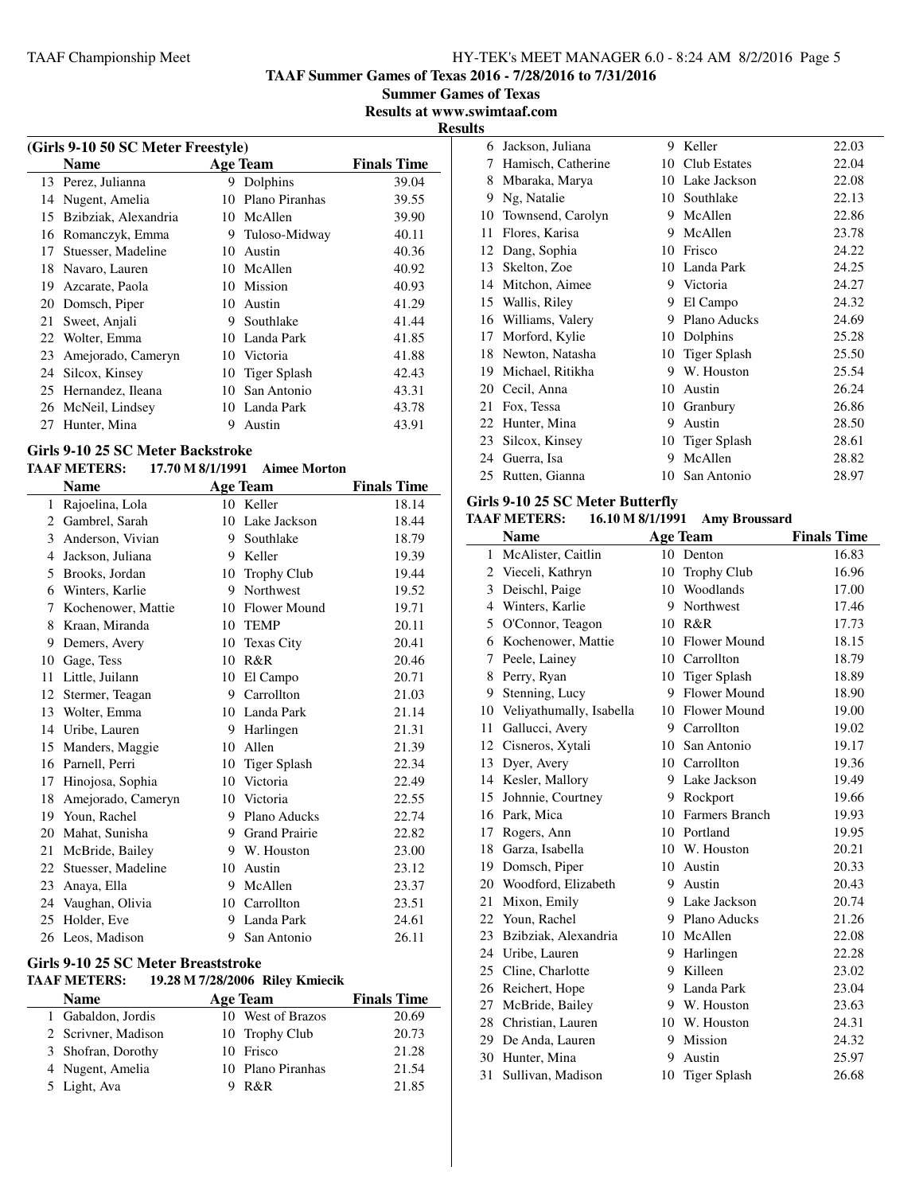**TAAF Summer Games of Texas 2016 - 7/28/2016 to 7/31/2016**

**Summer Games of Texas**

**Results at www.swimtaaf.com**

**Results**

### (Girls 9-10 50 SC Meter Freestyle)

| | Name | Age | Team | Finals Time |
|---|---|---|---|---|
| 13 | Perez, Julianna | 9 | Dolphins | 39.04 |
| 14 | Nugent, Amelia | 10 | Plano Piranhas | 39.55 |
| 15 | Bzibziak, Alexandria | 10 | McAllen | 39.90 |
| 16 | Romanczyk, Emma | 9 | Tuloso-Midway | 40.11 |
| 17 | Stuesser, Madeline | 10 | Austin | 40.36 |
| 18 | Navaro, Lauren | 10 | McAllen | 40.92 |
| 19 | Azcarate, Paola | 10 | Mission | 40.93 |
| 20 | Domsch, Piper | 10 | Austin | 41.29 |
| 21 | Sweet, Anjali | 9 | Southlake | 41.44 |
| 22 | Wolter, Emma | 10 | Landa Park | 41.85 |
| 23 | Amejorado, Cameryn | 10 | Victoria | 41.88 |
| 24 | Silcox, Kinsey | 10 | Tiger Splash | 42.43 |
| 25 | Hernandez, Ileana | 10 | San Antonio | 43.31 |
| 26 | McNeil, Lindsey | 10 | Landa Park | 43.78 |
| 27 | Hunter, Mina | 9 | Austin | 43.91 |

### Girls 9-10 25 SC Meter Backstroke

**TAAF METERS: 17.70 M 8/1/1991 Aimee Morton**

| | Name | Age | Team | Finals Time |
|---|---|---|---|---|
| 1 | Rajoelina, Lola | 10 | Keller | 18.14 |
| 2 | Gambrel, Sarah | 10 | Lake Jackson | 18.44 |
| 3 | Anderson, Vivian | 9 | Southlake | 18.79 |
| 4 | Jackson, Juliana | 9 | Keller | 19.39 |
| 5 | Brooks, Jordan | 10 | Trophy Club | 19.44 |
| 6 | Winters, Karlie | 9 | Northwest | 19.52 |
| 7 | Kochenower, Mattie | 10 | Flower Mound | 19.71 |
| 8 | Kraan, Miranda | 10 | TEMP | 20.11 |
| 9 | Demers, Avery | 10 | Texas City | 20.41 |
| 10 | Gage, Tess | 10 | R&R | 20.46 |
| 11 | Little, Juilann | 10 | El Campo | 20.71 |
| 12 | Stermer, Teagan | 9 | Carrollton | 21.03 |
| 13 | Wolter, Emma | 10 | Landa Park | 21.14 |
| 14 | Uribe, Lauren | 9 | Harlingen | 21.31 |
| 15 | Manders, Maggie | 10 | Allen | 21.39 |
| 16 | Parnell, Perri | 10 | Tiger Splash | 22.34 |
| 17 | Hinojosa, Sophia | 10 | Victoria | 22.49 |
| 18 | Amejorado, Cameryn | 10 | Victoria | 22.55 |
| 19 | Youn, Rachel | 9 | Plano Aducks | 22.74 |
| 20 | Mahat, Sunisha | 9 | Grand Prairie | 22.82 |
| 21 | McBride, Bailey | 9 | W. Houston | 23.00 |
| 22 | Stuesser, Madeline | 10 | Austin | 23.12 |
| 23 | Anaya, Ella | 9 | McAllen | 23.37 |
| 24 | Vaughan, Olivia | 10 | Carrollton | 23.51 |
| 25 | Holder, Eve | 9 | Landa Park | 24.61 |
| 26 | Leos, Madison | 9 | San Antonio | 26.11 |

### Girls 9-10 25 SC Meter Breaststroke

**TAAF METERS: 19.28 M 7/28/2006 Riley Kmiecik**

| | Name | Age | Team | Finals Time |
|---|---|---|---|---|
| 1 | Gabaldon, Jordis | 10 | West of Brazos | 20.69 |
| 2 | Scrivner, Madison | 10 | Trophy Club | 20.73 |
| 3 | Shofran, Dorothy | 10 | Frisco | 21.28 |
| 4 | Nugent, Amelia | 10 | Plano Piranhas | 21.54 |
| 5 | Light, Ava | 9 | R&R | 21.85 |
| 6 | Jackson, Juliana | 9 | Keller | 22.03 |
| 7 | Hamisch, Catherine | 10 | Club Estates | 22.04 |
| 8 | Mbaraka, Marya | 10 | Lake Jackson | 22.08 |
| 9 | Ng, Natalie | 10 | Southlake | 22.13 |
| 10 | Townsend, Carolyn | 9 | McAllen | 22.86 |
| 11 | Flores, Karisa | 9 | McAllen | 23.78 |
| 12 | Dang, Sophia | 10 | Frisco | 24.22 |
| 13 | Skelton, Zoe | 10 | Landa Park | 24.25 |
| 14 | Mitchon, Aimee | 9 | Victoria | 24.27 |
| 15 | Wallis, Riley | 9 | El Campo | 24.32 |
| 16 | Williams, Valery | 9 | Plano Aducks | 24.69 |
| 17 | Morford, Kylie | 10 | Dolphins | 25.28 |
| 18 | Newton, Natasha | 10 | Tiger Splash | 25.50 |
| 19 | Michael, Ritikha | 9 | W. Houston | 25.54 |
| 20 | Cecil, Anna | 10 | Austin | 26.24 |
| 21 | Fox, Tessa | 10 | Granbury | 26.86 |
| 22 | Hunter, Mina | 9 | Austin | 28.50 |
| 23 | Silcox, Kinsey | 10 | Tiger Splash | 28.61 |
| 24 | Guerra, Isa | 9 | McAllen | 28.82 |
| 25 | Rutten, Gianna | 10 | San Antonio | 28.97 |

### Girls 9-10 25 SC Meter Butterfly

**TAAF METERS: 16.10 M 8/1/1991 Amy Broussard**

| | Name | Age | Team | Finals Time |
|---|---|---|---|---|
| 1 | McAlister, Caitlin | 10 | Denton | 16.83 |
| 2 | Vieceli, Kathryn | 10 | Trophy Club | 16.96 |
| 3 | Deischl, Paige | 10 | Woodlands | 17.00 |
| 4 | Winters, Karlie | 9 | Northwest | 17.46 |
| 5 | O'Connor, Teagon | 10 | R&R | 17.73 |
| 6 | Kochenower, Mattie | 10 | Flower Mound | 18.15 |
| 7 | Peele, Lainey | 10 | Carrollton | 18.79 |
| 8 | Perry, Ryan | 10 | Tiger Splash | 18.89 |
| 9 | Stenning, Lucy | 9 | Flower Mound | 18.90 |
| 10 | Veliyathumally, Isabella | 10 | Flower Mound | 19.00 |
| 11 | Gallucci, Avery | 9 | Carrollton | 19.02 |
| 12 | Cisneros, Xytali | 10 | San Antonio | 19.17 |
| 13 | Dyer, Avery | 10 | Carrollton | 19.36 |
| 14 | Kesler, Mallory | 9 | Lake Jackson | 19.49 |
| 15 | Johnnie, Courtney | 9 | Rockport | 19.66 |
| 16 | Park, Mica | 10 | Farmers Branch | 19.93 |
| 17 | Rogers, Ann | 10 | Portland | 19.95 |
| 18 | Garza, Isabella | 10 | W. Houston | 20.21 |
| 19 | Domsch, Piper | 10 | Austin | 20.33 |
| 20 | Woodford, Elizabeth | 9 | Austin | 20.43 |
| 21 | Mixon, Emily | 9 | Lake Jackson | 20.74 |
| 22 | Youn, Rachel | 9 | Plano Aducks | 21.26 |
| 23 | Bzibziak, Alexandria | 10 | McAllen | 22.08 |
| 24 | Uribe, Lauren | 9 | Harlingen | 22.28 |
| 25 | Cline, Charlotte | 9 | Killeen | 23.02 |
| 26 | Reichert, Hope | 9 | Landa Park | 23.04 |
| 27 | McBride, Bailey | 9 | W. Houston | 23.63 |
| 28 | Christian, Lauren | 10 | W. Houston | 24.31 |
| 29 | De Anda, Lauren | 9 | Mission | 24.32 |
| 30 | Hunter, Mina | 9 | Austin | 25.97 |
| 31 | Sullivan, Madison | 10 | Tiger Splash | 26.68 |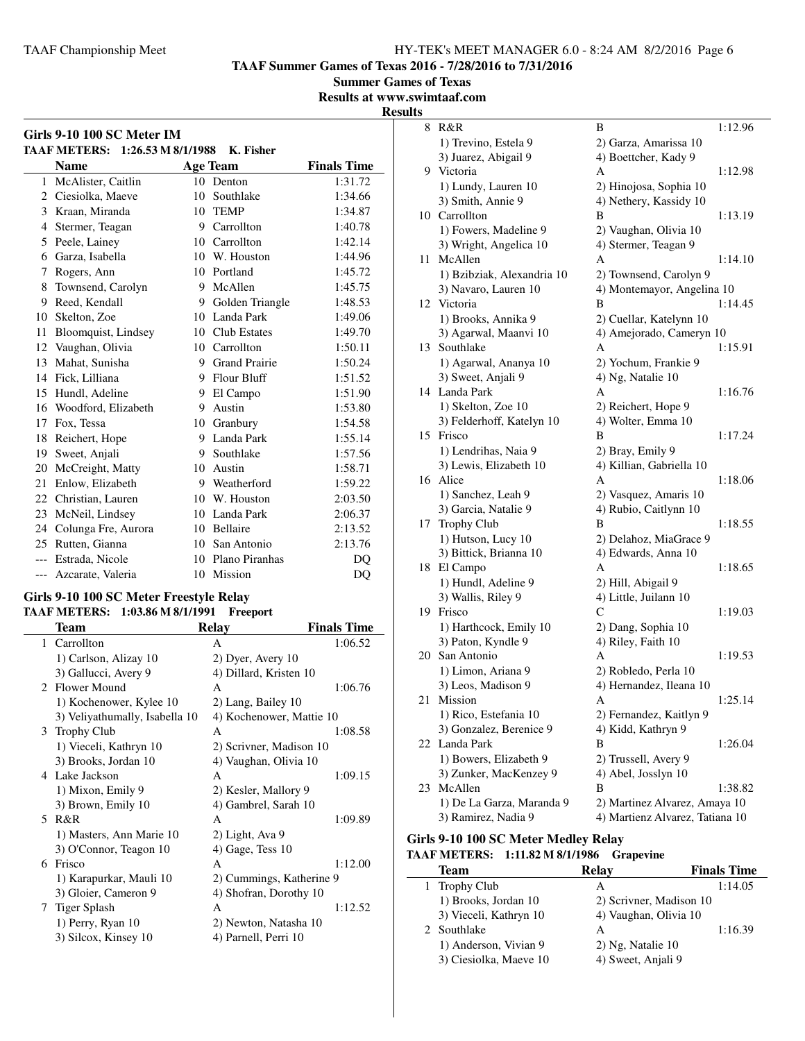**TAAF Summer Games of Texas 2016 - 7/28/2016 to 7/31/2016**

**Summer Games of Texas**

**Results at www.swimtaaf.com**

**Results**

### Girls 9-10 100 SC Meter IM

**TAAF METERS: 1:26.53 M 8/1/1988 K. Fisher**

| | Name | Age | Team | Finals Time |
|---|---|---|---|---|
| 1 | McAlister, Caitlin | 10 | Denton | 1:31.72 |
| 2 | Ciesiolka, Maeve | 10 | Southlake | 1:34.66 |
| 3 | Kraan, Miranda | 10 | TEMP | 1:34.87 |
| 4 | Stermer, Teagan | 9 | Carrollton | 1:40.78 |
| 5 | Peele, Lainey | 10 | Carrollton | 1:42.14 |
| 6 | Garza, Isabella | 10 | W. Houston | 1:44.96 |
| 7 | Rogers, Ann | 10 | Portland | 1:45.72 |
| 8 | Townsend, Carolyn | 9 | McAllen | 1:45.75 |
| 9 | Reed, Kendall | 9 | Golden Triangle | 1:48.53 |
| 10 | Skelton, Zoe | 10 | Landa Park | 1:49.06 |
| 11 | Bloomquist, Lindsey | 10 | Club Estates | 1:49.70 |
| 12 | Vaughan, Olivia | 10 | Carrollton | 1:50.11 |
| 13 | Mahat, Sunisha | 9 | Grand Prairie | 1:50.24 |
| 14 | Fick, Lilliana | 9 | Flour Bluff | 1:51.52 |
| 15 | Hundl, Adeline | 9 | El Campo | 1:51.90 |
| 16 | Woodford, Elizabeth | 9 | Austin | 1:53.80 |
| 17 | Fox, Tessa | 10 | Granbury | 1:54.58 |
| 18 | Reichert, Hope | 9 | Landa Park | 1:55.14 |
| 19 | Sweet, Anjali | 9 | Southlake | 1:57.56 |
| 20 | McCreight, Matty | 10 | Austin | 1:58.71 |
| 21 | Enlow, Elizabeth | 9 | Weatherford | 1:59.22 |
| 22 | Christian, Lauren | 10 | W. Houston | 2:03.50 |
| 23 | McNeil, Lindsey | 10 | Landa Park | 2:06.37 |
| 24 | Colunga Fre, Aurora | 10 | Bellaire | 2:13.52 |
| 25 | Rutten, Gianna | 10 | San Antonio | 2:13.76 |
| --- | Estrada, Nicole | 10 | Plano Piranhas | DQ |
| --- | Azcarate, Valeria | 10 | Mission | DQ |

### Girls 9-10 100 SC Meter Freestyle Relay

**TAAF METERS: 1:03.86 M 8/1/1991 Freeport**

| | Team | Relay | Finals Time |
|---|---|---|---|
| 1 | Carrollton | A | 1:06.52 |
| | 1) Carlson, Alizay 10 | 2) Dyer, Avery 10 | |
| | 3) Gallucci, Avery 9 | 4) Dillard, Kristen 10 | |
| 2 | Flower Mound | A | 1:06.76 |
| | 1) Kochenower, Kylee 10 | 2) Lang, Bailey 10 | |
| | 3) Veliyathumally, Isabella 10 | 4) Kochenower, Mattie 10 | |
| 3 | Trophy Club | A | 1:08.58 |
| | 1) Vieceli, Kathryn 10 | 2) Scrivner, Madison 10 | |
| | 3) Brooks, Jordan 10 | 4) Vaughan, Olivia 10 | |
| 4 | Lake Jackson | A | 1:09.15 |
| | 1) Mixon, Emily 9 | 2) Kesler, Mallory 9 | |
| | 3) Brown, Emily 10 | 4) Gambrel, Sarah 10 | |
| 5 | R&R | A | 1:09.89 |
| | 1) Masters, Ann Marie 10 | 2) Light, Ava 9 | |
| | 3) O'Connor, Teagon 10 | 4) Gage, Tess 10 | |
| 6 | Frisco | A | 1:12.00 |
| | 1) Karapurkar, Mauli 10 | 2) Cummings, Katherine 9 | |
| | 3) Gloier, Cameron 9 | 4) Shofran, Dorothy 10 | |
| 7 | Tiger Splash | A | 1:12.52 |
| | 1) Perry, Ryan 10 | 2) Newton, Natasha 10 | |
| | 3) Silcox, Kinsey 10 | 4) Parnell, Perri 10 | |
| 8 | R&R | B | 1:12.96 |
| | 1) Trevino, Estela 9 | 2) Garza, Amarissa 10 | |
| | 3) Juarez, Abigail 9 | 4) Boettcher, Kady 9 | |
| 9 | Victoria | A | 1:12.98 |
| | 1) Lundy, Lauren 10 | 2) Hinojosa, Sophia 10 | |
| | 3) Smith, Annie 9 | 4) Nethery, Kassidy 10 | |
| 10 | Carrollton | B | 1:13.19 |
| | 1) Fowers, Madeline 9 | 2) Vaughan, Olivia 10 | |
| | 3) Wright, Angelica 10 | 4) Stermer, Teagan 9 | |
| 11 | McAllen | A | 1:14.10 |
| | 1) Bzibziak, Alexandria 10 | 2) Townsend, Carolyn 9 | |
| | 3) Navaro, Lauren 10 | 4) Montemayor, Angelina 10 | |
| 12 | Victoria | B | 1:14.45 |
| | 1) Brooks, Annika 9 | 2) Cuellar, Katelynn 10 | |
| | 3) Agarwal, Maanvi 10 | 4) Amejorado, Cameryn 10 | |
| 13 | Southlake | A | 1:15.91 |
| | 1) Agarwal, Ananya 10 | 2) Yochum, Frankie 9 | |
| | 3) Sweet, Anjali 9 | 4) Ng, Natalie 10 | |
| 14 | Landa Park | A | 1:16.76 |
| | 1) Skelton, Zoe 10 | 2) Reichert, Hope 9 | |
| | 3) Felderhoff, Katelyn 10 | 4) Wolter, Emma 10 | |
| 15 | Frisco | B | 1:17.24 |
| | 1) Lendrihas, Naia 9 | 2) Bray, Emily 9 | |
| | 3) Lewis, Elizabeth 10 | 4) Killian, Gabriella 10 | |
| 16 | Alice | A | 1:18.06 |
| | 1) Sanchez, Leah 9 | 2) Vasquez, Amaris 10 | |
| | 3) Garcia, Natalie 9 | 4) Rubio, Caitlynn 10 | |
| 17 | Trophy Club | B | 1:18.55 |
| | 1) Hutson, Lucy 10 | 2) Delahoz, MiaGrace 9 | |
| | 3) Bittick, Brianna 10 | 4) Edwards, Anna 10 | |
| 18 | El Campo | A | 1:18.65 |
| | 1) Hundl, Adeline 9 | 2) Hill, Abigail 9 | |
| | 3) Wallis, Riley 9 | 4) Little, Juilann 10 | |
| 19 | Frisco | C | 1:19.03 |
| | 1) Harthcock, Emily 10 | 2) Dang, Sophia 10 | |
| | 3) Paton, Kyndle 9 | 4) Riley, Faith 10 | |
| 20 | San Antonio | A | 1:19.53 |
| | 1) Limon, Ariana 9 | 2) Robledo, Perla 10 | |
| | 3) Leos, Madison 9 | 4) Hernandez, Ileana 10 | |
| 21 | Mission | A | 1:25.14 |
| | 1) Rico, Estefania 10 | 2) Fernandez, Kaitlyn 9 | |
| | 3) Gonzalez, Berenice 9 | 4) Kidd, Kathryn 9 | |
| 22 | Landa Park | B | 1:26.04 |
| | 1) Bowers, Elizabeth 9 | 2) Trussell, Avery 9 | |
| | 3) Zunker, MacKenzey 9 | 4) Abel, Josslyn 10 | |
| 23 | McAllen | B | 1:38.82 |
| | 1) De La Garza, Maranda 9 | 2) Martinez Alvarez, Amaya 10 | |
| | 3) Ramirez, Nadia 9 | 4) Martienz Alvarez, Tatiana 10 | |

### Girls 9-10 100 SC Meter Medley Relay

**TAAF METERS: 1:11.82 M 8/1/1986 Grapevine**

| | Team | Relay | Finals Time |
|---|---|---|---|
| 1 | Trophy Club | A | 1:14.05 |
| | 1) Brooks, Jordan 10 | 2) Scrivner, Madison 10 | |
| | 3) Vieceli, Kathryn 10 | 4) Vaughan, Olivia 10 | |
| 2 | Southlake | A | 1:16.39 |
| | 1) Anderson, Vivian 9 | 2) Ng, Natalie 10 | |
| | 3) Ciesiolka, Maeve 10 | 4) Sweet, Anjali 9 | |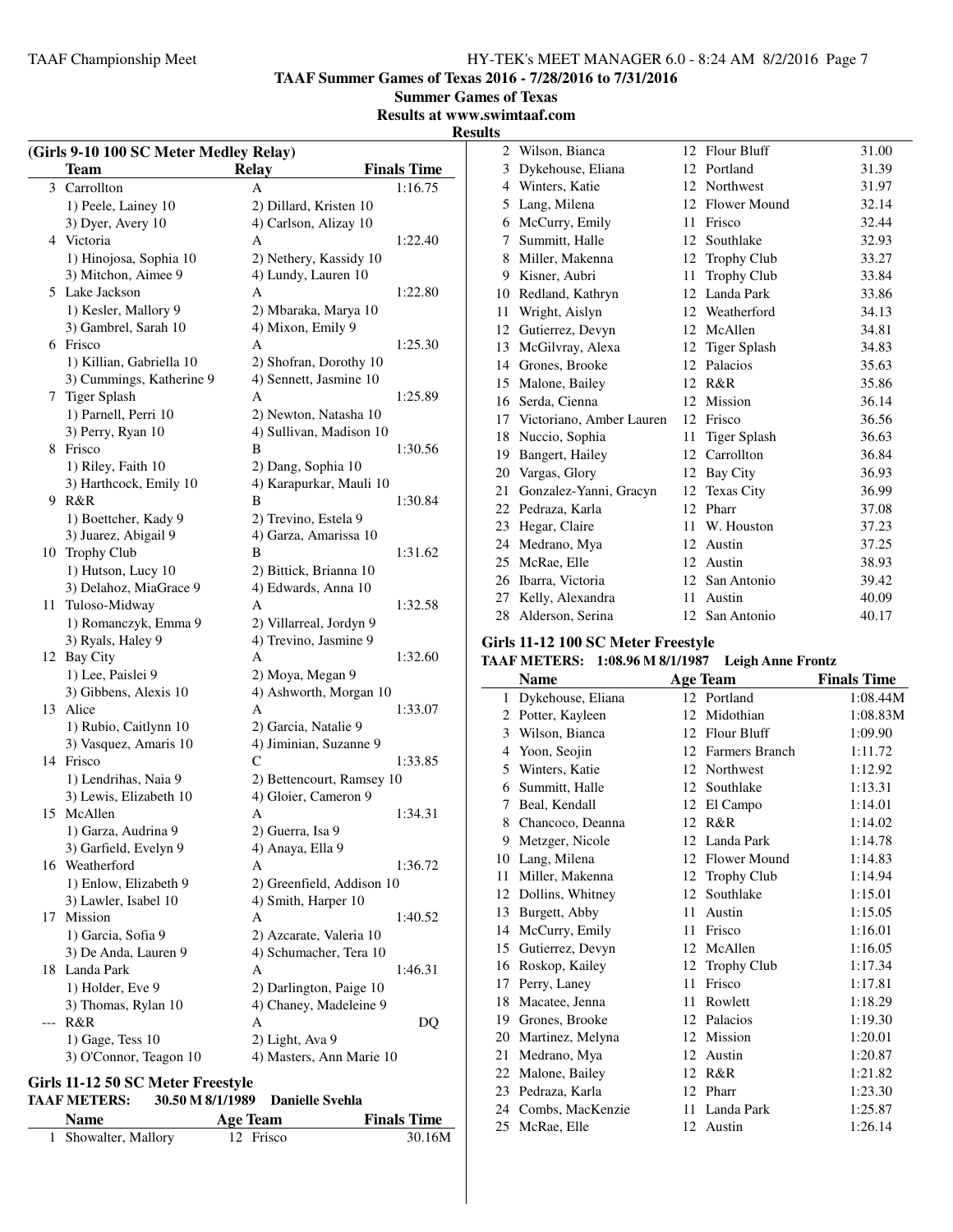**TAAF Summer Games of Texas 2016 - 7/28/2016 to 7/31/2016**

**Summer Games of Texas**

**Results at www.swimtaaf.com**

**Results**

### (Girls 9-10 100 SC Meter Medley Relay)

| | Team | Relay | Finals Time |
|---|---|---|---|
| 3 | Carrollton | A | 1:16.75 |
| | 1) Peele, Lainey 10 | 2) Dillard, Kristen 10 | |
| | 3) Dyer, Avery 10 | 4) Carlson, Alizay 10 | |
| 4 | Victoria | A | 1:22.40 |
| | 1) Hinojosa, Sophia 10 | 2) Nethery, Kassidy 10 | |
| | 3) Mitchon, Aimee 9 | 4) Lundy, Lauren 10 | |
| 5 | Lake Jackson | A | 1:22.80 |
| | 1) Kesler, Mallory 9 | 2) Mbaraka, Marya 10 | |
| | 3) Gambrel, Sarah 10 | 4) Mixon, Emily 9 | |
| 6 | Frisco | A | 1:25.30 |
| | 1) Killian, Gabriella 10 | 2) Shofran, Dorothy 10 | |
| | 3) Cummings, Katherine 9 | 4) Sennett, Jasmine 10 | |
| 7 | Tiger Splash | A | 1:25.89 |
| | 1) Parnell, Perri 10 | 2) Newton, Natasha 10 | |
| | 3) Perry, Ryan 10 | 4) Sullivan, Madison 10 | |
| 8 | Frisco | B | 1:30.56 |
| | 1) Riley, Faith 10 | 2) Dang, Sophia 10 | |
| | 3) Harthcock, Emily 10 | 4) Karapurkar, Mauli 10 | |
| 9 | R&R | B | 1:30.84 |
| | 1) Boettcher, Kady 9 | 2) Trevino, Estela 9 | |
| | 3) Juarez, Abigail 9 | 4) Garza, Amarissa 10 | |
| 10 | Trophy Club | B | 1:31.62 |
| | 1) Hutson, Lucy 10 | 2) Bittick, Brianna 10 | |
| | 3) Delahoz, MiaGrace 9 | 4) Edwards, Anna 10 | |
| 11 | Tuloso-Midway | A | 1:32.58 |
| | 1) Romanczyk, Emma 9 | 2) Villarreal, Jordyn 9 | |
| | 3) Ryals, Haley 9 | 4) Trevino, Jasmine 9 | |
| 12 | Bay City | A | 1:32.60 |
| | 1) Lee, Paislei 9 | 2) Moya, Megan 9 | |
| | 3) Gibbens, Alexis 10 | 4) Ashworth, Morgan 10 | |
| 13 | Alice | A | 1:33.07 |
| | 1) Rubio, Caitlynn 10 | 2) Garcia, Natalie 9 | |
| | 3) Vasquez, Amaris 10 | 4) Jiminian, Suzanne 9 | |
| 14 | Frisco | C | 1:33.85 |
| | 1) Lendrihas, Naia 9 | 2) Bettencourt, Ramsey 10 | |
| | 3) Lewis, Elizabeth 10 | 4) Gloier, Cameron 9 | |
| 15 | McAllen | A | 1:34.31 |
| | 1) Garza, Audrina 9 | 2) Guerra, Isa 9 | |
| | 3) Garfield, Evelyn 9 | 4) Anaya, Ella 9 | |
| 16 | Weatherford | A | 1:36.72 |
| | 1) Enlow, Elizabeth 9 | 2) Greenfield, Addison 10 | |
| | 3) Lawler, Isabel 10 | 4) Smith, Harper 10 | |
| 17 | Mission | A | 1:40.52 |
| | 1) Garcia, Sofia 9 | 2) Azcarate, Valeria 10 | |
| | 3) De Anda, Lauren 9 | 4) Schumacher, Tera 10 | |
| 18 | Landa Park | A | 1:46.31 |
| | 1) Holder, Eve 9 | 2) Darlington, Paige 10 | |
| | 3) Thomas, Rylan 10 | 4) Chaney, Madeleine 9 | |
| --- | R&R | A | DQ |
| | 1) Gage, Tess 10 | 2) Light, Ava 9 | |
| | 3) O'Connor, Teagon 10 | 4) Masters, Ann Marie 10 | |

### Girls 11-12 50 SC Meter Freestyle

**TAAF METERS: 30.50 M 8/1/1989 Danielle Svehla**

| | Name | Age | Team | Finals Time |
|---|---|---|---|---|
| 1 | Showalter, Mallory | 12 | Frisco | 30.16M |
| 2 | Wilson, Bianca | 12 | Flour Bluff | 31.00 |
| 3 | Dykehouse, Eliana | 12 | Portland | 31.39 |
| 4 | Winters, Katie | 12 | Northwest | 31.97 |
| 5 | Lang, Milena | 12 | Flower Mound | 32.14 |
| 6 | McCurry, Emily | 11 | Frisco | 32.44 |
| 7 | Summitt, Halle | 12 | Southlake | 32.93 |
| 8 | Miller, Makenna | 12 | Trophy Club | 33.27 |
| 9 | Kisner, Aubri | 11 | Trophy Club | 33.84 |
| 10 | Redland, Kathryn | 12 | Landa Park | 33.86 |
| 11 | Wright, Aislyn | 12 | Weatherford | 34.13 |
| 12 | Gutierrez, Devyn | 12 | McAllen | 34.81 |
| 13 | McGilvray, Alexa | 12 | Tiger Splash | 34.83 |
| 14 | Grones, Brooke | 12 | Palacios | 35.63 |
| 15 | Malone, Bailey | 12 | R&R | 35.86 |
| 16 | Serda, Cienna | 12 | Mission | 36.14 |
| 17 | Victoriano, Amber Lauren | 12 | Frisco | 36.56 |
| 18 | Nuccio, Sophia | 11 | Tiger Splash | 36.63 |
| 19 | Bangert, Hailey | 12 | Carrollton | 36.84 |
| 20 | Vargas, Glory | 12 | Bay City | 36.93 |
| 21 | Gonzalez-Yanni, Gracyn | 12 | Texas City | 36.99 |
| 22 | Pedraza, Karla | 12 | Pharr | 37.08 |
| 23 | Hegar, Claire | 11 | W. Houston | 37.23 |
| 24 | Medrano, Mya | 12 | Austin | 37.25 |
| 25 | McRae, Elle | 12 | Austin | 38.93 |
| 26 | Ibarra, Victoria | 12 | San Antonio | 39.42 |
| 27 | Kelly, Alexandra | 11 | Austin | 40.09 |
| 28 | Alderson, Serina | 12 | San Antonio | 40.17 |

### Girls 11-12 100 SC Meter Freestyle

**TAAF METERS: 1:08.96 M 8/1/1987 Leigh Anne Frontz**

| | Name | Age | Team | Finals Time |
|---|---|---|---|---|
| 1 | Dykehouse, Eliana | 12 | Portland | 1:08.44M |
| 2 | Potter, Kayleen | 12 | Midothian | 1:08.83M |
| 3 | Wilson, Bianca | 12 | Flour Bluff | 1:09.90 |
| 4 | Yoon, Seojin | 12 | Farmers Branch | 1:11.72 |
| 5 | Winters, Katie | 12 | Northwest | 1:12.92 |
| 6 | Summitt, Halle | 12 | Southlake | 1:13.31 |
| 7 | Beal, Kendall | 12 | El Campo | 1:14.01 |
| 8 | Chancoco, Deanna | 12 | R&R | 1:14.02 |
| 9 | Metzger, Nicole | 12 | Landa Park | 1:14.78 |
| 10 | Lang, Milena | 12 | Flower Mound | 1:14.83 |
| 11 | Miller, Makenna | 12 | Trophy Club | 1:14.94 |
| 12 | Dollins, Whitney | 12 | Southlake | 1:15.01 |
| 13 | Burgett, Abby | 11 | Austin | 1:15.05 |
| 14 | McCurry, Emily | 11 | Frisco | 1:16.01 |
| 15 | Gutierrez, Devyn | 12 | McAllen | 1:16.05 |
| 16 | Roskop, Kailey | 12 | Trophy Club | 1:17.34 |
| 17 | Perry, Laney | 11 | Frisco | 1:17.81 |
| 18 | Macatee, Jenna | 11 | Rowlett | 1:18.29 |
| 19 | Grones, Brooke | 12 | Palacios | 1:19.30 |
| 20 | Martinez, Melyna | 12 | Mission | 1:20.01 |
| 21 | Medrano, Mya | 12 | Austin | 1:20.87 |
| 22 | Malone, Bailey | 12 | R&R | 1:21.82 |
| 23 | Pedraza, Karla | 12 | Pharr | 1:23.30 |
| 24 | Combs, MacKenzie | 11 | Landa Park | 1:25.87 |
| 25 | McRae, Elle | 12 | Austin | 1:26.14 |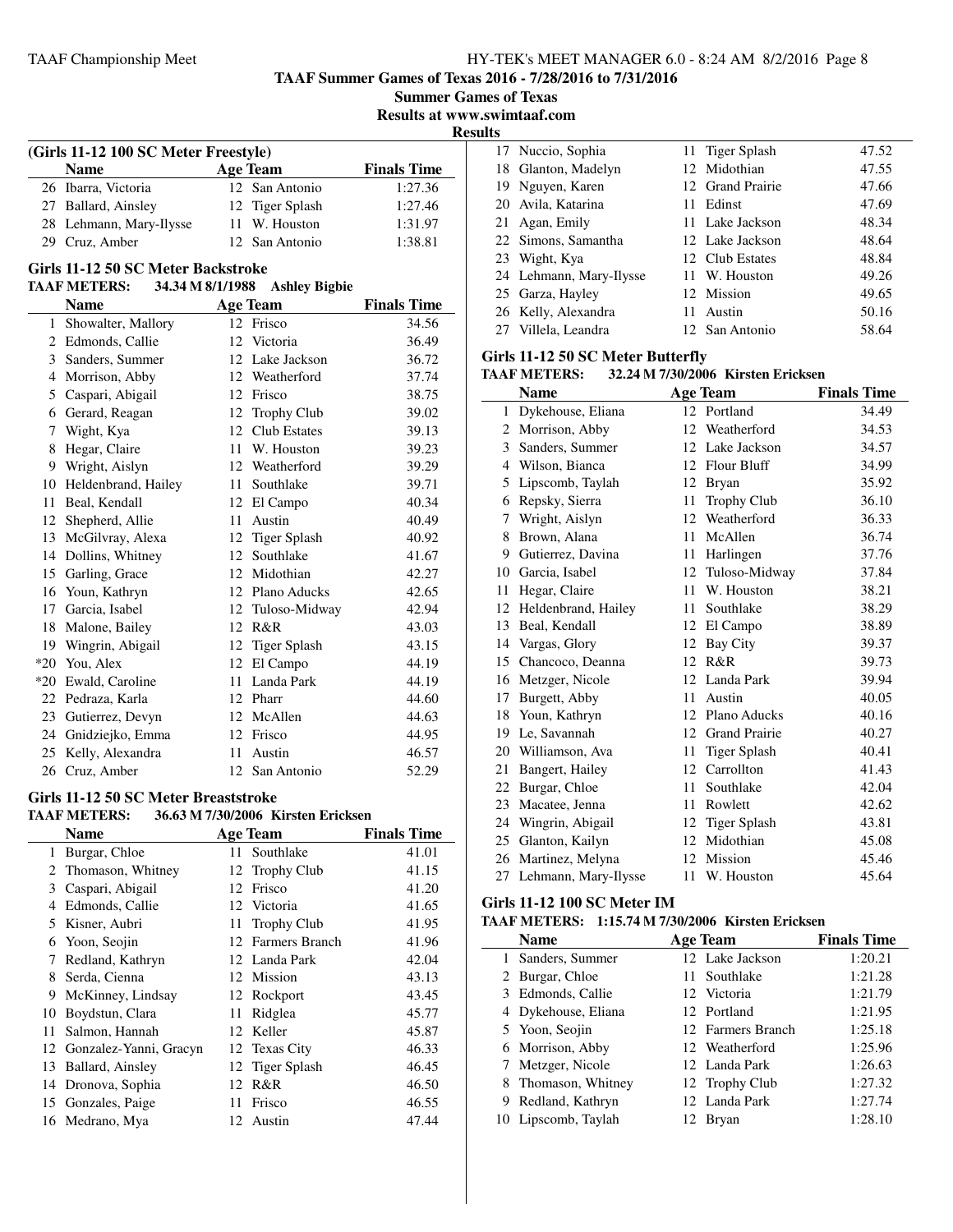**TAAF Summer Games of Texas 2016 - 7/28/2016 to 7/31/2016**

**Summer Games of Texas**

**Results at www.swimtaaf.com**

**Results**

### (Girls 11-12 100 SC Meter Freestyle)

| | Name | Age | Team | Finals Time |
|---|---|---|---|---|
| 26 | Ibarra, Victoria | 12 | San Antonio | 1:27.36 |
| 27 | Ballard, Ainsley | 12 | Tiger Splash | 1:27.46 |
| 28 | Lehmann, Mary-Ilysse | 11 | W. Houston | 1:31.97 |
| 29 | Cruz, Amber | 12 | San Antonio | 1:38.81 |

### Girls 11-12 50 SC Meter Backstroke

**TAAF METERS: 34.34 M 8/1/1988 Ashley Bigbie**

| | Name | Age | Team | Finals Time |
|---|---|---|---|---|
| 1 | Showalter, Mallory | 12 | Frisco | 34.56 |
| 2 | Edmonds, Callie | 12 | Victoria | 36.49 |
| 3 | Sanders, Summer | 12 | Lake Jackson | 36.72 |
| 4 | Morrison, Abby | 12 | Weatherford | 37.74 |
| 5 | Caspari, Abigail | 12 | Frisco | 38.75 |
| 6 | Gerard, Reagan | 12 | Trophy Club | 39.02 |
| 7 | Wight, Kya | 12 | Club Estates | 39.13 |
| 8 | Hegar, Claire | 11 | W. Houston | 39.23 |
| 9 | Wright, Aislyn | 12 | Weatherford | 39.29 |
| 10 | Heldenbrand, Hailey | 11 | Southlake | 39.71 |
| 11 | Beal, Kendall | 12 | El Campo | 40.34 |
| 12 | Shepherd, Allie | 11 | Austin | 40.49 |
| 13 | McGilvray, Alexa | 12 | Tiger Splash | 40.92 |
| 14 | Dollins, Whitney | 12 | Southlake | 41.67 |
| 15 | Garling, Grace | 12 | Midothian | 42.27 |
| 16 | Youn, Kathryn | 12 | Plano Aducks | 42.65 |
| 17 | Garcia, Isabel | 12 | Tuloso-Midway | 42.94 |
| 18 | Malone, Bailey | 12 | R&R | 43.03 |
| 19 | Wingrin, Abigail | 12 | Tiger Splash | 43.15 |
| *20 | You, Alex | 12 | El Campo | 44.19 |
| *20 | Ewald, Caroline | 11 | Landa Park | 44.19 |
| 22 | Pedraza, Karla | 12 | Pharr | 44.60 |
| 23 | Gutierrez, Devyn | 12 | McAllen | 44.63 |
| 24 | Gnidziejko, Emma | 12 | Frisco | 44.95 |
| 25 | Kelly, Alexandra | 11 | Austin | 46.57 |
| 26 | Cruz, Amber | 12 | San Antonio | 52.29 |

### Girls 11-12 50 SC Meter Breaststroke

**TAAF METERS: 36.63 M 7/30/2006 Kirsten Ericksen**

| | Name | Age | Team | Finals Time |
|---|---|---|---|---|
| 1 | Burgar, Chloe | 11 | Southlake | 41.01 |
| 2 | Thomason, Whitney | 12 | Trophy Club | 41.15 |
| 3 | Caspari, Abigail | 12 | Frisco | 41.20 |
| 4 | Edmonds, Callie | 12 | Victoria | 41.65 |
| 5 | Kisner, Aubri | 11 | Trophy Club | 41.95 |
| 6 | Yoon, Seojin | 12 | Farmers Branch | 41.96 |
| 7 | Redland, Kathryn | 12 | Landa Park | 42.04 |
| 8 | Serda, Cienna | 12 | Mission | 43.13 |
| 9 | McKinney, Lindsay | 12 | Rockport | 43.45 |
| 10 | Boydstun, Clara | 11 | Ridglea | 45.77 |
| 11 | Salmon, Hannah | 12 | Keller | 45.87 |
| 12 | Gonzalez-Yanni, Gracyn | 12 | Texas City | 46.33 |
| 13 | Ballard, Ainsley | 12 | Tiger Splash | 46.45 |
| 14 | Dronova, Sophia | 12 | R&R | 46.50 |
| 15 | Gonzales, Paige | 11 | Frisco | 46.55 |
| 16 | Medrano, Mya | 12 | Austin | 47.44 |
| 17 | Nuccio, Sophia | 11 | Tiger Splash | 47.52 |
| 18 | Glanton, Madelyn | 12 | Midothian | 47.55 |
| 19 | Nguyen, Karen | 12 | Grand Prairie | 47.66 |
| 20 | Avila, Katarina | 11 | Edinst | 47.69 |
| 21 | Agan, Emily | 11 | Lake Jackson | 48.34 |
| 22 | Simons, Samantha | 12 | Lake Jackson | 48.64 |
| 23 | Wight, Kya | 12 | Club Estates | 48.84 |
| 24 | Lehmann, Mary-Ilysse | 11 | W. Houston | 49.26 |
| 25 | Garza, Hayley | 12 | Mission | 49.65 |
| 26 | Kelly, Alexandra | 11 | Austin | 50.16 |
| 27 | Villela, Leandra | 12 | San Antonio | 58.64 |

### Girls 11-12 50 SC Meter Butterfly

**TAAF METERS: 32.24 M 7/30/2006 Kirsten Ericksen**

| | Name | Age | Team | Finals Time |
|---|---|---|---|---|
| 1 | Dykehouse, Eliana | 12 | Portland | 34.49 |
| 2 | Morrison, Abby | 12 | Weatherford | 34.53 |
| 3 | Sanders, Summer | 12 | Lake Jackson | 34.57 |
| 4 | Wilson, Bianca | 12 | Flour Bluff | 34.99 |
| 5 | Lipscomb, Taylah | 12 | Bryan | 35.92 |
| 6 | Repsky, Sierra | 11 | Trophy Club | 36.10 |
| 7 | Wright, Aislyn | 12 | Weatherford | 36.33 |
| 8 | Brown, Alana | 11 | McAllen | 36.74 |
| 9 | Gutierrez, Davina | 11 | Harlingen | 37.76 |
| 10 | Garcia, Isabel | 12 | Tuloso-Midway | 37.84 |
| 11 | Hegar, Claire | 11 | W. Houston | 38.21 |
| 12 | Heldenbrand, Hailey | 11 | Southlake | 38.29 |
| 13 | Beal, Kendall | 12 | El Campo | 38.89 |
| 14 | Vargas, Glory | 12 | Bay City | 39.37 |
| 15 | Chancoco, Deanna | 12 | R&R | 39.73 |
| 16 | Metzger, Nicole | 12 | Landa Park | 39.94 |
| 17 | Burgett, Abby | 11 | Austin | 40.05 |
| 18 | Youn, Kathryn | 12 | Plano Aducks | 40.16 |
| 19 | Le, Savannah | 12 | Grand Prairie | 40.27 |
| 20 | Williamson, Ava | 11 | Tiger Splash | 40.41 |
| 21 | Bangert, Hailey | 12 | Carrollton | 41.43 |
| 22 | Burgar, Chloe | 11 | Southlake | 42.04 |
| 23 | Macatee, Jenna | 11 | Rowlett | 42.62 |
| 24 | Wingrin, Abigail | 12 | Tiger Splash | 43.81 |
| 25 | Glanton, Kailyn | 12 | Midothian | 45.08 |
| 26 | Martinez, Melyna | 12 | Mission | 45.46 |
| 27 | Lehmann, Mary-Ilysse | 11 | W. Houston | 45.64 |

### Girls 11-12 100 SC Meter IM

**TAAF METERS: 1:15.74 M 7/30/2006 Kirsten Ericksen**

| | Name | Age | Team | Finals Time |
|---|---|---|---|---|
| 1 | Sanders, Summer | 12 | Lake Jackson | 1:20.21 |
| 2 | Burgar, Chloe | 11 | Southlake | 1:21.28 |
| 3 | Edmonds, Callie | 12 | Victoria | 1:21.79 |
| 4 | Dykehouse, Eliana | 12 | Portland | 1:21.95 |
| 5 | Yoon, Seojin | 12 | Farmers Branch | 1:25.18 |
| 6 | Morrison, Abby | 12 | Weatherford | 1:25.96 |
| 7 | Metzger, Nicole | 12 | Landa Park | 1:26.63 |
| 8 | Thomason, Whitney | 12 | Trophy Club | 1:27.32 |
| 9 | Redland, Kathryn | 12 | Landa Park | 1:27.74 |
| 10 | Lipscomb, Taylah | 12 | Bryan | 1:28.10 |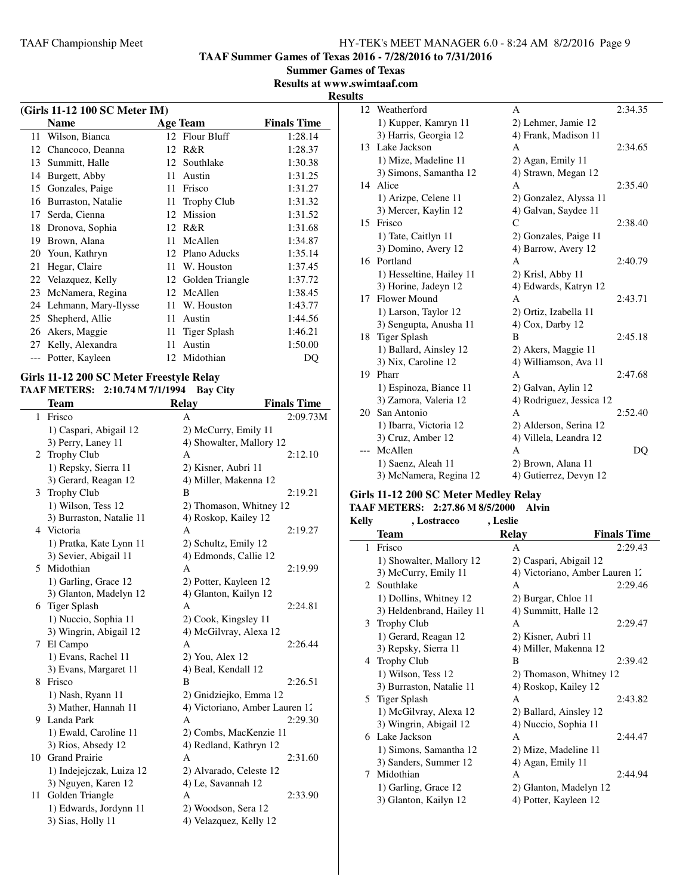**TAAF Summer Games of Texas 2016 - 7/28/2016 to 7/31/2016**

**Summer Games of Texas**

**Results at www.swimtaaf.com**

**Results**

### (Girls 11-12 100 SC Meter IM)

| | Name | Age | Team | Finals Time |
|---|---|---|---|---|
| 11 | Wilson, Bianca | 12 | Flour Bluff | 1:28.14 |
| 12 | Chancoco, Deanna | 12 | R&R | 1:28.37 |
| 13 | Summitt, Halle | 12 | Southlake | 1:30.38 |
| 14 | Burgett, Abby | 11 | Austin | 1:31.25 |
| 15 | Gonzales, Paige | 11 | Frisco | 1:31.27 |
| 16 | Burraston, Natalie | 11 | Trophy Club | 1:31.32 |
| 17 | Serda, Cienna | 12 | Mission | 1:31.52 |
| 18 | Dronova, Sophia | 12 | R&R | 1:31.68 |
| 19 | Brown, Alana | 11 | McAllen | 1:34.87 |
| 20 | Youn, Kathryn | 12 | Plano Aducks | 1:35.14 |
| 21 | Hegar, Claire | 11 | W. Houston | 1:37.45 |
| 22 | Velazquez, Kelly | 12 | Golden Triangle | 1:37.72 |
| 23 | McNamera, Regina | 12 | McAllen | 1:38.45 |
| 24 | Lehmann, Mary-Ilysse | 11 | W. Houston | 1:43.77 |
| 25 | Shepherd, Allie | 11 | Austin | 1:44.56 |
| 26 | Akers, Maggie | 11 | Tiger Splash | 1:46.21 |
| 27 | Kelly, Alexandra | 11 | Austin | 1:50.00 |
| --- | Potter, Kayleen | 12 | Midothian | DQ |

### Girls 11-12 200 SC Meter Freestyle Relay

**TAAF METERS: 2:10.74 M 7/1/1994 Bay City**

| | Team | Relay | Finals Time |
|---|---|---|---|
| 1 | Frisco | A | 2:09.73M |
| | 1) Caspari, Abigail 12 | 2) McCurry, Emily 11 | |
| | 3) Perry, Laney 11 | 4) Showalter, Mallory 12 | |
| 2 | Trophy Club | A | 2:12.10 |
| | 1) Repsky, Sierra 11 | 2) Kisner, Aubri 11 | |
| | 3) Gerard, Reagan 12 | 4) Miller, Makenna 12 | |
| 3 | Trophy Club | B | 2:19.21 |
| | 1) Wilson, Tess 12 | 2) Thomason, Whitney 12 | |
| | 3) Burraston, Natalie 11 | 4) Roskop, Kailey 12 | |
| 4 | Victoria | A | 2:19.27 |
| | 1) Pratka, Kate Lynn 11 | 2) Schultz, Emily 12 | |
| | 3) Sevier, Abigail 11 | 4) Edmonds, Callie 12 | |
| 5 | Midothian | A | 2:19.99 |
| | 1) Garling, Grace 12 | 2) Potter, Kayleen 12 | |
| | 3) Glanton, Madelyn 12 | 4) Glanton, Kailyn 12 | |
| 6 | Tiger Splash | A | 2:24.81 |
| | 1) Nuccio, Sophia 11 | 2) Cook, Kingsley 11 | |
| | 3) Wingrin, Abigail 12 | 4) McGilvray, Alexa 12 | |
| 7 | El Campo | A | 2:26.44 |
| | 1) Evans, Rachel 11 | 2) You, Alex 12 | |
| | 3) Evans, Margaret 11 | 4) Beal, Kendall 12 | |
| 8 | Frisco | B | 2:26.51 |
| | 1) Nash, Ryann 11 | 2) Gnidziejko, Emma 12 | |
| | 3) Mather, Hannah 11 | 4) Victoriano, Amber Lauren 12 | |
| 9 | Landa Park | A | 2:29.30 |
| | 1) Ewald, Caroline 11 | 2) Combs, MacKenzie 11 | |
| | 3) Rios, Absedy 12 | 4) Redland, Kathryn 12 | |
| 10 | Grand Prairie | A | 2:31.60 |
| | 1) Indejejczak, Luiza 12 | 2) Alvarado, Celeste 12 | |
| | 3) Nguyen, Karen 12 | 4) Le, Savannah 12 | |
| 11 | Golden Triangle | A | 2:33.90 |
| | 1) Edwards, Jordynn 11 | 2) Woodson, Sera 12 | |
| | 3) Sias, Holly 11 | 4) Velazquez, Kelly 12 | |
| 12 | Weatherford | A | 2:34.35 |
| | 1) Kupper, Kamryn 11 | 2) Lehmer, Jamie 12 | |
| | 3) Harris, Georgia 12 | 4) Frank, Madison 11 | |
| 13 | Lake Jackson | A | 2:34.65 |
| | 1) Mize, Madeline 11 | 2) Agan, Emily 11 | |
| | 3) Simons, Samantha 12 | 4) Strawn, Megan 12 | |
| 14 | Alice | A | 2:35.40 |
| | 1) Arizpe, Celene 11 | 2) Gonzalez, Alyssa 11 | |
| | 3) Mercer, Kaylin 12 | 4) Galvan, Saydee 11 | |
| 15 | Frisco | C | 2:38.40 |
| | 1) Tate, Caitlyn 11 | 2) Gonzales, Paige 11 | |
| | 3) Domino, Avery 12 | 4) Barrow, Avery 12 | |
| 16 | Portland | A | 2:40.79 |
| | 1) Hesseltine, Hailey 11 | 2) Krisl, Abby 11 | |
| | 3) Horine, Jadeyn 12 | 4) Edwards, Katryn 12 | |
| 17 | Flower Mound | A | 2:43.71 |
| | 1) Larson, Taylor 12 | 2) Ortiz, Izabella 11 | |
| | 3) Sengupta, Anusha 11 | 4) Cox, Darby 12 | |
| 18 | Tiger Splash | B | 2:45.18 |
| | 1) Ballard, Ainsley 12 | 2) Akers, Maggie 11 | |
| | 3) Nix, Caroline 12 | 4) Williamson, Ava 11 | |
| 19 | Pharr | A | 2:47.68 |
| | 1) Espinoza, Biance 11 | 2) Galvan, Aylin 12 | |
| | 3) Zamora, Valeria 12 | 4) Rodriguez, Jessica 12 | |
| 20 | San Antonio | A | 2:52.40 |
| | 1) Ibarra, Victoria 12 | 2) Alderson, Serina 12 | |
| | 3) Cruz, Amber 12 | 4) Villela, Leandra 12 | |
| --- | McAllen | A | DQ |
| | 1) Saenz, Aleah 11 | 2) Brown, Alana 11 | |
| | 3) McNamera, Regina 12 | 4) Gutierrez, Devyn 12 | |

### Girls 11-12 200 SC Meter Medley Relay

**TAAF METERS: 2:27.86 M 8/5/2000 Alvin**

**Kelly , Lostracco , Leslie**

| | Team | Relay | Finals Time |
|---|---|---|---|
| 1 | Frisco | A | 2:29.43 |
| | 1) Showalter, Mallory 12 | 2) Caspari, Abigail 12 | |
| | 3) McCurry, Emily 11 | 4) Victoriano, Amber Lauren 12 | |
| 2 | Southlake | A | 2:29.46 |
| | 1) Dollins, Whitney 12 | 2) Burgar, Chloe 11 | |
| | 3) Heldenbrand, Hailey 11 | 4) Summitt, Halle 12 | |
| 3 | Trophy Club | A | 2:29.47 |
| | 1) Gerard, Reagan 12 | 2) Kisner, Aubri 11 | |
| | 3) Repsky, Sierra 11 | 4) Miller, Makenna 12 | |
| 4 | Trophy Club | B | 2:39.42 |
| | 1) Wilson, Tess 12 | 2) Thomason, Whitney 12 | |
| | 3) Burraston, Natalie 11 | 4) Roskop, Kailey 12 | |
| 5 | Tiger Splash | A | 2:43.82 |
| | 1) McGilvray, Alexa 12 | 2) Ballard, Ainsley 12 | |
| | 3) Wingrin, Abigail 12 | 4) Nuccio, Sophia 11 | |
| 6 | Lake Jackson | A | 2:44.47 |
| | 1) Simons, Samantha 12 | 2) Mize, Madeline 11 | |
| | 3) Sanders, Summer 12 | 4) Agan, Emily 11 | |
| 7 | Midothian | A | 2:44.94 |
| | 1) Garling, Grace 12 | 2) Glanton, Madelyn 12 | |
| | 3) Glanton, Kailyn 12 | 4) Potter, Kayleen 12 | |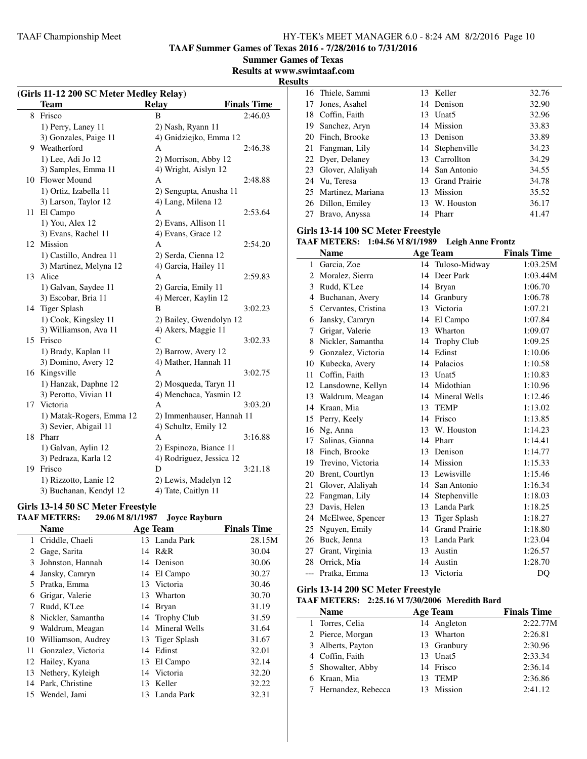## TAAF Summer Games of Texas 2016 - 7/28/2016 to 7/31/2016

**Summer Games of Texas**

**Results at www.swimtaaf.com**

**Results**

### (Girls 11-12 200 SC Meter Medley Relay)

| | Team | Relay | Finals Time |
|---|---|---|---|
| 8 | Frisco | B | 2:46.03 |
| | 1) Perry, Laney 11 | 2) Nash, Ryann 11 | |
| | 3) Gonzales, Paige 11 | 4) Gnidziejko, Emma 12 | |
| 9 | Weatherford | A | 2:46.38 |
| | 1) Lee, Adi Jo 12 | 2) Morrison, Abby 12 | |
| | 3) Samples, Emma 11 | 4) Wright, Aislyn 12 | |
| 10 | Flower Mound | A | 2:48.88 |
| | 1) Ortiz, Izabella 11 | 2) Sengupta, Anusha 11 | |
| | 3) Larson, Taylor 12 | 4) Lang, Milena 12 | |
| 11 | El Campo | A | 2:53.64 |
| | 1) You, Alex 12 | 2) Evans, Allison 11 | |
| | 3) Evans, Rachel 11 | 4) Evans, Grace 12 | |
| 12 | Mission | A | 2:54.20 |
| | 1) Castillo, Andrea 11 | 2) Serda, Cienna 12 | |
| | 3) Martinez, Melyna 12 | 4) Garcia, Hailey 11 | |
| 13 | Alice | A | 2:59.83 |
| | 1) Galvan, Saydee 11 | 2) Garcia, Emily 11 | |
| | 3) Escobar, Bria 11 | 4) Mercer, Kaylin 12 | |
| 14 | Tiger Splash | B | 3:02.23 |
| | 1) Cook, Kingsley 11 | 2) Bailey, Gwendolyn 12 | |
| | 3) Williamson, Ava 11 | 4) Akers, Maggie 11 | |
| 15 | Frisco | C | 3:02.33 |
| | 1) Brady, Kaplan 11 | 2) Barrow, Avery 12 | |
| | 3) Domino, Avery 12 | 4) Mather, Hannah 11 | |
| 16 | Kingsville | A | 3:02.75 |
| | 1) Hanzak, Daphne 12 | 2) Mosqueda, Taryn 11 | |
| | 3) Perotto, Vivian 11 | 4) Menchaca, Yasmin 12 | |
| 17 | Victoria | A | 3:03.20 |
| | 1) Matak-Rogers, Emma 12 | 2) Immenhauser, Hannah 11 | |
| | 3) Sevier, Abigail 11 | 4) Schultz, Emily 12 | |
| 18 | Pharr | A | 3:16.88 |
| | 1) Galvan, Aylin 12 | 2) Espinoza, Biance 11 | |
| | 3) Pedraza, Karla 12 | 4) Rodriguez, Jessica 12 | |
| 19 | Frisco | D | 3:21.18 |
| | 1) Rizzotto, Lanie 12 | 2) Lewis, Madelyn 12 | |
| | 3) Buchanan, Kendyl 12 | 4) Tate, Caitlyn 11 | |

### Girls 13-14 50 SC Meter Freestyle

**TAAF METERS: 29.06 M 8/1/1987 Joyce Rayburn**

| | Name | Age | Team | Finals Time |
|---|---|---|---|---|
| 1 | Criddle, Chaeli | 13 | Landa Park | 28.15M |
| 2 | Gage, Sarita | 14 | R&R | 30.04 |
| 3 | Johnston, Hannah | 14 | Denison | 30.06 |
| 4 | Jansky, Camryn | 14 | El Campo | 30.27 |
| 5 | Pratka, Emma | 13 | Victoria | 30.46 |
| 6 | Grigar, Valerie | 13 | Wharton | 30.70 |
| 7 | Rudd, K'Lee | 14 | Bryan | 31.19 |
| 8 | Nickler, Samantha | 14 | Trophy Club | 31.59 |
| 9 | Waldrum, Meagan | 14 | Mineral Wells | 31.64 |
| 10 | Williamson, Audrey | 13 | Tiger Splash | 31.67 |
| 11 | Gonzalez, Victoria | 14 | Edinst | 32.01 |
| 12 | Hailey, Kyana | 13 | El Campo | 32.14 |
| 13 | Nethery, Kyleigh | 14 | Victoria | 32.20 |
| 14 | Park, Christine | 13 | Keller | 32.22 |
| 15 | Wendel, Jami | 13 | Landa Park | 32.31 |
| 16 | Thiele, Sammi | 13 | Keller | 32.76 |
| 17 | Jones, Asahel | 14 | Denison | 32.90 |
| 18 | Coffin, Faith | 13 | Unat5 | 32.96 |
| 19 | Sanchez, Aryn | 14 | Mission | 33.83 |
| 20 | Finch, Brooke | 13 | Denison | 33.89 |
| 21 | Fangman, Lily | 14 | Stephenville | 34.23 |
| 22 | Dyer, Delaney | 13 | Carrollton | 34.29 |
| 23 | Glover, Alaliyah | 14 | San Antonio | 34.55 |
| 24 | Vu, Teresa | 13 | Grand Prairie | 34.78 |
| 25 | Martinez, Mariana | 13 | Mission | 35.52 |
| 26 | Dillon, Emiley | 13 | W. Houston | 36.17 |
| 27 | Bravo, Anyssa | 14 | Pharr | 41.47 |

### Girls 13-14 100 SC Meter Freestyle

**TAAF METERS: 1:04.56 M 8/1/1989 Leigh Anne Frontz**

| | Name | Age | Team | Finals Time |
|---|---|---|---|---|
| 1 | Garcia, Zoe | 14 | Tuloso-Midway | 1:03.25M |
| 2 | Moralez, Sierra | 14 | Deer Park | 1:03.44M |
| 3 | Rudd, K'Lee | 14 | Bryan | 1:06.70 |
| 4 | Buchanan, Avery | 14 | Granbury | 1:06.78 |
| 5 | Cervantes, Cristina | 13 | Victoria | 1:07.21 |
| 6 | Jansky, Camryn | 14 | El Campo | 1:07.84 |
| 7 | Grigar, Valerie | 13 | Wharton | 1:09.07 |
| 8 | Nickler, Samantha | 14 | Trophy Club | 1:09.25 |
| 9 | Gonzalez, Victoria | 14 | Edinst | 1:10.06 |
| 10 | Kubecka, Avery | 14 | Palacios | 1:10.58 |
| 11 | Coffin, Faith | 13 | Unat5 | 1:10.83 |
| 12 | Lansdowne, Kellyn | 14 | Midothian | 1:10.96 |
| 13 | Waldrum, Meagan | 14 | Mineral Wells | 1:12.46 |
| 14 | Kraan, Mia | 13 | TEMP | 1:13.02 |
| 15 | Perry, Keely | 14 | Frisco | 1:13.85 |
| 16 | Ng, Anna | 13 | W. Houston | 1:14.23 |
| 17 | Salinas, Gianna | 14 | Pharr | 1:14.41 |
| 18 | Finch, Brooke | 13 | Denison | 1:14.77 |
| 19 | Trevino, Victoria | 14 | Mission | 1:15.33 |
| 20 | Brent, Courtlyn | 13 | Lewisville | 1:15.46 |
| 21 | Glover, Alaliyah | 14 | San Antonio | 1:16.34 |
| 22 | Fangman, Lily | 14 | Stephenville | 1:18.03 |
| 23 | Davis, Helen | 13 | Landa Park | 1:18.25 |
| 24 | McElwee, Spencer | 13 | Tiger Splash | 1:18.27 |
| 25 | Nguyen, Emily | 14 | Grand Prairie | 1:18.80 |
| 26 | Buck, Jenna | 13 | Landa Park | 1:23.04 |
| 27 | Grant, Virginia | 13 | Austin | 1:26.57 |
| 28 | Orrick, Mia | 14 | Austin | 1:28.70 |
| --- | Pratka, Emma | 13 | Victoria | DQ |

### Girls 13-14 200 SC Meter Freestyle

**TAAF METERS: 2:25.16 M 7/30/2006 Meredith Bard**

| | Name | Age | Team | Finals Time |
|---|---|---|---|---|
| 1 | Torres, Celia | 14 | Angleton | 2:22.77M |
| 2 | Pierce, Morgan | 13 | Wharton | 2:26.81 |
| 3 | Alberts, Payton | 13 | Granbury | 2:30.96 |
| 4 | Coffin, Faith | 13 | Unat5 | 2:33.34 |
| 5 | Showalter, Abby | 14 | Frisco | 2:36.14 |
| 6 | Kraan, Mia | 13 | TEMP | 2:36.86 |
| 7 | Hernandez, Rebecca | 13 | Mission | 2:41.12 |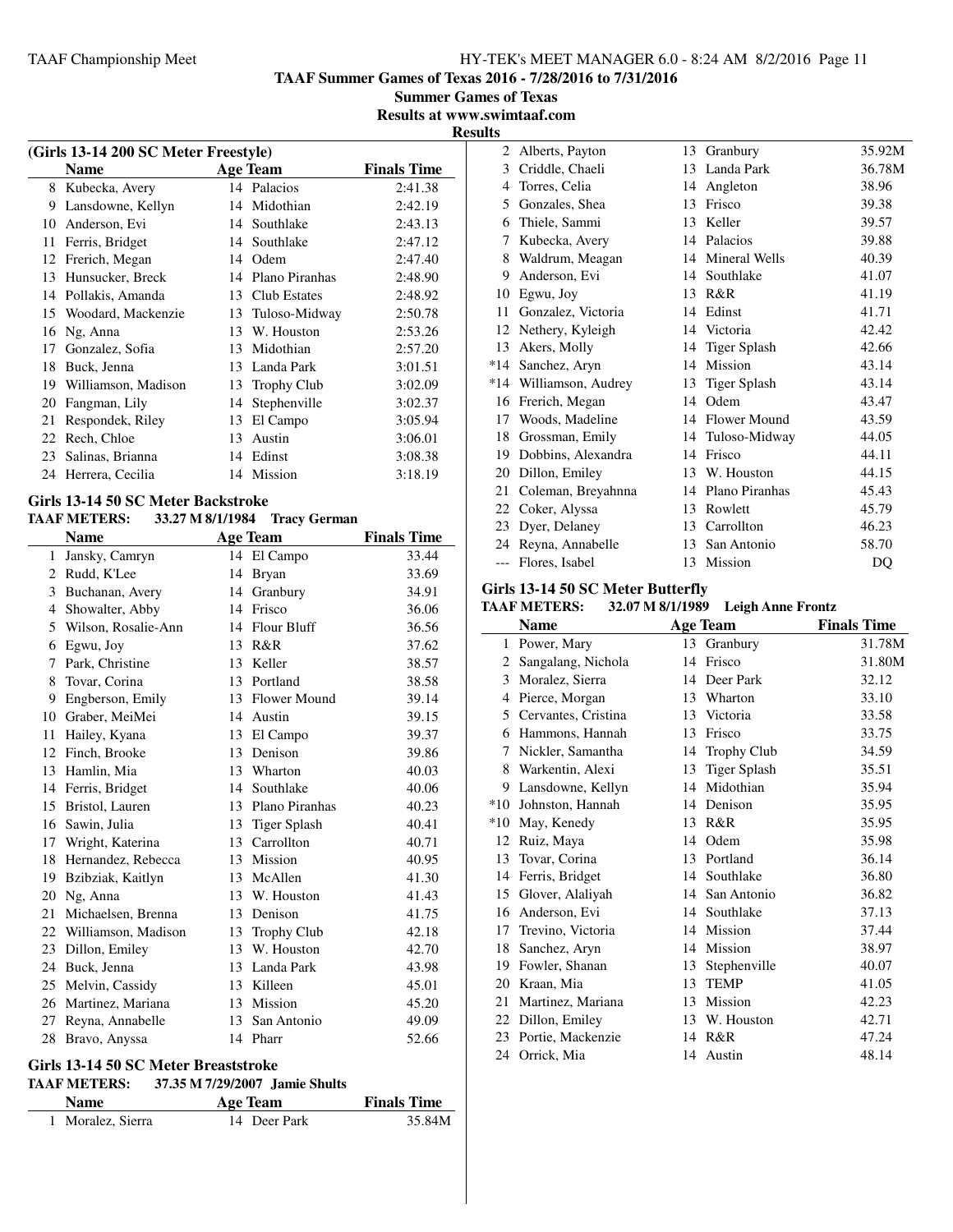**TAAF Summer Games of Texas 2016 - 7/28/2016 to 7/31/2016**

**Summer Games of Texas**

**Results at www.swimtaaf.com**

**Results**

### (Girls 13-14 200 SC Meter Freestyle)

| | Name | Age | Team | Finals Time |
|---|---|---|---|---|
| 8 | Kubecka, Avery | 14 | Palacios | 2:41.38 |
| 9 | Lansdowne, Kellyn | 14 | Midothian | 2:42.19 |
| 10 | Anderson, Evi | 14 | Southlake | 2:43.13 |
| 11 | Ferris, Bridget | 14 | Southlake | 2:47.12 |
| 12 | Frerich, Megan | 14 | Odem | 2:47.40 |
| 13 | Hunsucker, Breck | 14 | Plano Piranhas | 2:48.90 |
| 14 | Pollakis, Amanda | 13 | Club Estates | 2:48.92 |
| 15 | Woodard, Mackenzie | 13 | Tuloso-Midway | 2:50.78 |
| 16 | Ng, Anna | 13 | W. Houston | 2:53.26 |
| 17 | Gonzalez, Sofia | 13 | Midothian | 2:57.20 |
| 18 | Buck, Jenna | 13 | Landa Park | 3:01.51 |
| 19 | Williamson, Madison | 13 | Trophy Club | 3:02.09 |
| 20 | Fangman, Lily | 14 | Stephenville | 3:02.37 |
| 21 | Respondek, Riley | 13 | El Campo | 3:05.94 |
| 22 | Rech, Chloe | 13 | Austin | 3:06.01 |
| 23 | Salinas, Brianna | 14 | Edinst | 3:08.38 |
| 24 | Herrera, Cecilia | 14 | Mission | 3:18.19 |

### Girls 13-14 50 SC Meter Backstroke

**TAAF METERS:** 33.27 M 8/1/1984 Tracy German

| | Name | Age | Team | Finals Time |
|---|---|---|---|---|
| 1 | Jansky, Camryn | 14 | El Campo | 33.44 |
| 2 | Rudd, K'Lee | 14 | Bryan | 33.69 |
| 3 | Buchanan, Avery | 14 | Granbury | 34.91 |
| 4 | Showalter, Abby | 14 | Frisco | 36.06 |
| 5 | Wilson, Rosalie-Ann | 14 | Flour Bluff | 36.56 |
| 6 | Egwu, Joy | 13 | R&R | 37.62 |
| 7 | Park, Christine | 13 | Keller | 38.57 |
| 8 | Tovar, Corina | 13 | Portland | 38.58 |
| 9 | Engberson, Emily | 13 | Flower Mound | 39.14 |
| 10 | Graber, MeiMei | 14 | Austin | 39.15 |
| 11 | Hailey, Kyana | 13 | El Campo | 39.37 |
| 12 | Finch, Brooke | 13 | Denison | 39.86 |
| 13 | Hamlin, Mia | 13 | Wharton | 40.03 |
| 14 | Ferris, Bridget | 14 | Southlake | 40.06 |
| 15 | Bristol, Lauren | 13 | Plano Piranhas | 40.23 |
| 16 | Sawin, Julia | 13 | Tiger Splash | 40.41 |
| 17 | Wright, Katerina | 13 | Carrollton | 40.71 |
| 18 | Hernandez, Rebecca | 13 | Mission | 40.95 |
| 19 | Bzibziak, Kaitlyn | 13 | McAllen | 41.30 |
| 20 | Ng, Anna | 13 | W. Houston | 41.43 |
| 21 | Michaelsen, Brenna | 13 | Denison | 41.75 |
| 22 | Williamson, Madison | 13 | Trophy Club | 42.18 |
| 23 | Dillon, Emiley | 13 | W. Houston | 42.70 |
| 24 | Buck, Jenna | 13 | Landa Park | 43.98 |
| 25 | Melvin, Cassidy | 13 | Killeen | 45.01 |
| 26 | Martinez, Mariana | 13 | Mission | 45.20 |
| 27 | Reyna, Annabelle | 13 | San Antonio | 49.09 |
| 28 | Bravo, Anyssa | 14 | Pharr | 52.66 |

### Girls 13-14 50 SC Meter Breaststroke

**TAAF METERS:** 37.35 M 7/29/2007 Jamie Shults

| | Name | Age | Team | Finals Time |
|---|---|---|---|---|
| 1 | Moralez, Sierra | 14 | Deer Park | 35.84M |
| 2 | Alberts, Payton | 13 | Granbury | 35.92M |
| 3 | Criddle, Chaeli | 13 | Landa Park | 36.78M |
| 4 | Torres, Celia | 14 | Angleton | 38.96 |
| 5 | Gonzales, Shea | 13 | Frisco | 39.38 |
| 6 | Thiele, Sammi | 13 | Keller | 39.57 |
| 7 | Kubecka, Avery | 14 | Palacios | 39.88 |
| 8 | Waldrum, Meagan | 14 | Mineral Wells | 40.39 |
| 9 | Anderson, Evi | 14 | Southlake | 41.07 |
| 10 | Egwu, Joy | 13 | R&R | 41.19 |
| 11 | Gonzalez, Victoria | 14 | Edinst | 41.71 |
| 12 | Nethery, Kyleigh | 14 | Victoria | 42.42 |
| 13 | Akers, Molly | 14 | Tiger Splash | 42.66 |
| *14 | Sanchez, Aryn | 14 | Mission | 43.14 |
| *14 | Williamson, Audrey | 13 | Tiger Splash | 43.14 |
| 16 | Frerich, Megan | 14 | Odem | 43.47 |
| 17 | Woods, Madeline | 14 | Flower Mound | 43.59 |
| 18 | Grossman, Emily | 14 | Tuloso-Midway | 44.05 |
| 19 | Dobbins, Alexandra | 14 | Frisco | 44.11 |
| 20 | Dillon, Emiley | 13 | W. Houston | 44.15 |
| 21 | Coleman, Breyahnna | 14 | Plano Piranhas | 45.43 |
| 22 | Coker, Alyssa | 13 | Rowlett | 45.79 |
| 23 | Dyer, Delaney | 13 | Carrollton | 46.23 |
| 24 | Reyna, Annabelle | 13 | San Antonio | 58.70 |
| --- | Flores, Isabel | 13 | Mission | DQ |

### Girls 13-14 50 SC Meter Butterfly

**TAAF METERS:** 32.07 M 8/1/1989 Leigh Anne Frontz

| | Name | Age | Team | Finals Time |
|---|---|---|---|---|
| 1 | Power, Mary | 13 | Granbury | 31.78M |
| 2 | Sangalang, Nichola | 14 | Frisco | 31.80M |
| 3 | Moralez, Sierra | 14 | Deer Park | 32.12 |
| 4 | Pierce, Morgan | 13 | Wharton | 33.10 |
| 5 | Cervantes, Cristina | 13 | Victoria | 33.58 |
| 6 | Hammons, Hannah | 13 | Frisco | 33.75 |
| 7 | Nickler, Samantha | 14 | Trophy Club | 34.59 |
| 8 | Warkentin, Alexi | 13 | Tiger Splash | 35.51 |
| 9 | Lansdowne, Kellyn | 14 | Midothian | 35.94 |
| *10 | Johnston, Hannah | 14 | Denison | 35.95 |
| *10 | May, Kenedy | 13 | R&R | 35.95 |
| 12 | Ruiz, Maya | 14 | Odem | 35.98 |
| 13 | Tovar, Corina | 13 | Portland | 36.14 |
| 14 | Ferris, Bridget | 14 | Southlake | 36.80 |
| 15 | Glover, Alaliyah | 14 | San Antonio | 36.82 |
| 16 | Anderson, Evi | 14 | Southlake | 37.13 |
| 17 | Trevino, Victoria | 14 | Mission | 37.44 |
| 18 | Sanchez, Aryn | 14 | Mission | 38.97 |
| 19 | Fowler, Shanan | 13 | Stephenville | 40.07 |
| 20 | Kraan, Mia | 13 | TEMP | 41.05 |
| 21 | Martinez, Mariana | 13 | Mission | 42.23 |
| 22 | Dillon, Emiley | 13 | W. Houston | 42.71 |
| 23 | Portie, Mackenzie | 14 | R&R | 47.24 |
| 24 | Orrick, Mia | 14 | Austin | 48.14 |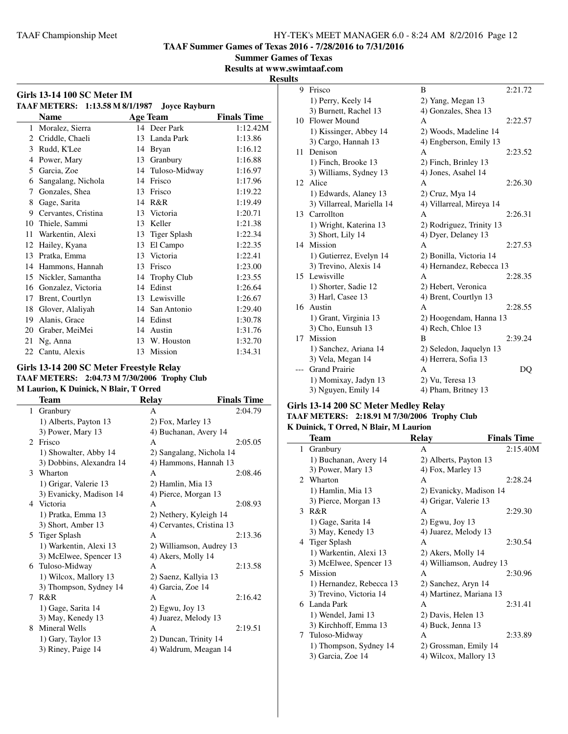TAAF Summer Games of Texas 2016 - 7/28/2016 to 7/31/2016

Summer Games of Texas

Results at www.swimtaaf.com

Results

## Girls 13-14 100 SC Meter IM

**TAAF METERS: 1:13.58 M 8/1/1987 Joyce Rayburn**

| | Name | Age | Team | Finals Time |
|---|---|---|---|---|
| 1 | Moralez, Sierra | 14 | Deer Park | 1:12.42M |
| 2 | Criddle, Chaeli | 13 | Landa Park | 1:13.86 |
| 3 | Rudd, K'Lee | 14 | Bryan | 1:16.12 |
| 4 | Power, Mary | 13 | Granbury | 1:16.88 |
| 5 | Garcia, Zoe | 14 | Tuloso-Midway | 1:16.97 |
| 6 | Sangalang, Nichola | 14 | Frisco | 1:17.96 |
| 7 | Gonzales, Shea | 13 | Frisco | 1:19.22 |
| 8 | Gage, Sarita | 14 | R&R | 1:19.49 |
| 9 | Cervantes, Cristina | 13 | Victoria | 1:20.71 |
| 10 | Thiele, Sammi | 13 | Keller | 1:21.38 |
| 11 | Warkentin, Alexi | 13 | Tiger Splash | 1:22.34 |
| 12 | Hailey, Kyana | 13 | El Campo | 1:22.35 |
| 13 | Pratka, Emma | 13 | Victoria | 1:22.41 |
| 14 | Hammons, Hannah | 13 | Frisco | 1:23.00 |
| 15 | Nickler, Samantha | 14 | Trophy Club | 1:23.55 |
| 16 | Gonzalez, Victoria | 14 | Edinst | 1:26.64 |
| 17 | Brent, Courtlyn | 13 | Lewisville | 1:26.67 |
| 18 | Glover, Alaliyah | 14 | San Antonio | 1:29.40 |
| 19 | Alanis, Grace | 14 | Edinst | 1:30.78 |
| 20 | Graber, MeiMei | 14 | Austin | 1:31.76 |
| 21 | Ng, Anna | 13 | W. Houston | 1:32.70 |
| 22 | Cantu, Alexis | 13 | Mission | 1:34.31 |

## Girls 13-14 200 SC Meter Freestyle Relay

**TAAF METERS: 2:04.73 M 7/30/2006 Trophy Club**

**M Laurion, K Duinick, N Blair, T Orred**

| | Team | Relay | Finals Time |
|---|---|---|---|
| 1 | Granbury | A | 2:04.79 |
| | 1) Alberts, Payton 13 | 2) Fox, Marley 13 | |
| | 3) Power, Mary 13 | 4) Buchanan, Avery 14 | |
| 2 | Frisco | A | 2:05.05 |
| | 1) Showalter, Abby 14 | 2) Sangalang, Nichola 14 | |
| | 3) Dobbins, Alexandra 14 | 4) Hammons, Hannah 13 | |
| 3 | Wharton | A | 2:08.46 |
| | 1) Grigar, Valerie 13 | 2) Hamlin, Mia 13 | |
| | 3) Evanicky, Madison 14 | 4) Pierce, Morgan 13 | |
| 4 | Victoria | A | 2:08.93 |
| | 1) Pratka, Emma 13 | 2) Nethery, Kyleigh 14 | |
| | 3) Short, Amber 13 | 4) Cervantes, Cristina 13 | |
| 5 | Tiger Splash | A | 2:13.36 |
| | 1) Warkentin, Alexi 13 | 2) Williamson, Audrey 13 | |
| | 3) McElwee, Spencer 13 | 4) Akers, Molly 14 | |
| 6 | Tuloso-Midway | A | 2:13.58 |
| | 1) Wilcox, Mallory 13 | 2) Saenz, Kallyia 13 | |
| | 3) Thompson, Sydney 14 | 4) Garcia, Zoe 14 | |
| 7 | R&R | A | 2:16.42 |
| | 1) Gage, Sarita 14 | 2) Egwu, Joy 13 | |
| | 3) May, Kenedy 13 | 4) Juarez, Melody 13 | |
| 8 | Mineral Wells | A | 2:19.51 |
| | 1) Gary, Taylor 13 | 2) Duncan, Trinity 14 | |
| | 3) Riney, Paige 14 | 4) Waldrum, Meagan 14 | |
| 9 | Frisco | B | 2:21.72 |
| | 1) Perry, Keely 14 | 2) Yang, Megan 13 | |
| | 3) Burnett, Rachel 13 | 4) Gonzales, Shea 13 | |
| 10 | Flower Mound | A | 2:22.57 |
| | 1) Kissinger, Abbey 14 | 2) Woods, Madeline 14 | |
| | 3) Cargo, Hannah 13 | 4) Engberson, Emily 13 | |
| 11 | Denison | A | 2:23.52 |
| | 1) Finch, Brooke 13 | 2) Finch, Brinley 13 | |
| | 3) Williams, Sydney 13 | 4) Jones, Asahel 14 | |
| 12 | Alice | A | 2:26.30 |
| | 1) Edwards, Alaney 13 | 2) Cruz, Mya 14 | |
| | 3) Villarreal, Mariella 14 | 4) Villarreal, Mireya 14 | |
| 13 | Carrollton | A | 2:26.31 |
| | 1) Wright, Katerina 13 | 2) Rodriguez, Trinity 13 | |
| | 3) Short, Lily 14 | 4) Dyer, Delaney 13 | |
| 14 | Mission | A | 2:27.53 |
| | 1) Gutierrez, Evelyn 14 | 2) Bonilla, Victoria 14 | |
| | 3) Trevino, Alexis 14 | 4) Hernandez, Rebecca 13 | |
| 15 | Lewisville | A | 2:28.35 |
| | 1) Shorter, Sadie 12 | 2) Hebert, Veronica | |
| | 3) Harl, Casee 13 | 4) Brent, Courtlyn 13 | |
| 16 | Austin | A | 2:28.55 |
| | 1) Grant, Virginia 13 | 2) Hoogendam, Hanna 13 | |
| | 3) Cho, Eunsuh 13 | 4) Rech, Chloe 13 | |
| 17 | Mission | B | 2:39.24 |
| | 1) Sanchez, Ariana 14 | 2) Seledon, Jaquelyn 13 | |
| | 3) Vela, Megan 14 | 4) Herrera, Sofia 13 | |
| --- | Grand Prairie | A | DQ |
| | 1) Momixay, Jadyn 13 | 2) Vu, Teresa 13 | |
| | 3) Nguyen, Emily 14 | 4) Pham, Britney 13 | |

## Girls 13-14 200 SC Meter Medley Relay

**TAAF METERS: 2:18.91 M 7/30/2006 Trophy Club**

**K Duinick, T Orred, N Blair, M Laurion**

| | Team | Relay | Finals Time |
|---|---|---|---|
| 1 | Granbury | A | 2:15.40M |
| | 1) Buchanan, Avery 14 | 2) Alberts, Payton 13 | |
| | 3) Power, Mary 13 | 4) Fox, Marley 13 | |
| 2 | Wharton | A | 2:28.24 |
| | 1) Hamlin, Mia 13 | 2) Evanicky, Madison 14 | |
| | 3) Pierce, Morgan 13 | 4) Grigar, Valerie 13 | |
| 3 | R&R | A | 2:29.30 |
| | 1) Gage, Sarita 14 | 2) Egwu, Joy 13 | |
| | 3) May, Kenedy 13 | 4) Juarez, Melody 13 | |
| 4 | Tiger Splash | A | 2:30.54 |
| | 1) Warkentin, Alexi 13 | 2) Akers, Molly 14 | |
| | 3) McElwee, Spencer 13 | 4) Williamson, Audrey 13 | |
| 5 | Mission | A | 2:30.96 |
| | 1) Hernandez, Rebecca 13 | 2) Sanchez, Aryn 14 | |
| | 3) Trevino, Victoria 14 | 4) Martinez, Mariana 13 | |
| 6 | Landa Park | A | 2:31.41 |
| | 1) Wendel, Jami 13 | 2) Davis, Helen 13 | |
| | 3) Kirchhoff, Emma 13 | 4) Buck, Jenna 13 | |
| 7 | Tuloso-Midway | A | 2:33.89 |
| | 1) Thompson, Sydney 14 | 2) Grossman, Emily 14 | |
| | 3) Garcia, Zoe 14 | 4) Wilcox, Mallory 13 | |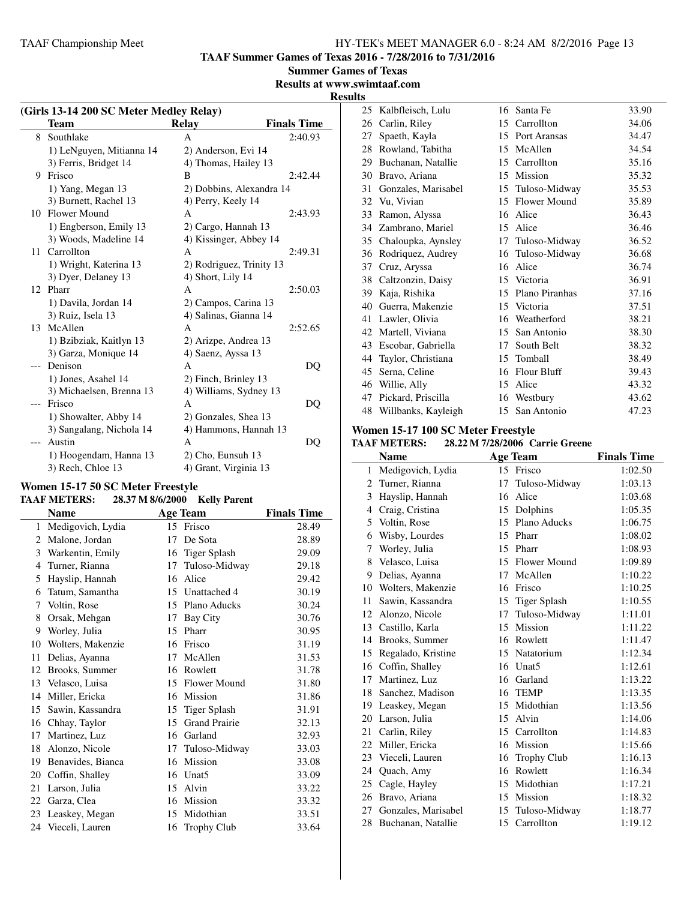TAAF Summer Games of Texas 2016 - 7/28/2016 to 7/31/2016

Summer Games of Texas

Results at www.swimtaaf.com

**Results**

### (Girls 13-14 200 SC Meter Medley Relay)

| | Team | Relay | Finals Time |
|---|---|---|---|
| 8 | Southlake | A | 2:40.93 |
| | 1) LeNguyen, Mitianna 14 | 2) Anderson, Evi 14 | |
| | 3) Ferris, Bridget 14 | 4) Thomas, Hailey 13 | |
| 9 | Frisco | B | 2:42.44 |
| | 1) Yang, Megan 13 | 2) Dobbins, Alexandra 14 | |
| | 3) Burnett, Rachel 13 | 4) Perry, Keely 14 | |
| 10 | Flower Mound | A | 2:43.93 |
| | 1) Engberson, Emily 13 | 2) Cargo, Hannah 13 | |
| | 3) Woods, Madeline 14 | 4) Kissinger, Abbey 14 | |
| 11 | Carrollton | A | 2:49.31 |
| | 1) Wright, Katerina 13 | 2) Rodriguez, Trinity 13 | |
| | 3) Dyer, Delaney 13 | 4) Short, Lily 14 | |
| 12 | Pharr | A | 2:50.03 |
| | 1) Davila, Jordan 14 | 2) Campos, Carina 13 | |
| | 3) Ruiz, Isela 13 | 4) Salinas, Gianna 14 | |
| 13 | McAllen | A | 2:52.65 |
| | 1) Bzibziak, Kaitlyn 13 | 2) Arizpe, Andrea 13 | |
| | 3) Garza, Monique 14 | 4) Saenz, Ayssa 13 | |
| --- | Denison | A | DQ |
| | 1) Jones, Asahel 14 | 2) Finch, Brinley 13 | |
| | 3) Michaelsen, Brenna 13 | 4) Williams, Sydney 13 | |
| --- | Frisco | A | DQ |
| | 1) Showalter, Abby 14 | 2) Gonzales, Shea 13 | |
| | 3) Sangalang, Nichola 14 | 4) Hammons, Hannah 13 | |
| --- | Austin | A | DQ |
| | 1) Hoogendam, Hanna 13 | 2) Cho, Eunsuh 13 | |
| | 3) Rech, Chloe 13 | 4) Grant, Virginia 13 | |

### Women 15-17 50 SC Meter Freestyle

**TAAF METERS: 28.37 M 8/6/2000 Kelly Parent**

| | Name | Age | Team | Finals Time |
|---|---|---|---|---|
| 1 | Medigovich, Lydia | 15 | Frisco | 28.49 |
| 2 | Malone, Jordan | 17 | De Sota | 28.89 |
| 3 | Warkentin, Emily | 16 | Tiger Splash | 29.09 |
| 4 | Turner, Rianna | 17 | Tuloso-Midway | 29.18 |
| 5 | Hayslip, Hannah | 16 | Alice | 29.42 |
| 6 | Tatum, Samantha | 15 | Unattached 4 | 30.19 |
| 7 | Voltin, Rose | 15 | Plano Aducks | 30.24 |
| 8 | Orsak, Mehgan | 17 | Bay City | 30.76 |
| 9 | Worley, Julia | 15 | Pharr | 30.95 |
| 10 | Wolters, Makenzie | 16 | Frisco | 31.19 |
| 11 | Delias, Ayanna | 17 | McAllen | 31.53 |
| 12 | Brooks, Summer | 16 | Rowlett | 31.78 |
| 13 | Velasco, Luisa | 15 | Flower Mound | 31.80 |
| 14 | Miller, Ericka | 16 | Mission | 31.86 |
| 15 | Sawin, Kassandra | 15 | Tiger Splash | 31.91 |
| 16 | Chhay, Taylor | 15 | Grand Prairie | 32.13 |
| 17 | Martinez, Luz | 16 | Garland | 32.93 |
| 18 | Alonzo, Nicole | 17 | Tuloso-Midway | 33.03 |
| 19 | Benavides, Bianca | 16 | Mission | 33.08 |
| 20 | Coffin, Shalley | 16 | Unat5 | 33.09 |
| 21 | Larson, Julia | 15 | Alvin | 33.22 |
| 22 | Garza, Clea | 16 | Mission | 33.32 |
| 23 | Leaskey, Megan | 15 | Midothian | 33.51 |
| 24 | Vieceli, Lauren | 16 | Trophy Club | 33.64 |
| 25 | Kalbfleisch, Lulu | 16 | Santa Fe | 33.90 |
| 26 | Carlin, Riley | 15 | Carrollton | 34.06 |
| 27 | Spaeth, Kayla | 15 | Port Aransas | 34.47 |
| 28 | Rowland, Tabitha | 15 | McAllen | 34.54 |
| 29 | Buchanan, Natallie | 15 | Carrollton | 35.16 |
| 30 | Bravo, Ariana | 15 | Mission | 35.32 |
| 31 | Gonzales, Marisabel | 15 | Tuloso-Midway | 35.53 |
| 32 | Vu, Vivian | 15 | Flower Mound | 35.89 |
| 33 | Ramon, Alyssa | 16 | Alice | 36.43 |
| 34 | Zambrano, Mariel | 15 | Alice | 36.46 |
| 35 | Chaloupka, Aynsley | 17 | Tuloso-Midway | 36.52 |
| 36 | Rodriquez, Audrey | 16 | Tuloso-Midway | 36.68 |
| 37 | Cruz, Aryssa | 16 | Alice | 36.74 |
| 38 | Caltzonzin, Daisy | 15 | Victoria | 36.91 |
| 39 | Kaja, Rishika | 15 | Plano Piranhas | 37.16 |
| 40 | Guerra, Makenzie | 15 | Victoria | 37.51 |
| 41 | Lawler, Olivia | 16 | Weatherford | 38.21 |
| 42 | Martell, Viviana | 15 | San Antonio | 38.30 |
| 43 | Escobar, Gabriella | 17 | South Belt | 38.32 |
| 44 | Taylor, Christiana | 15 | Tomball | 38.49 |
| 45 | Serna, Celine | 16 | Flour Bluff | 39.43 |
| 46 | Willie, Ally | 15 | Alice | 43.32 |
| 47 | Pickard, Priscilla | 16 | Westbury | 43.62 |
| 48 | Willbanks, Kayleigh | 15 | San Antonio | 47.23 |

### Women 15-17 100 SC Meter Freestyle

**TAAF METERS: 28.22 M 7/28/2006 Carrie Greene**

| | Name | Age | Team | Finals Time |
|---|---|---|---|---|
| 1 | Medigovich, Lydia | 15 | Frisco | 1:02.50 |
| 2 | Turner, Rianna | 17 | Tuloso-Midway | 1:03.13 |
| 3 | Hayslip, Hannah | 16 | Alice | 1:03.68 |
| 4 | Craig, Cristina | 15 | Dolphins | 1:05.35 |
| 5 | Voltin, Rose | 15 | Plano Aducks | 1:06.75 |
| 6 | Wisby, Lourdes | 15 | Pharr | 1:08.02 |
| 7 | Worley, Julia | 15 | Pharr | 1:08.93 |
| 8 | Velasco, Luisa | 15 | Flower Mound | 1:09.89 |
| 9 | Delias, Ayanna | 17 | McAllen | 1:10.22 |
| 10 | Wolters, Makenzie | 16 | Frisco | 1:10.25 |
| 11 | Sawin, Kassandra | 15 | Tiger Splash | 1:10.55 |
| 12 | Alonzo, Nicole | 17 | Tuloso-Midway | 1:11.01 |
| 13 | Castillo, Karla | 15 | Mission | 1:11.22 |
| 14 | Brooks, Summer | 16 | Rowlett | 1:11.47 |
| 15 | Regalado, Kristine | 15 | Natatorium | 1:12.34 |
| 16 | Coffin, Shalley | 16 | Unat5 | 1:12.61 |
| 17 | Martinez, Luz | 16 | Garland | 1:13.22 |
| 18 | Sanchez, Madison | 16 | TEMP | 1:13.35 |
| 19 | Leaskey, Megan | 15 | Midothian | 1:13.56 |
| 20 | Larson, Julia | 15 | Alvin | 1:14.06 |
| 21 | Carlin, Riley | 15 | Carrollton | 1:14.83 |
| 22 | Miller, Ericka | 16 | Mission | 1:15.66 |
| 23 | Vieceli, Lauren | 16 | Trophy Club | 1:16.13 |
| 24 | Quach, Amy | 16 | Rowlett | 1:16.34 |
| 25 | Cagle, Hayley | 15 | Midothian | 1:17.21 |
| 26 | Bravo, Ariana | 15 | Mission | 1:18.32 |
| 27 | Gonzales, Marisabel | 15 | Tuloso-Midway | 1:18.77 |
| 28 | Buchanan, Natallie | 15 | Carrollton | 1:19.12 |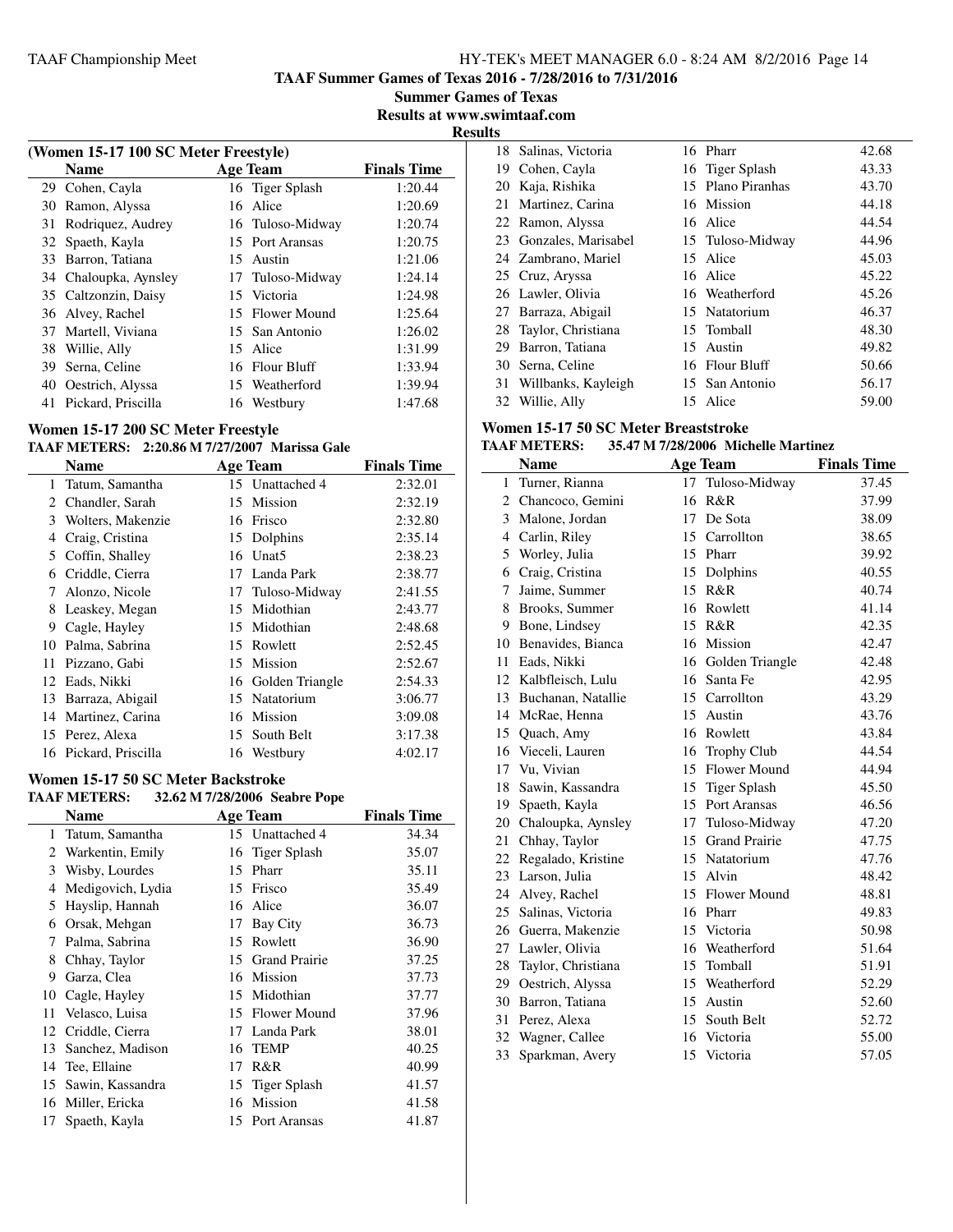**TAAF Summer Games of Texas 2016 - 7/28/2016 to 7/31/2016**

**Summer Games of Texas**

**Results at www.swimtaaf.com**

**Results**

### (Women 15-17 100 SC Meter Freestyle)

| | Name | Age | Team | Finals Time |
|---|---|---|---|---|
| 29 | Cohen, Cayla | 16 | Tiger Splash | 1:20.44 |
| 30 | Ramon, Alyssa | 16 | Alice | 1:20.69 |
| 31 | Rodriquez, Audrey | 16 | Tuloso-Midway | 1:20.74 |
| 32 | Spaeth, Kayla | 15 | Port Aransas | 1:20.75 |
| 33 | Barron, Tatiana | 15 | Austin | 1:21.06 |
| 34 | Chaloupka, Aynsley | 17 | Tuloso-Midway | 1:24.14 |
| 35 | Caltzonzin, Daisy | 15 | Victoria | 1:24.98 |
| 36 | Alvey, Rachel | 15 | Flower Mound | 1:25.64 |
| 37 | Martell, Viviana | 15 | San Antonio | 1:26.02 |
| 38 | Willie, Ally | 15 | Alice | 1:31.99 |
| 39 | Serna, Celine | 16 | Flour Bluff | 1:33.94 |
| 40 | Oestrich, Alyssa | 15 | Weatherford | 1:39.94 |
| 41 | Pickard, Priscilla | 16 | Westbury | 1:47.68 |

### Women 15-17 200 SC Meter Freestyle

**TAAF METERS: 2:20.86 M 7/27/2007 Marissa Gale**

| | Name | Age | Team | Finals Time |
|---|---|---|---|---|
| 1 | Tatum, Samantha | 15 | Unattached 4 | 2:32.01 |
| 2 | Chandler, Sarah | 15 | Mission | 2:32.19 |
| 3 | Wolters, Makenzie | 16 | Frisco | 2:32.80 |
| 4 | Craig, Cristina | 15 | Dolphins | 2:35.14 |
| 5 | Coffin, Shalley | 16 | Unat5 | 2:38.23 |
| 6 | Criddle, Cierra | 17 | Landa Park | 2:38.77 |
| 7 | Alonzo, Nicole | 17 | Tuloso-Midway | 2:41.55 |
| 8 | Leaskey, Megan | 15 | Midothian | 2:43.77 |
| 9 | Cagle, Hayley | 15 | Midothian | 2:48.68 |
| 10 | Palma, Sabrina | 15 | Rowlett | 2:52.45 |
| 11 | Pizzano, Gabi | 15 | Mission | 2:52.67 |
| 12 | Eads, Nikki | 16 | Golden Triangle | 2:54.33 |
| 13 | Barraza, Abigail | 15 | Natatorium | 3:06.77 |
| 14 | Martinez, Carina | 16 | Mission | 3:09.08 |
| 15 | Perez, Alexa | 15 | South Belt | 3:17.38 |
| 16 | Pickard, Priscilla | 16 | Westbury | 4:02.17 |

### Women 15-17 50 SC Meter Backstroke

**TAAF METERS: 32.62 M 7/28/2006 Seabre Pope**

| | Name | Age | Team | Finals Time |
|---|---|---|---|---|
| 1 | Tatum, Samantha | 15 | Unattached 4 | 34.34 |
| 2 | Warkentin, Emily | 16 | Tiger Splash | 35.07 |
| 3 | Wisby, Lourdes | 15 | Pharr | 35.11 |
| 4 | Medigovich, Lydia | 15 | Frisco | 35.49 |
| 5 | Hayslip, Hannah | 16 | Alice | 36.07 |
| 6 | Orsak, Mehgan | 17 | Bay City | 36.73 |
| 7 | Palma, Sabrina | 15 | Rowlett | 36.90 |
| 8 | Chhay, Taylor | 15 | Grand Prairie | 37.25 |
| 9 | Garza, Clea | 16 | Mission | 37.73 |
| 10 | Cagle, Hayley | 15 | Midothian | 37.77 |
| 11 | Velasco, Luisa | 15 | Flower Mound | 37.96 |
| 12 | Criddle, Cierra | 17 | Landa Park | 38.01 |
| 13 | Sanchez, Madison | 16 | TEMP | 40.25 |
| 14 | Tee, Ellaine | 17 | R&R | 40.99 |
| 15 | Sawin, Kassandra | 15 | Tiger Splash | 41.57 |
| 16 | Miller, Ericka | 16 | Mission | 41.58 |
| 17 | Spaeth, Kayla | 15 | Port Aransas | 41.87 |
| 18 | Salinas, Victoria | 16 | Pharr | 42.68 |
| 19 | Cohen, Cayla | 16 | Tiger Splash | 43.33 |
| 20 | Kaja, Rishika | 15 | Plano Piranhas | 43.70 |
| 21 | Martinez, Carina | 16 | Mission | 44.18 |
| 22 | Ramon, Alyssa | 16 | Alice | 44.54 |
| 23 | Gonzales, Marisabel | 15 | Tuloso-Midway | 44.96 |
| 24 | Zambrano, Mariel | 15 | Alice | 45.03 |
| 25 | Cruz, Aryssa | 16 | Alice | 45.22 |
| 26 | Lawler, Olivia | 16 | Weatherford | 45.26 |
| 27 | Barraza, Abigail | 15 | Natatorium | 46.37 |
| 28 | Taylor, Christiana | 15 | Tomball | 48.30 |
| 29 | Barron, Tatiana | 15 | Austin | 49.82 |
| 30 | Serna, Celine | 16 | Flour Bluff | 50.66 |
| 31 | Willbanks, Kayleigh | 15 | San Antonio | 56.17 |
| 32 | Willie, Ally | 15 | Alice | 59.00 |

### Women 15-17 50 SC Meter Breaststroke

**TAAF METERS: 35.47 M 7/28/2006 Michelle Martinez**

| | Name | Age | Team | Finals Time |
|---|---|---|---|---|
| 1 | Turner, Rianna | 17 | Tuloso-Midway | 37.45 |
| 2 | Chancoco, Gemini | 16 | R&R | 37.99 |
| 3 | Malone, Jordan | 17 | De Sota | 38.09 |
| 4 | Carlin, Riley | 15 | Carrollton | 38.65 |
| 5 | Worley, Julia | 15 | Pharr | 39.92 |
| 6 | Craig, Cristina | 15 | Dolphins | 40.55 |
| 7 | Jaime, Summer | 15 | R&R | 40.74 |
| 8 | Brooks, Summer | 16 | Rowlett | 41.14 |
| 9 | Bone, Lindsey | 15 | R&R | 42.35 |
| 10 | Benavides, Bianca | 16 | Mission | 42.47 |
| 11 | Eads, Nikki | 16 | Golden Triangle | 42.48 |
| 12 | Kalbfleisch, Lulu | 16 | Santa Fe | 42.95 |
| 13 | Buchanan, Natallie | 15 | Carrollton | 43.29 |
| 14 | McRae, Henna | 15 | Austin | 43.76 |
| 15 | Quach, Amy | 16 | Rowlett | 43.84 |
| 16 | Vieceli, Lauren | 16 | Trophy Club | 44.54 |
| 17 | Vu, Vivian | 15 | Flower Mound | 44.94 |
| 18 | Sawin, Kassandra | 15 | Tiger Splash | 45.50 |
| 19 | Spaeth, Kayla | 15 | Port Aransas | 46.56 |
| 20 | Chaloupka, Aynsley | 17 | Tuloso-Midway | 47.20 |
| 21 | Chhay, Taylor | 15 | Grand Prairie | 47.75 |
| 22 | Regalado, Kristine | 15 | Natatorium | 47.76 |
| 23 | Larson, Julia | 15 | Alvin | 48.42 |
| 24 | Alvey, Rachel | 15 | Flower Mound | 48.81 |
| 25 | Salinas, Victoria | 16 | Pharr | 49.83 |
| 26 | Guerra, Makenzie | 15 | Victoria | 50.98 |
| 27 | Lawler, Olivia | 16 | Weatherford | 51.64 |
| 28 | Taylor, Christiana | 15 | Tomball | 51.91 |
| 29 | Oestrich, Alyssa | 15 | Weatherford | 52.29 |
| 30 | Barron, Tatiana | 15 | Austin | 52.60 |
| 31 | Perez, Alexa | 15 | South Belt | 52.72 |
| 32 | Wagner, Callee | 16 | Victoria | 55.00 |
| 33 | Sparkman, Avery | 15 | Victoria | 57.05 |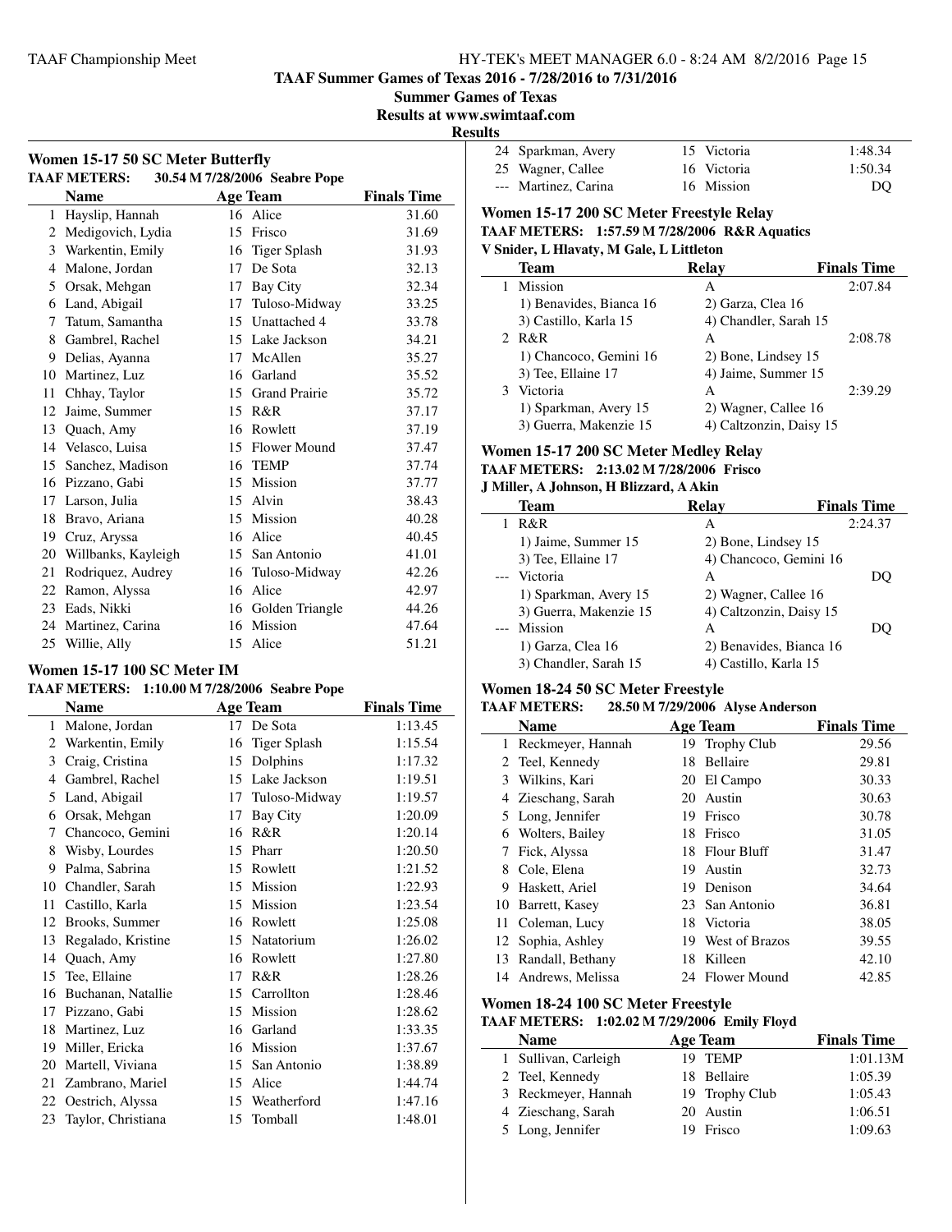**TAAF Summer Games of Texas 2016 - 7/28/2016 to 7/31/2016**

**Summer Games of Texas**

**Results at www.swimtaaf.com**

**Results**

### Women 15-17 50 SC Meter Butterfly

**TAAF METERS: 30.54 M 7/28/2006 Seabre Pope**

| | Name | Age | Team | Finals Time |
|---|---|---|---|---|
| 1 | Hayslip, Hannah | 16 | Alice | 31.60 |
| 2 | Medigovich, Lydia | 15 | Frisco | 31.69 |
| 3 | Warkentin, Emily | 16 | Tiger Splash | 31.93 |
| 4 | Malone, Jordan | 17 | De Sota | 32.13 |
| 5 | Orsak, Mehgan | 17 | Bay City | 32.34 |
| 6 | Land, Abigail | 17 | Tuloso-Midway | 33.25 |
| 7 | Tatum, Samantha | 15 | Unattached 4 | 33.78 |
| 8 | Gambrel, Rachel | 15 | Lake Jackson | 34.21 |
| 9 | Delias, Ayanna | 17 | McAllen | 35.27 |
| 10 | Martinez, Luz | 16 | Garland | 35.52 |
| 11 | Chhay, Taylor | 15 | Grand Prairie | 35.72 |
| 12 | Jaime, Summer | 15 | R&R | 37.17 |
| 13 | Quach, Amy | 16 | Rowlett | 37.19 |
| 14 | Velasco, Luisa | 15 | Flower Mound | 37.47 |
| 15 | Sanchez, Madison | 16 | TEMP | 37.74 |
| 16 | Pizzano, Gabi | 15 | Mission | 37.77 |
| 17 | Larson, Julia | 15 | Alvin | 38.43 |
| 18 | Bravo, Ariana | 15 | Mission | 40.28 |
| 19 | Cruz, Aryssa | 16 | Alice | 40.45 |
| 20 | Willbanks, Kayleigh | 15 | San Antonio | 41.01 |
| 21 | Rodriquez, Audrey | 16 | Tuloso-Midway | 42.26 |
| 22 | Ramon, Alyssa | 16 | Alice | 42.97 |
| 23 | Eads, Nikki | 16 | Golden Triangle | 44.26 |
| 24 | Martinez, Carina | 16 | Mission | 47.64 |
| 25 | Willie, Ally | 15 | Alice | 51.21 |

### Women 15-17 100 SC Meter IM

**TAAF METERS: 1:10.00 M 7/28/2006 Seabre Pope**

| | Name | Age | Team | Finals Time |
|---|---|---|---|---|
| 1 | Malone, Jordan | 17 | De Sota | 1:13.45 |
| 2 | Warkentin, Emily | 16 | Tiger Splash | 1:15.54 |
| 3 | Craig, Cristina | 15 | Dolphins | 1:17.32 |
| 4 | Gambrel, Rachel | 15 | Lake Jackson | 1:19.51 |
| 5 | Land, Abigail | 17 | Tuloso-Midway | 1:19.57 |
| 6 | Orsak, Mehgan | 17 | Bay City | 1:20.09 |
| 7 | Chancoco, Gemini | 16 | R&R | 1:20.14 |
| 8 | Wisby, Lourdes | 15 | Pharr | 1:20.50 |
| 9 | Palma, Sabrina | 15 | Rowlett | 1:21.52 |
| 10 | Chandler, Sarah | 15 | Mission | 1:22.93 |
| 11 | Castillo, Karla | 15 | Mission | 1:23.54 |
| 12 | Brooks, Summer | 16 | Rowlett | 1:25.08 |
| 13 | Regalado, Kristine | 15 | Natatorium | 1:26.02 |
| 14 | Quach, Amy | 16 | Rowlett | 1:27.80 |
| 15 | Tee, Ellaine | 17 | R&R | 1:28.26 |
| 16 | Buchanan, Natallie | 15 | Carrollton | 1:28.46 |
| 17 | Pizzano, Gabi | 15 | Mission | 1:28.62 |
| 18 | Martinez, Luz | 16 | Garland | 1:33.35 |
| 19 | Miller, Ericka | 16 | Mission | 1:37.67 |
| 20 | Martell, Viviana | 15 | San Antonio | 1:38.89 |
| 21 | Zambrano, Mariel | 15 | Alice | 1:44.74 |
| 22 | Oestrich, Alyssa | 15 | Weatherford | 1:47.16 |
| 23 | Taylor, Christiana | 15 | Tomball | 1:48.01 |
| 24 | Sparkman, Avery | 15 | Victoria | 1:48.34 |
| 25 | Wagner, Callee | 16 | Victoria | 1:50.34 |
| --- | Martinez, Carina | 16 | Mission | DQ |

### Women 15-17 200 SC Meter Freestyle Relay

**TAAF METERS: 1:57.59 M 7/28/2006 R&R Aquatics**

**V Snider, L Hlavaty, M Gale, L Littleton**

| | Team | Relay | Finals Time |
|---|---|---|---|
| 1 | Mission | A | 2:07.84 |
| | 1) Benavides, Bianca 16 | 2) Garza, Clea 16 | |
| | 3) Castillo, Karla 15 | 4) Chandler, Sarah 15 | |
| 2 | R&R | A | 2:08.78 |
| | 1) Chancoco, Gemini 16 | 2) Bone, Lindsey 15 | |
| | 3) Tee, Ellaine 17 | 4) Jaime, Summer 15 | |
| 3 | Victoria | A | 2:39.29 |
| | 1) Sparkman, Avery 15 | 2) Wagner, Callee 16 | |
| | 3) Guerra, Makenzie 15 | 4) Caltzonzin, Daisy 15 | |

### Women 15-17 200 SC Meter Medley Relay

**TAAF METERS: 2:13.02 M 7/28/2006 Frisco**

**J Miller, A Johnson, H Blizzard, A Akin**

| | Team | Relay | Finals Time |
|---|---|---|---|
| 1 | R&R | A | 2:24.37 |
| | 1) Jaime, Summer 15 | 2) Bone, Lindsey 15 | |
| | 3) Tee, Ellaine 17 | 4) Chancoco, Gemini 16 | |
| --- | Victoria | A | DQ |
| | 1) Sparkman, Avery 15 | 2) Wagner, Callee 16 | |
| | 3) Guerra, Makenzie 15 | 4) Caltzonzin, Daisy 15 | |
| --- | Mission | A | DQ |
| | 1) Garza, Clea 16 | 2) Benavides, Bianca 16 | |
| | 3) Chandler, Sarah 15 | 4) Castillo, Karla 15 | |

### Women 18-24 50 SC Meter Freestyle

**TAAF METERS: 28.50 M 7/29/2006 Alyse Anderson**

| | Name | Age | Team | Finals Time |
|---|---|---|---|---|
| 1 | Reckmeyer, Hannah | 19 | Trophy Club | 29.56 |
| 2 | Teel, Kennedy | 18 | Bellaire | 29.81 |
| 3 | Wilkins, Kari | 20 | El Campo | 30.33 |
| 4 | Zieschang, Sarah | 20 | Austin | 30.63 |
| 5 | Long, Jennifer | 19 | Frisco | 30.78 |
| 6 | Wolters, Bailey | 18 | Frisco | 31.05 |
| 7 | Fick, Alyssa | 18 | Flour Bluff | 31.47 |
| 8 | Cole, Elena | 19 | Austin | 32.73 |
| 9 | Haskett, Ariel | 19 | Denison | 34.64 |
| 10 | Barrett, Kasey | 23 | San Antonio | 36.81 |
| 11 | Coleman, Lucy | 18 | Victoria | 38.05 |
| 12 | Sophia, Ashley | 19 | West of Brazos | 39.55 |
| 13 | Randall, Bethany | 18 | Killeen | 42.10 |
| 14 | Andrews, Melissa | 24 | Flower Mound | 42.85 |

### Women 18-24 100 SC Meter Freestyle

**TAAF METERS: 1:02.02 M 7/29/2006 Emily Floyd**

| | Name | Age | Team | Finals Time |
|---|---|---|---|---|
| 1 | Sullivan, Carleigh | 19 | TEMP | 1:01.13M |
| 2 | Teel, Kennedy | 18 | Bellaire | 1:05.39 |
| 3 | Reckmeyer, Hannah | 19 | Trophy Club | 1:05.43 |
| 4 | Zieschang, Sarah | 20 | Austin | 1:06.51 |
| 5 | Long, Jennifer | 19 | Frisco | 1:09.63 |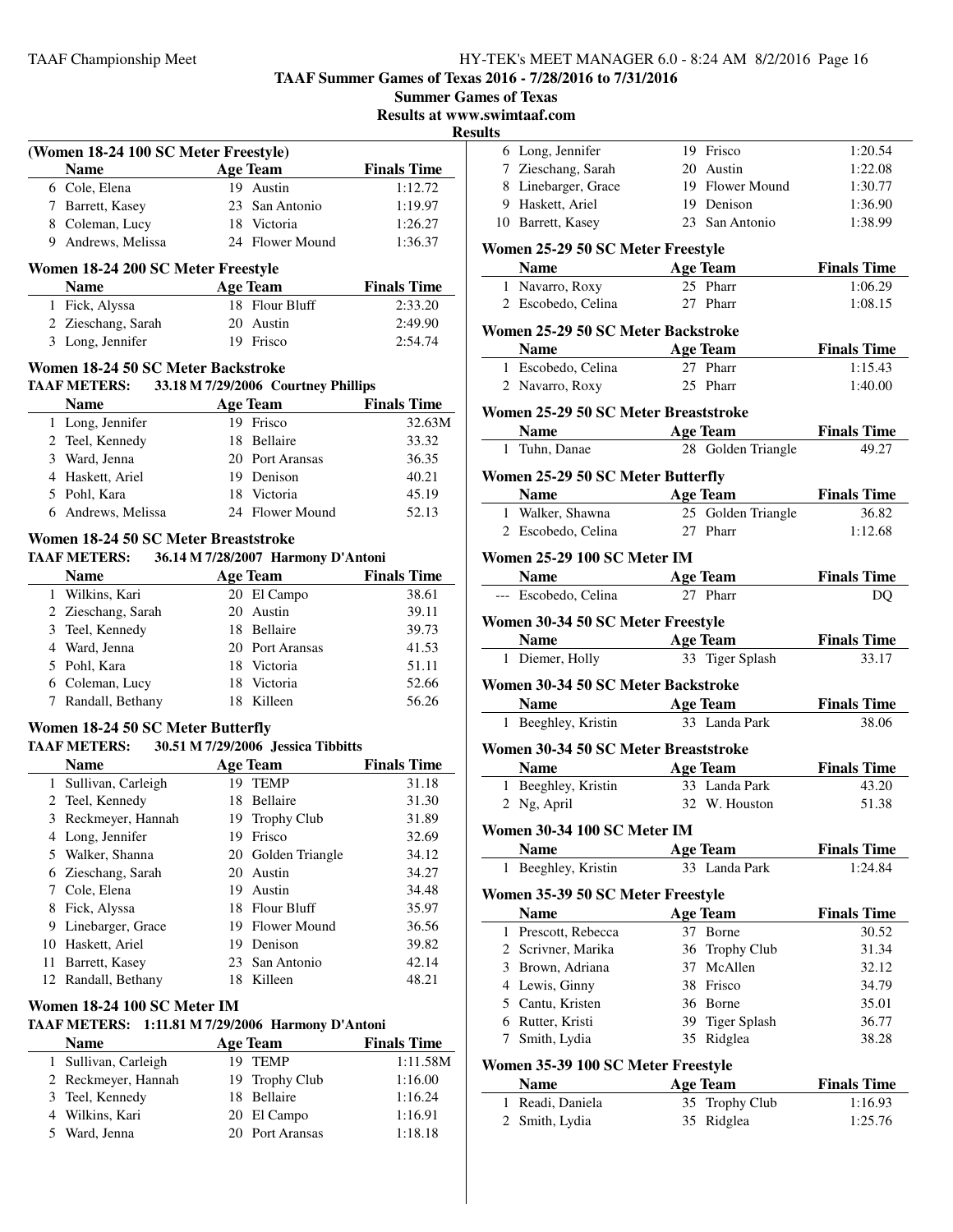**TAAF Summer Games of Texas 2016 - 7/28/2016 to 7/31/2016**

**Summer Games of Texas**

**Results at www.swimtaaf.com**

**Results**

### (Women 18-24 100 SC Meter Freestyle)

| | Name | Age | Team | Finals Time |
|---|---|---|---|---|
| 6 | Cole, Elena | 19 | Austin | 1:12.72 |
| 7 | Barrett, Kasey | 23 | San Antonio | 1:19.97 |
| 8 | Coleman, Lucy | 18 | Victoria | 1:26.27 |
| 9 | Andrews, Melissa | 24 | Flower Mound | 1:36.37 |

### Women 18-24 200 SC Meter Freestyle

| | Name | Age | Team | Finals Time |
|---|---|---|---|---|
| 1 | Fick, Alyssa | 18 | Flour Bluff | 2:33.20 |
| 2 | Zieschang, Sarah | 20 | Austin | 2:49.90 |
| 3 | Long, Jennifer | 19 | Frisco | 2:54.74 |

### Women 18-24 50 SC Meter Backstroke

**TAAF METERS: 33.18 M 7/29/2006 Courtney Phillips**

| | Name | Age | Team | Finals Time |
|---|---|---|---|---|
| 1 | Long, Jennifer | 19 | Frisco | 32.63M |
| 2 | Teel, Kennedy | 18 | Bellaire | 33.32 |
| 3 | Ward, Jenna | 20 | Port Aransas | 36.35 |
| 4 | Haskett, Ariel | 19 | Denison | 40.21 |
| 5 | Pohl, Kara | 18 | Victoria | 45.19 |
| 6 | Andrews, Melissa | 24 | Flower Mound | 52.13 |

### Women 18-24 50 SC Meter Breaststroke

**TAAF METERS: 36.14 M 7/28/2007 Harmony D'Antoni**

| | Name | Age | Team | Finals Time |
|---|---|---|---|---|
| 1 | Wilkins, Kari | 20 | El Campo | 38.61 |
| 2 | Zieschang, Sarah | 20 | Austin | 39.11 |
| 3 | Teel, Kennedy | 18 | Bellaire | 39.73 |
| 4 | Ward, Jenna | 20 | Port Aransas | 41.53 |
| 5 | Pohl, Kara | 18 | Victoria | 51.11 |
| 6 | Coleman, Lucy | 18 | Victoria | 52.66 |
| 7 | Randall, Bethany | 18 | Killeen | 56.26 |

### Women 18-24 50 SC Meter Butterfly

**TAAF METERS: 30.51 M 7/29/2006 Jessica Tibbitts**

| | Name | Age | Team | Finals Time |
|---|---|---|---|---|
| 1 | Sullivan, Carleigh | 19 | TEMP | 31.18 |
| 2 | Teel, Kennedy | 18 | Bellaire | 31.30 |
| 3 | Reckmeyer, Hannah | 19 | Trophy Club | 31.89 |
| 4 | Long, Jennifer | 19 | Frisco | 32.69 |
| 5 | Walker, Shanna | 20 | Golden Triangle | 34.12 |
| 6 | Zieschang, Sarah | 20 | Austin | 34.27 |
| 7 | Cole, Elena | 19 | Austin | 34.48 |
| 8 | Fick, Alyssa | 18 | Flour Bluff | 35.97 |
| 9 | Linebarger, Grace | 19 | Flower Mound | 36.56 |
| 10 | Haskett, Ariel | 19 | Denison | 39.82 |
| 11 | Barrett, Kasey | 23 | San Antonio | 42.14 |
| 12 | Randall, Bethany | 18 | Killeen | 48.21 |

### Women 18-24 100 SC Meter IM

**TAAF METERS: 1:11.81 M 7/29/2006 Harmony D'Antoni**

| | Name | Age | Team | Finals Time |
|---|---|---|---|---|
| 1 | Sullivan, Carleigh | 19 | TEMP | 1:11.58M |
| 2 | Reckmeyer, Hannah | 19 | Trophy Club | 1:16.00 |
| 3 | Teel, Kennedy | 18 | Bellaire | 1:16.24 |
| 4 | Wilkins, Kari | 20 | El Campo | 1:16.91 |
| 5 | Ward, Jenna | 20 | Port Aransas | 1:18.18 |
| 6 | Long, Jennifer | 19 | Frisco | 1:20.54 |
| 7 | Zieschang, Sarah | 20 | Austin | 1:22.08 |
| 8 | Linebarger, Grace | 19 | Flower Mound | 1:30.77 |
| 9 | Haskett, Ariel | 19 | Denison | 1:36.90 |
| 10 | Barrett, Kasey | 23 | San Antonio | 1:38.99 |

### Women 25-29 50 SC Meter Freestyle

| | Name | Age | Team | Finals Time |
|---|---|---|---|---|
| 1 | Navarro, Roxy | 25 | Pharr | 1:06.29 |
| 2 | Escobedo, Celina | 27 | Pharr | 1:08.15 |

### Women 25-29 50 SC Meter Backstroke

| | Name | Age | Team | Finals Time |
|---|---|---|---|---|
| 1 | Escobedo, Celina | 27 | Pharr | 1:15.43 |
| 2 | Navarro, Roxy | 25 | Pharr | 1:40.00 |

### Women 25-29 50 SC Meter Breaststroke

| | Name | Age | Team | Finals Time |
|---|---|---|---|---|
| 1 | Tuhn, Danae | 28 | Golden Triangle | 49.27 |

### Women 25-29 50 SC Meter Butterfly

| | Name | Age | Team | Finals Time |
|---|---|---|---|---|
| 1 | Walker, Shawna | 25 | Golden Triangle | 36.82 |
| 2 | Escobedo, Celina | 27 | Pharr | 1:12.68 |

### Women 25-29 100 SC Meter IM

| | Name | Age | Team | Finals Time |
|---|---|---|---|---|
| --- | Escobedo, Celina | 27 | Pharr | DQ |

### Women 30-34 50 SC Meter Freestyle

| | Name | Age | Team | Finals Time |
|---|---|---|---|---|
| 1 | Diemer, Holly | 33 | Tiger Splash | 33.17 |

### Women 30-34 50 SC Meter Backstroke

| | Name | Age | Team | Finals Time |
|---|---|---|---|---|
| 1 | Beeghley, Kristin | 33 | Landa Park | 38.06 |

### Women 30-34 50 SC Meter Breaststroke

| | Name | Age | Team | Finals Time |
|---|---|---|---|---|
| 1 | Beeghley, Kristin | 33 | Landa Park | 43.20 |
| 2 | Ng, April | 32 | W. Houston | 51.38 |

### Women 30-34 100 SC Meter IM

| | Name | Age | Team | Finals Time |
|---|---|---|---|---|
| 1 | Beeghley, Kristin | 33 | Landa Park | 1:24.84 |

### Women 35-39 50 SC Meter Freestyle

| | Name | Age | Team | Finals Time |
|---|---|---|---|---|
| 1 | Prescott, Rebecca | 37 | Borne | 30.52 |
| 2 | Scrivner, Marika | 36 | Trophy Club | 31.34 |
| 3 | Brown, Adriana | 37 | McAllen | 32.12 |
| 4 | Lewis, Ginny | 38 | Frisco | 34.79 |
| 5 | Cantu, Kristen | 36 | Borne | 35.01 |
| 6 | Rutter, Kristi | 39 | Tiger Splash | 36.77 |
| 7 | Smith, Lydia | 35 | Ridglea | 38.28 |

### Women 35-39 100 SC Meter Freestyle

| | Name | Age | Team | Finals Time |
|---|---|---|---|---|
| 1 | Readi, Daniela | 35 | Trophy Club | 1:16.93 |
| 2 | Smith, Lydia | 35 | Ridglea | 1:25.76 |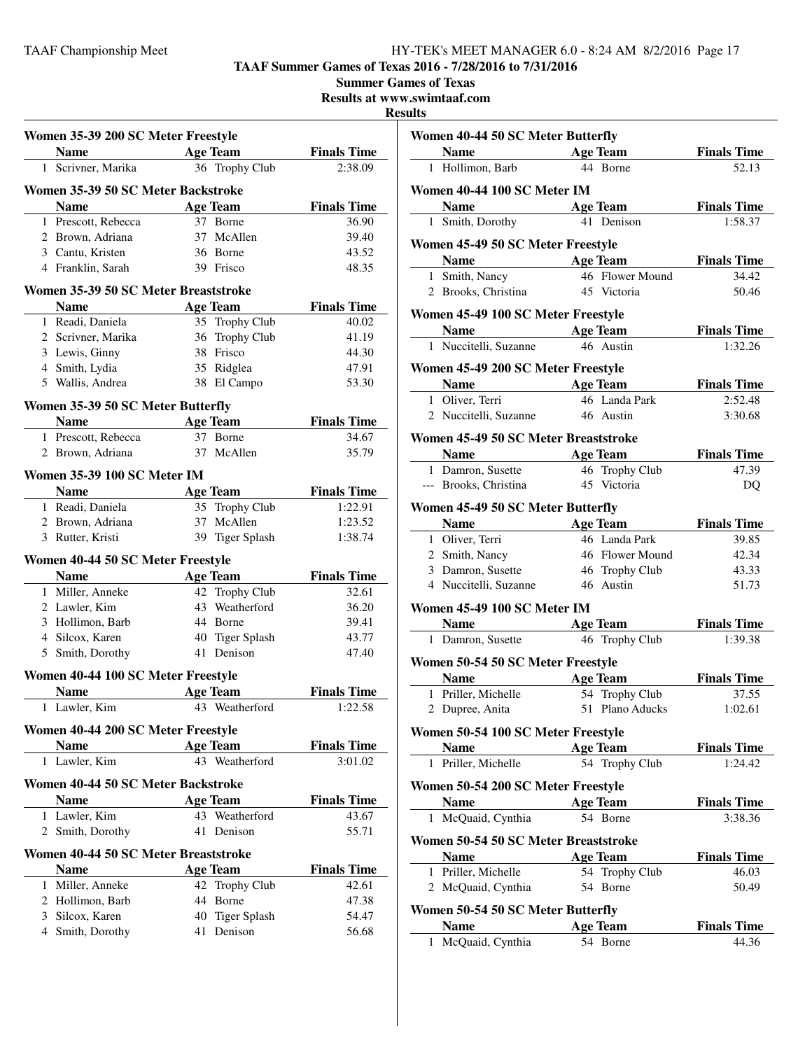# TAAF Summer Games of Texas 2016 - 7/28/2016 to 7/31/2016

## Summer Games of Texas

**Results at www.swimtaaf.com**

**Results**

### Women 35-39 200 SC Meter Freestyle

| | Name | Age | Team | Finals Time |
|---|---|---|---|---|
| 1 | Scrivner, Marika | 36 | Trophy Club | 2:38.09 |

### Women 35-39 50 SC Meter Backstroke

| | Name | Age | Team | Finals Time |
|---|---|---|---|---|
| 1 | Prescott, Rebecca | 37 | Borne | 36.90 |
| 2 | Brown, Adriana | 37 | McAllen | 39.40 |
| 3 | Cantu, Kristen | 36 | Borne | 43.52 |
| 4 | Franklin, Sarah | 39 | Frisco | 48.35 |

### Women 35-39 50 SC Meter Breaststroke

| | Name | Age | Team | Finals Time |
|---|---|---|---|---|
| 1 | Readi, Daniela | 35 | Trophy Club | 40.02 |
| 2 | Scrivner, Marika | 36 | Trophy Club | 41.19 |
| 3 | Lewis, Ginny | 38 | Frisco | 44.30 |
| 4 | Smith, Lydia | 35 | Ridglea | 47.91 |
| 5 | Wallis, Andrea | 38 | El Campo | 53.30 |

### Women 35-39 50 SC Meter Butterfly

| | Name | Age | Team | Finals Time |
|---|---|---|---|---|
| 1 | Prescott, Rebecca | 37 | Borne | 34.67 |
| 2 | Brown, Adriana | 37 | McAllen | 35.79 |

### Women 35-39 100 SC Meter IM

| | Name | Age | Team | Finals Time |
|---|---|---|---|---|
| 1 | Readi, Daniela | 35 | Trophy Club | 1:22.91 |
| 2 | Brown, Adriana | 37 | McAllen | 1:23.52 |
| 3 | Rutter, Kristi | 39 | Tiger Splash | 1:38.74 |

### Women 40-44 50 SC Meter Freestyle

| | Name | Age | Team | Finals Time |
|---|---|---|---|---|
| 1 | Miller, Anneke | 42 | Trophy Club | 32.61 |
| 2 | Lawler, Kim | 43 | Weatherford | 36.20 |
| 3 | Hollimon, Barb | 44 | Borne | 39.41 |
| 4 | Silcox, Karen | 40 | Tiger Splash | 43.77 |
| 5 | Smith, Dorothy | 41 | Denison | 47.40 |

### Women 40-44 100 SC Meter Freestyle

| | Name | Age | Team | Finals Time |
|---|---|---|---|---|
| 1 | Lawler, Kim | 43 | Weatherford | 1:22.58 |

### Women 40-44 200 SC Meter Freestyle

| | Name | Age | Team | Finals Time |
|---|---|---|---|---|
| 1 | Lawler, Kim | 43 | Weatherford | 3:01.02 |

### Women 40-44 50 SC Meter Backstroke

| | Name | Age | Team | Finals Time |
|---|---|---|---|---|
| 1 | Lawler, Kim | 43 | Weatherford | 43.67 |
| 2 | Smith, Dorothy | 41 | Denison | 55.71 |

### Women 40-44 50 SC Meter Breaststroke

| | Name | Age | Team | Finals Time |
|---|---|---|---|---|
| 1 | Miller, Anneke | 42 | Trophy Club | 42.61 |
| 2 | Hollimon, Barb | 44 | Borne | 47.38 |
| 3 | Silcox, Karen | 40 | Tiger Splash | 54.47 |
| 4 | Smith, Dorothy | 41 | Denison | 56.68 |

### Women 40-44 50 SC Meter Butterfly

| | Name | Age | Team | Finals Time |
|---|---|---|---|---|
| 1 | Hollimon, Barb | 44 | Borne | 52.13 |

### Women 40-44 100 SC Meter IM

| | Name | Age | Team | Finals Time |
|---|---|---|---|---|
| 1 | Smith, Dorothy | 41 | Denison | 1:58.37 |

### Women 45-49 50 SC Meter Freestyle

| | Name | Age | Team | Finals Time |
|---|---|---|---|---|
| 1 | Smith, Nancy | 46 | Flower Mound | 34.42 |
| 2 | Brooks, Christina | 45 | Victoria | 50.46 |

### Women 45-49 100 SC Meter Freestyle

| | Name | Age | Team | Finals Time |
|---|---|---|---|---|
| 1 | Nuccitelli, Suzanne | 46 | Austin | 1:32.26 |

### Women 45-49 200 SC Meter Freestyle

| | Name | Age | Team | Finals Time |
|---|---|---|---|---|
| 1 | Oliver, Terri | 46 | Landa Park | 2:52.48 |
| 2 | Nuccitelli, Suzanne | 46 | Austin | 3:30.68 |

### Women 45-49 50 SC Meter Breaststroke

| | Name | Age | Team | Finals Time |
|---|---|---|---|---|
| 1 | Damron, Susette | 46 | Trophy Club | 47.39 |
| --- | Brooks, Christina | 45 | Victoria | DQ |

### Women 45-49 50 SC Meter Butterfly

| | Name | Age | Team | Finals Time |
|---|---|---|---|---|
| 1 | Oliver, Terri | 46 | Landa Park | 39.85 |
| 2 | Smith, Nancy | 46 | Flower Mound | 42.34 |
| 3 | Damron, Susette | 46 | Trophy Club | 43.33 |
| 4 | Nuccitelli, Suzanne | 46 | Austin | 51.73 |

### Women 45-49 100 SC Meter IM

| | Name | Age | Team | Finals Time |
|---|---|---|---|---|
| 1 | Damron, Susette | 46 | Trophy Club | 1:39.38 |

### Women 50-54 50 SC Meter Freestyle

| | Name | Age | Team | Finals Time |
|---|---|---|---|---|
| 1 | Priller, Michelle | 54 | Trophy Club | 37.55 |
| 2 | Dupree, Anita | 51 | Plano Aducks | 1:02.61 |

### Women 50-54 100 SC Meter Freestyle

| | Name | Age | Team | Finals Time |
|---|---|---|---|---|
| 1 | Priller, Michelle | 54 | Trophy Club | 1:24.42 |

### Women 50-54 200 SC Meter Freestyle

| | Name | Age | Team | Finals Time |
|---|---|---|---|---|
| 1 | McQuaid, Cynthia | 54 | Borne | 3:38.36 |

### Women 50-54 50 SC Meter Breaststroke

| | Name | Age | Team | Finals Time |
|---|---|---|---|---|
| 1 | Priller, Michelle | 54 | Trophy Club | 46.03 |
| 2 | McQuaid, Cynthia | 54 | Borne | 50.49 |

### Women 50-54 50 SC Meter Butterfly

| | Name | Age | Team | Finals Time |
|---|---|---|---|---|
| 1 | McQuaid, Cynthia | 54 | Borne | 44.36 |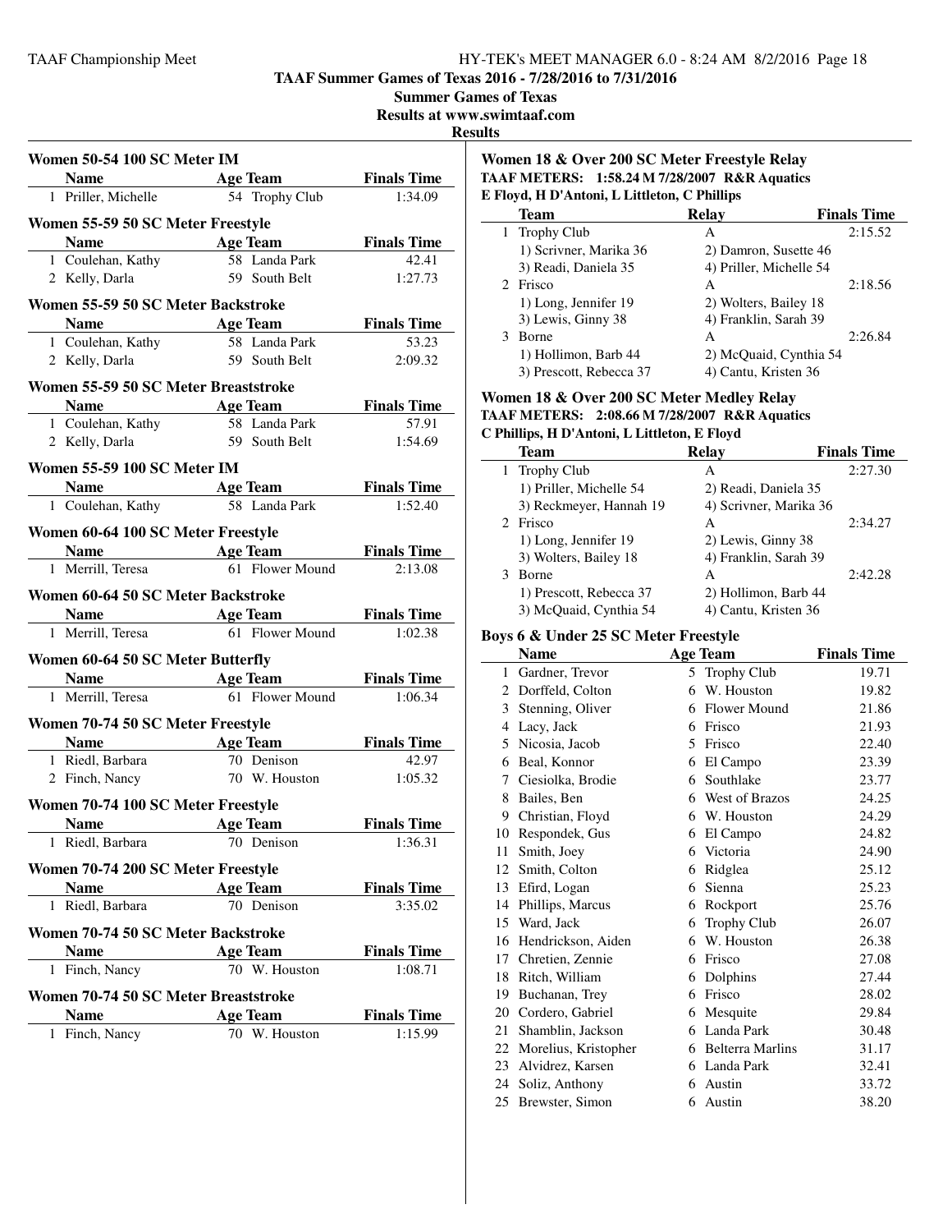# TAAF Summer Games of Texas 2016 - 7/28/2016 to 7/31/2016

## Summer Games of Texas

### Results at www.swimtaaf.com

### Results

**Women 50-54 100 SC Meter IM**

| | Name | Age | Team | Finals Time |
|---|---|---|---|---|
| 1 | Priller, Michelle | 54 | Trophy Club | 1:34.09 |

**Women 55-59 50 SC Meter Freestyle**

| | Name | Age | Team | Finals Time |
|---|---|---|---|---|
| 1 | Coulehan, Kathy | 58 | Landa Park | 42.41 |
| 2 | Kelly, Darla | 59 | South Belt | 1:27.73 |

**Women 55-59 50 SC Meter Backstroke**

| | Name | Age | Team | Finals Time |
|---|---|---|---|---|
| 1 | Coulehan, Kathy | 58 | Landa Park | 53.23 |
| 2 | Kelly, Darla | 59 | South Belt | 2:09.32 |

**Women 55-59 50 SC Meter Breaststroke**

| | Name | Age | Team | Finals Time |
|---|---|---|---|---|
| 1 | Coulehan, Kathy | 58 | Landa Park | 57.91 |
| 2 | Kelly, Darla | 59 | South Belt | 1:54.69 |

**Women 55-59 100 SC Meter IM**

| | Name | Age | Team | Finals Time |
|---|---|---|---|---|
| 1 | Coulehan, Kathy | 58 | Landa Park | 1:52.40 |

**Women 60-64 100 SC Meter Freestyle**

| | Name | Age | Team | Finals Time |
|---|---|---|---|---|
| 1 | Merrill, Teresa | 61 | Flower Mound | 2:13.08 |

**Women 60-64 50 SC Meter Backstroke**

| | Name | Age | Team | Finals Time |
|---|---|---|---|---|
| 1 | Merrill, Teresa | 61 | Flower Mound | 1:02.38 |

**Women 60-64 50 SC Meter Butterfly**

| | Name | Age | Team | Finals Time |
|---|---|---|---|---|
| 1 | Merrill, Teresa | 61 | Flower Mound | 1:06.34 |

**Women 70-74 50 SC Meter Freestyle**

| | Name | Age | Team | Finals Time |
|---|---|---|---|---|
| 1 | Riedl, Barbara | 70 | Denison | 42.97 |
| 2 | Finch, Nancy | 70 | W. Houston | 1:05.32 |

**Women 70-74 100 SC Meter Freestyle**

| | Name | Age | Team | Finals Time |
|---|---|---|---|---|
| 1 | Riedl, Barbara | 70 | Denison | 1:36.31 |

**Women 70-74 200 SC Meter Freestyle**

| | Name | Age | Team | Finals Time |
|---|---|---|---|---|
| 1 | Riedl, Barbara | 70 | Denison | 3:35.02 |

**Women 70-74 50 SC Meter Backstroke**

| | Name | Age | Team | Finals Time |
|---|---|---|---|---|
| 1 | Finch, Nancy | 70 | W. Houston | 1:08.71 |

**Women 70-74 50 SC Meter Breaststroke**

| | Name | Age | Team | Finals Time |
|---|---|---|---|---|
| 1 | Finch, Nancy | 70 | W. Houston | 1:15.99 |

**Women 18 & Over 200 SC Meter Freestyle Relay**

**TAAF METERS: 1:58.24 M 7/28/2007 R&R Aquatics**
**E Floyd, H D'Antoni, L Littleton, C Phillips**

| | Team | Relay | Finals Time |
|---|---|---|---|
| 1 | Trophy Club | A | 2:15.52 |
| | 1) Scrivner, Marika 36 | 2) Damron, Susette 46 | |
| | 3) Readi, Daniela 35 | 4) Priller, Michelle 54 | |
| 2 | Frisco | A | 2:18.56 |
| | 1) Long, Jennifer 19 | 2) Wolters, Bailey 18 | |
| | 3) Lewis, Ginny 38 | 4) Franklin, Sarah 39 | |
| 3 | Borne | A | 2:26.84 |
| | 1) Hollimon, Barb 44 | 2) McQuaid, Cynthia 54 | |
| | 3) Prescott, Rebecca 37 | 4) Cantu, Kristen 36 | |

**Women 18 & Over 200 SC Meter Medley Relay**

**TAAF METERS: 2:08.66 M 7/28/2007 R&R Aquatics**
**C Phillips, H D'Antoni, L Littleton, E Floyd**

| | Team | Relay | Finals Time |
|---|---|---|---|
| 1 | Trophy Club | A | 2:27.30 |
| | 1) Priller, Michelle 54 | 2) Readi, Daniela 35 | |
| | 3) Reckmeyer, Hannah 19 | 4) Scrivner, Marika 36 | |
| 2 | Frisco | A | 2:34.27 |
| | 1) Long, Jennifer 19 | 2) Lewis, Ginny 38 | |
| | 3) Wolters, Bailey 18 | 4) Franklin, Sarah 39 | |
| 3 | Borne | A | 2:42.28 |
| | 1) Prescott, Rebecca 37 | 2) Hollimon, Barb 44 | |
| | 3) McQuaid, Cynthia 54 | 4) Cantu, Kristen 36 | |

**Boys 6 & Under 25 SC Meter Freestyle**

| | Name | Age | Team | Finals Time |
|---|---|---|---|---|
| 1 | Gardner, Trevor | 5 | Trophy Club | 19.71 |
| 2 | Dorffeld, Colton | 6 | W. Houston | 19.82 |
| 3 | Stenning, Oliver | 6 | Flower Mound | 21.86 |
| 4 | Lacy, Jack | 6 | Frisco | 21.93 |
| 5 | Nicosia, Jacob | 5 | Frisco | 22.40 |
| 6 | Beal, Konnor | 6 | El Campo | 23.39 |
| 7 | Ciesiolka, Brodie | 6 | Southlake | 23.77 |
| 8 | Bailes, Ben | 6 | West of Brazos | 24.25 |
| 9 | Christian, Floyd | 6 | W. Houston | 24.29 |
| 10 | Respondek, Gus | 6 | El Campo | 24.82 |
| 11 | Smith, Joey | 6 | Victoria | 24.90 |
| 12 | Smith, Colton | 6 | Ridglea | 25.12 |
| 13 | Efird, Logan | 6 | Sienna | 25.23 |
| 14 | Phillips, Marcus | 6 | Rockport | 25.76 |
| 15 | Ward, Jack | 6 | Trophy Club | 26.07 |
| 16 | Hendrickson, Aiden | 6 | W. Houston | 26.38 |
| 17 | Chretien, Zennie | 6 | Frisco | 27.08 |
| 18 | Ritch, William | 6 | Dolphins | 27.44 |
| 19 | Buchanan, Trey | 6 | Frisco | 28.02 |
| 20 | Cordero, Gabriel | 6 | Mesquite | 29.84 |
| 21 | Shamblin, Jackson | 6 | Landa Park | 30.48 |
| 22 | Morelius, Kristopher | 6 | Belterra Marlins | 31.17 |
| 23 | Alvidrez, Karsen | 6 | Landa Park | 32.41 |
| 24 | Soliz, Anthony | 6 | Austin | 33.72 |
| 25 | Brewster, Simon | 6 | Austin | 38.20 |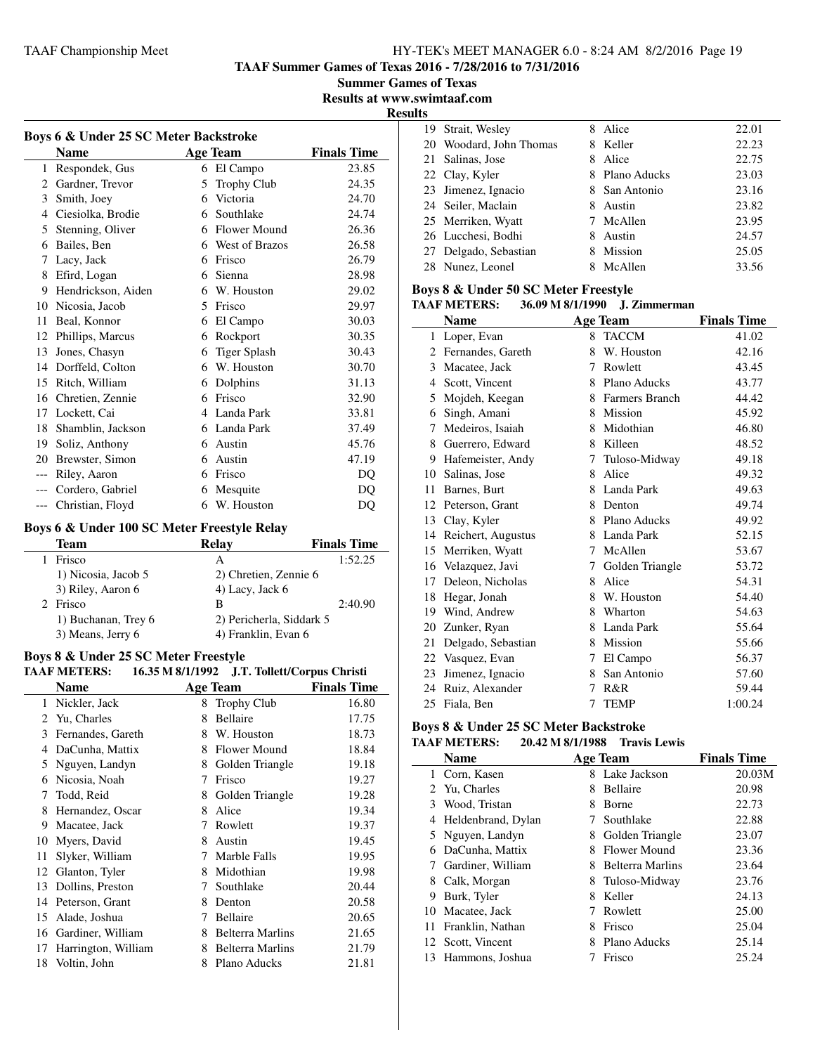## TAAF Summer Games of Texas 2016 - 7/28/2016 to 7/31/2016

**Summer Games of Texas**

**Results at www.swimtaaf.com**

**Results**

### Boys 6 & Under 25 SC Meter Backstroke

| | Name | Age | Team | Finals Time |
|---|---|---|---|---|
| 1 | Respondek, Gus | 6 | El Campo | 23.85 |
| 2 | Gardner, Trevor | 5 | Trophy Club | 24.35 |
| 3 | Smith, Joey | 6 | Victoria | 24.70 |
| 4 | Ciesiolka, Brodie | 6 | Southlake | 24.74 |
| 5 | Stenning, Oliver | 6 | Flower Mound | 26.36 |
| 6 | Bailes, Ben | 6 | West of Brazos | 26.58 |
| 7 | Lacy, Jack | 6 | Frisco | 26.79 |
| 8 | Efird, Logan | 6 | Sienna | 28.98 |
| 9 | Hendrickson, Aiden | 6 | W. Houston | 29.02 |
| 10 | Nicosia, Jacob | 5 | Frisco | 29.97 |
| 11 | Beal, Konnor | 6 | El Campo | 30.03 |
| 12 | Phillips, Marcus | 6 | Rockport | 30.35 |
| 13 | Jones, Chasyn | 6 | Tiger Splash | 30.43 |
| 14 | Dorffeld, Colton | 6 | W. Houston | 30.70 |
| 15 | Ritch, William | 6 | Dolphins | 31.13 |
| 16 | Chretien, Zennie | 6 | Frisco | 32.90 |
| 17 | Lockett, Cai | 4 | Landa Park | 33.81 |
| 18 | Shamblin, Jackson | 6 | Landa Park | 37.49 |
| 19 | Soliz, Anthony | 6 | Austin | 45.76 |
| 20 | Brewster, Simon | 6 | Austin | 47.19 |
| --- | Riley, Aaron | 6 | Frisco | DQ |
| --- | Cordero, Gabriel | 6 | Mesquite | DQ |
| --- | Christian, Floyd | 6 | W. Houston | DQ |

### Boys 6 & Under 100 SC Meter Freestyle Relay

| | Team | Relay | Finals Time |
|---|---|---|---|
| 1 | Frisco | A | 1:52.25 |
| | 1) Nicosia, Jacob 5 | 2) Chretien, Zennie 6 | |
| | 3) Riley, Aaron 6 | 4) Lacy, Jack 6 | |
| 2 | Frisco | B | 2:40.90 |
| | 1) Buchanan, Trey 6 | 2) Pericherla, Siddark 5 | |
| | 3) Means, Jerry 6 | 4) Franklin, Evan 6 | |

### Boys 8 & Under 25 SC Meter Freestyle

**TAAF METERS: 16.35 M 8/1/1992 J.T. Tollett/Corpus Christi**

| | Name | Age | Team | Finals Time |
|---|---|---|---|---|
| 1 | Nickler, Jack | 8 | Trophy Club | 16.80 |
| 2 | Yu, Charles | 8 | Bellaire | 17.75 |
| 3 | Fernandes, Gareth | 8 | W. Houston | 18.73 |
| 4 | DaCunha, Mattix | 8 | Flower Mound | 18.84 |
| 5 | Nguyen, Landyn | 8 | Golden Triangle | 19.18 |
| 6 | Nicosia, Noah | 7 | Frisco | 19.27 |
| 7 | Todd, Reid | 8 | Golden Triangle | 19.28 |
| 8 | Hernandez, Oscar | 8 | Alice | 19.34 |
| 9 | Macatee, Jack | 7 | Rowlett | 19.37 |
| 10 | Myers, David | 8 | Austin | 19.45 |
| 11 | Slyker, William | 7 | Marble Falls | 19.95 |
| 12 | Glanton, Tyler | 8 | Midothian | 19.98 |
| 13 | Dollins, Preston | 7 | Southlake | 20.44 |
| 14 | Peterson, Grant | 8 | Denton | 20.58 |
| 15 | Alade, Joshua | 7 | Bellaire | 20.65 |
| 16 | Gardiner, William | 8 | Belterra Marlins | 21.65 |
| 17 | Harrington, William | 8 | Belterra Marlins | 21.79 |
| 18 | Voltin, John | 8 | Plano Aducks | 21.81 |
| 19 | Strait, Wesley | 8 | Alice | 22.01 |
| 20 | Woodard, John Thomas | 8 | Keller | 22.23 |
| 21 | Salinas, Jose | 8 | Alice | 22.75 |
| 22 | Clay, Kyler | 8 | Plano Aducks | 23.03 |
| 23 | Jimenez, Ignacio | 8 | San Antonio | 23.16 |
| 24 | Seiler, Maclain | 8 | Austin | 23.82 |
| 25 | Merriken, Wyatt | 7 | McAllen | 23.95 |
| 26 | Lucchesi, Bodhi | 8 | Austin | 24.57 |
| 27 | Delgado, Sebastian | 8 | Mission | 25.05 |
| 28 | Nunez, Leonel | 8 | McAllen | 33.56 |

### Boys 8 & Under 50 SC Meter Freestyle

**TAAF METERS: 36.09 M 8/1/1990 J. Zimmerman**

| | Name | Age | Team | Finals Time |
|---|---|---|---|---|
| 1 | Loper, Evan | 8 | TACCM | 41.02 |
| 2 | Fernandes, Gareth | 8 | W. Houston | 42.16 |
| 3 | Macatee, Jack | 7 | Rowlett | 43.45 |
| 4 | Scott, Vincent | 8 | Plano Aducks | 43.77 |
| 5 | Mojdeh, Keegan | 8 | Farmers Branch | 44.42 |
| 6 | Singh, Amani | 8 | Mission | 45.92 |
| 7 | Medeiros, Isaiah | 8 | Midothian | 46.80 |
| 8 | Guerrero, Edward | 8 | Killeen | 48.52 |
| 9 | Hafemeister, Andy | 7 | Tuloso-Midway | 49.18 |
| 10 | Salinas, Jose | 8 | Alice | 49.32 |
| 11 | Barnes, Burt | 8 | Landa Park | 49.63 |
| 12 | Peterson, Grant | 8 | Denton | 49.74 |
| 13 | Clay, Kyler | 8 | Plano Aducks | 49.92 |
| 14 | Reichert, Augustus | 8 | Landa Park | 52.15 |
| 15 | Merriken, Wyatt | 7 | McAllen | 53.67 |
| 16 | Velazquez, Javi | 7 | Golden Triangle | 53.72 |
| 17 | Deleon, Nicholas | 8 | Alice | 54.31 |
| 18 | Hegar, Jonah | 8 | W. Houston | 54.40 |
| 19 | Wind, Andrew | 8 | Wharton | 54.63 |
| 20 | Zunker, Ryan | 8 | Landa Park | 55.64 |
| 21 | Delgado, Sebastian | 8 | Mission | 55.66 |
| 22 | Vasquez, Evan | 7 | El Campo | 56.37 |
| 23 | Jimenez, Ignacio | 8 | San Antonio | 57.60 |
| 24 | Ruiz, Alexander | 7 | R&R | 59.44 |
| 25 | Fiala, Ben | 7 | TEMP | 1:00.24 |

### Boys 8 & Under 25 SC Meter Backstroke

**TAAF METERS: 20.42 M 8/1/1988 Travis Lewis**

| | Name | Age | Team | Finals Time |
|---|---|---|---|---|
| 1 | Corn, Kasen | 8 | Lake Jackson | 20.03M |
| 2 | Yu, Charles | 8 | Bellaire | 20.98 |
| 3 | Wood, Tristan | 8 | Borne | 22.73 |
| 4 | Heldenbrand, Dylan | 7 | Southlake | 22.88 |
| 5 | Nguyen, Landyn | 8 | Golden Triangle | 23.07 |
| 6 | DaCunha, Mattix | 8 | Flower Mound | 23.36 |
| 7 | Gardiner, William | 8 | Belterra Marlins | 23.64 |
| 8 | Calk, Morgan | 8 | Tuloso-Midway | 23.76 |
| 9 | Burk, Tyler | 8 | Keller | 24.13 |
| 10 | Macatee, Jack | 7 | Rowlett | 25.00 |
| 11 | Franklin, Nathan | 8 | Frisco | 25.04 |
| 12 | Scott, Vincent | 8 | Plano Aducks | 25.14 |
| 13 | Hammons, Joshua | 7 | Frisco | 25.24 |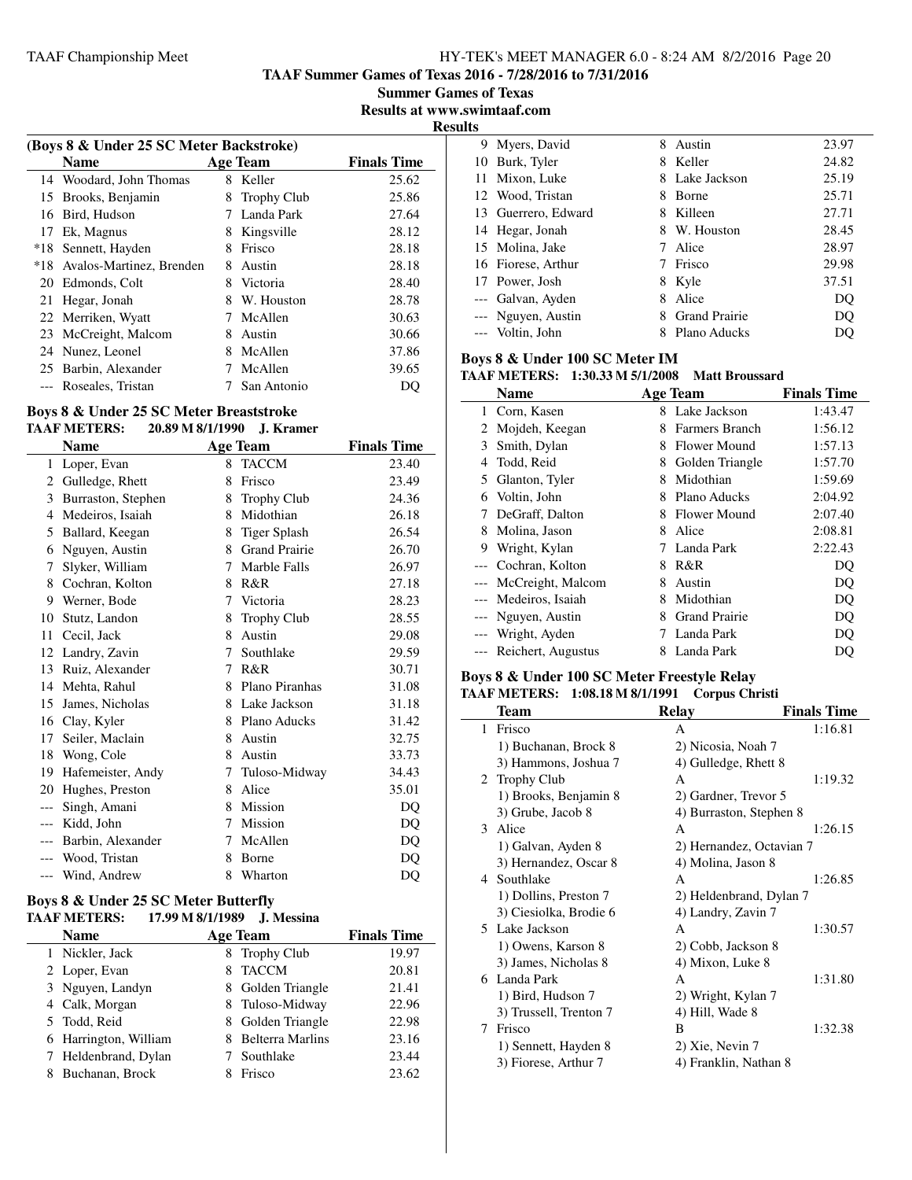# TAAF Summer Games of Texas 2016 - 7/28/2016 to 7/31/2016

## Summer Games of Texas

**Results at www.swimtaaf.com**

**Results**

### (Boys 8 & Under 25 SC Meter Backstroke)

| | Name | Age | Team | Finals Time |
|---|---|---|---|---|
| 14 | Woodard, John Thomas | 8 | Keller | 25.62 |
| 15 | Brooks, Benjamin | 8 | Trophy Club | 25.86 |
| 16 | Bird, Hudson | 7 | Landa Park | 27.64 |
| 17 | Ek, Magnus | 8 | Kingsville | 28.12 |
| *18 | Sennett, Hayden | 8 | Frisco | 28.18 |
| *18 | Avalos-Martinez, Brenden | 8 | Austin | 28.18 |
| 20 | Edmonds, Colt | 8 | Victoria | 28.40 |
| 21 | Hegar, Jonah | 8 | W. Houston | 28.78 |
| 22 | Merriken, Wyatt | 7 | McAllen | 30.63 |
| 23 | McCreight, Malcom | 8 | Austin | 30.66 |
| 24 | Nunez, Leonel | 8 | McAllen | 37.86 |
| 25 | Barbin, Alexander | 7 | McAllen | 39.65 |
| --- | Roseales, Tristan | 7 | San Antonio | DQ |

### Boys 8 & Under 25 SC Meter Breaststroke

**TAAF METERS: 20.89 M 8/1/1990 J. Kramer**

| | Name | Age | Team | Finals Time |
|---|---|---|---|---|
| 1 | Loper, Evan | 8 | TACCM | 23.40 |
| 2 | Gulledge, Rhett | 8 | Frisco | 23.49 |
| 3 | Burraston, Stephen | 8 | Trophy Club | 24.36 |
| 4 | Medeiros, Isaiah | 8 | Midothian | 26.18 |
| 5 | Ballard, Keegan | 8 | Tiger Splash | 26.54 |
| 6 | Nguyen, Austin | 8 | Grand Prairie | 26.70 |
| 7 | Slyker, William | 7 | Marble Falls | 26.97 |
| 8 | Cochran, Kolton | 8 | R&R | 27.18 |
| 9 | Werner, Bode | 7 | Victoria | 28.23 |
| 10 | Stutz, Landon | 8 | Trophy Club | 28.55 |
| 11 | Cecil, Jack | 8 | Austin | 29.08 |
| 12 | Landry, Zavin | 7 | Southlake | 29.59 |
| 13 | Ruiz, Alexander | 7 | R&R | 30.71 |
| 14 | Mehta, Rahul | 8 | Plano Piranhas | 31.08 |
| 15 | James, Nicholas | 8 | Lake Jackson | 31.18 |
| 16 | Clay, Kyler | 8 | Plano Aducks | 31.42 |
| 17 | Seiler, Maclain | 8 | Austin | 32.75 |
| 18 | Wong, Cole | 8 | Austin | 33.73 |
| 19 | Hafemeister, Andy | 7 | Tuloso-Midway | 34.43 |
| 20 | Hughes, Preston | 8 | Alice | 35.01 |
| --- | Singh, Amani | 8 | Mission | DQ |
| --- | Kidd, John | 7 | Mission | DQ |
| --- | Barbin, Alexander | 7 | McAllen | DQ |
| --- | Wood, Tristan | 8 | Borne | DQ |
| --- | Wind, Andrew | 8 | Wharton | DQ |

### Boys 8 & Under 25 SC Meter Butterfly

**TAAF METERS: 17.99 M 8/1/1989 J. Messina**

| | Name | Age | Team | Finals Time |
|---|---|---|---|---|
| 1 | Nickler, Jack | 8 | Trophy Club | 19.97 |
| 2 | Loper, Evan | 8 | TACCM | 20.81 |
| 3 | Nguyen, Landyn | 8 | Golden Triangle | 21.41 |
| 4 | Calk, Morgan | 8 | Tuloso-Midway | 22.96 |
| 5 | Todd, Reid | 8 | Golden Triangle | 22.98 |
| 6 | Harrington, William | 8 | Belterra Marlins | 23.16 |
| 7 | Heldenbrand, Dylan | 7 | Southlake | 23.44 |
| 8 | Buchanan, Brock | 8 | Frisco | 23.62 |
| 9 | Myers, David | 8 | Austin | 23.97 |
| 10 | Burk, Tyler | 8 | Keller | 24.82 |
| 11 | Mixon, Luke | 8 | Lake Jackson | 25.19 |
| 12 | Wood, Tristan | 8 | Borne | 25.71 |
| 13 | Guerrero, Edward | 8 | Killeen | 27.71 |
| 14 | Hegar, Jonah | 8 | W. Houston | 28.45 |
| 15 | Molina, Jake | 7 | Alice | 28.97 |
| 16 | Fiorese, Arthur | 7 | Frisco | 29.98 |
| 17 | Power, Josh | 8 | Kyle | 37.51 |
| --- | Galvan, Ayden | 8 | Alice | DQ |
| --- | Nguyen, Austin | 8 | Grand Prairie | DQ |
| --- | Voltin, John | 8 | Plano Aducks | DQ |

### Boys 8 & Under 100 SC Meter IM

**TAAF METERS: 1:30.33 M 5/1/2008 Matt Broussard**

| | Name | Age | Team | Finals Time |
|---|---|---|---|---|
| 1 | Corn, Kasen | 8 | Lake Jackson | 1:43.47 |
| 2 | Mojdeh, Keegan | 8 | Farmers Branch | 1:56.12 |
| 3 | Smith, Dylan | 8 | Flower Mound | 1:57.13 |
| 4 | Todd, Reid | 8 | Golden Triangle | 1:57.70 |
| 5 | Glanton, Tyler | 8 | Midothian | 1:59.69 |
| 6 | Voltin, John | 8 | Plano Aducks | 2:04.92 |
| 7 | DeGraff, Dalton | 8 | Flower Mound | 2:07.40 |
| 8 | Molina, Jason | 8 | Alice | 2:08.81 |
| 9 | Wright, Kylan | 7 | Landa Park | 2:22.43 |
| --- | Cochran, Kolton | 8 | R&R | DQ |
| --- | McCreight, Malcom | 8 | Austin | DQ |
| --- | Medeiros, Isaiah | 8 | Midothian | DQ |
| --- | Nguyen, Austin | 8 | Grand Prairie | DQ |
| --- | Wright, Ayden | 7 | Landa Park | DQ |
| --- | Reichert, Augustus | 8 | Landa Park | DQ |

### Boys 8 & Under 100 SC Meter Freestyle Relay

**TAAF METERS: 1:08.18 M 8/1/1991 Corpus Christi**

| | Team | Relay | Finals Time |
|---|---|---|---|
| 1 | Frisco | A | 1:16.81 |
| | 1) Buchanan, Brock 8 | 2) Nicosia, Noah 7 | |
| | 3) Hammons, Joshua 7 | 4) Gulledge, Rhett 8 | |
| 2 | Trophy Club | A | 1:19.32 |
| | 1) Brooks, Benjamin 8 | 2) Gardner, Trevor 5 | |
| | 3) Grube, Jacob 8 | 4) Burraston, Stephen 8 | |
| 3 | Alice | A | 1:26.15 |
| | 1) Galvan, Ayden 8 | 2) Hernandez, Octavian 7 | |
| | 3) Hernandez, Oscar 8 | 4) Molina, Jason 8 | |
| 4 | Southlake | A | 1:26.85 |
| | 1) Dollins, Preston 7 | 2) Heldenbrand, Dylan 7 | |
| | 3) Ciesiolka, Brodie 6 | 4) Landry, Zavin 7 | |
| 5 | Lake Jackson | A | 1:30.57 |
| | 1) Owens, Karson 8 | 2) Cobb, Jackson 8 | |
| | 3) James, Nicholas 8 | 4) Mixon, Luke 8 | |
| 6 | Landa Park | A | 1:31.80 |
| | 1) Bird, Hudson 7 | 2) Wright, Kylan 7 | |
| | 3) Trussell, Trenton 7 | 4) Hill, Wade 8 | |
| 7 | Frisco | B | 1:32.38 |
| | 1) Sennett, Hayden 8 | 2) Xie, Nevin 7 | |
| | 3) Fiorese, Arthur 7 | 4) Franklin, Nathan 8 | |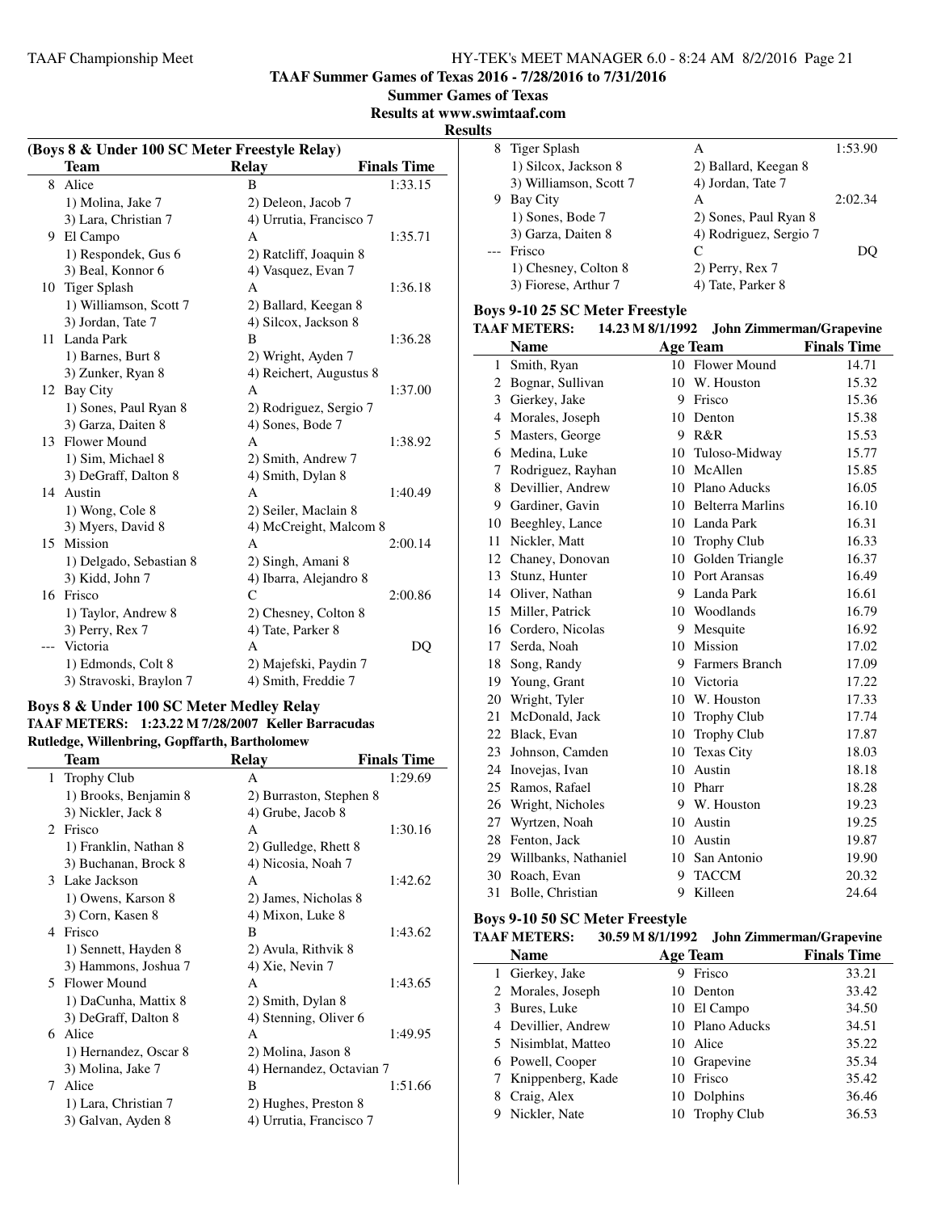**TAAF Summer Games of Texas 2016 - 7/28/2016 to 7/31/2016**

**Summer Games of Texas**

**Results at www.swimtaaf.com**

**Results**

### (Boys 8 & Under 100 SC Meter Freestyle Relay)

| | Team | Relay | Finals Time |
|---|---|---|---|
| 8 | Alice | B | 1:33.15 |
| | 1) Molina, Jake 7 | 2) Deleon, Jacob 7 | |
| | 3) Lara, Christian 7 | 4) Urrutia, Francisco 7 | |
| 9 | El Campo | A | 1:35.71 |
| | 1) Respondek, Gus 6 | 2) Ratcliff, Joaquin 8 | |
| | 3) Beal, Konnor 6 | 4) Vasquez, Evan 7 | |
| 10 | Tiger Splash | A | 1:36.18 |
| | 1) Williamson, Scott 7 | 2) Ballard, Keegan 8 | |
| | 3) Jordan, Tate 7 | 4) Silcox, Jackson 8 | |
| 11 | Landa Park | B | 1:36.28 |
| | 1) Barnes, Burt 8 | 2) Wright, Ayden 7 | |
| | 3) Zunker, Ryan 8 | 4) Reichert, Augustus 8 | |
| 12 | Bay City | A | 1:37.00 |
| | 1) Sones, Paul Ryan 8 | 2) Rodriguez, Sergio 7 | |
| | 3) Garza, Daiten 8 | 4) Sones, Bode 7 | |
| 13 | Flower Mound | A | 1:38.92 |
| | 1) Sim, Michael 8 | 2) Smith, Andrew 7 | |
| | 3) DeGraff, Dalton 8 | 4) Smith, Dylan 8 | |
| 14 | Austin | A | 1:40.49 |
| | 1) Wong, Cole 8 | 2) Seiler, Maclain 8 | |
| | 3) Myers, David 8 | 4) McCreight, Malcom 8 | |
| 15 | Mission | A | 2:00.14 |
| | 1) Delgado, Sebastian 8 | 2) Singh, Amani 8 | |
| | 3) Kidd, John 7 | 4) Ibarra, Alejandro 8 | |
| 16 | Frisco | C | 2:00.86 |
| | 1) Taylor, Andrew 8 | 2) Chesney, Colton 8 | |
| | 3) Perry, Rex 7 | 4) Tate, Parker 8 | |
| --- | Victoria | A | DQ |
| | 1) Edmonds, Colt 8 | 2) Majefski, Paydin 7 | |
| | 3) Stravoski, Braylon 7 | 4) Smith, Freddie 7 | |

### Boys 8 & Under 100 SC Meter Medley Relay

**TAAF METERS: 1:23.22 M 7/28/2007 Keller Barracudas**
**Rutledge, Willenbring, Gopffarth, Bartholomew**

| | Team | Relay | Finals Time |
|---|---|---|---|
| 1 | Trophy Club | A | 1:29.69 |
| | 1) Brooks, Benjamin 8 | 2) Burraston, Stephen 8 | |
| | 3) Nickler, Jack 8 | 4) Grube, Jacob 8 | |
| 2 | Frisco | A | 1:30.16 |
| | 1) Franklin, Nathan 8 | 2) Gulledge, Rhett 8 | |
| | 3) Buchanan, Brock 8 | 4) Nicosia, Noah 7 | |
| 3 | Lake Jackson | A | 1:42.62 |
| | 1) Owens, Karson 8 | 2) James, Nicholas 8 | |
| | 3) Corn, Kasen 8 | 4) Mixon, Luke 8 | |
| 4 | Frisco | B | 1:43.62 |
| | 1) Sennett, Hayden 8 | 2) Avula, Rithvik 8 | |
| | 3) Hammons, Joshua 7 | 4) Xie, Nevin 7 | |
| 5 | Flower Mound | A | 1:43.65 |
| | 1) DaCunha, Mattix 8 | 2) Smith, Dylan 8 | |
| | 3) DeGraff, Dalton 8 | 4) Stenning, Oliver 6 | |
| 6 | Alice | A | 1:49.95 |
| | 1) Hernandez, Oscar 8 | 2) Molina, Jason 8 | |
| | 3) Molina, Jake 7 | 4) Hernandez, Octavian 7 | |
| 7 | Alice | B | 1:51.66 |
| | 1) Lara, Christian 7 | 2) Hughes, Preston 8 | |
| | 3) Galvan, Ayden 8 | 4) Urrutia, Francisco 7 | |
| 8 | Tiger Splash | A | 1:53.90 |
| | 1) Silcox, Jackson 8 | 2) Ballard, Keegan 8 | |
| | 3) Williamson, Scott 7 | 4) Jordan, Tate 7 | |
| 9 | Bay City | A | 2:02.34 |
| | 1) Sones, Bode 7 | 2) Sones, Paul Ryan 8 | |
| | 3) Garza, Daiten 8 | 4) Rodriguez, Sergio 7 | |
| --- | Frisco | C | DQ |
| | 1) Chesney, Colton 8 | 2) Perry, Rex 7 | |
| | 3) Fiorese, Arthur 7 | 4) Tate, Parker 8 | |

### Boys 9-10 25 SC Meter Freestyle

**TAAF METERS: 14.23 M 8/1/1992 John Zimmerman/Grapevine**

| | Name | Age | Team | Finals Time |
|---|---|---|---|---|
| 1 | Smith, Ryan | 10 | Flower Mound | 14.71 |
| 2 | Bognar, Sullivan | 10 | W. Houston | 15.32 |
| 3 | Gierkey, Jake | 9 | Frisco | 15.36 |
| 4 | Morales, Joseph | 10 | Denton | 15.38 |
| 5 | Masters, George | 9 | R&R | 15.53 |
| 6 | Medina, Luke | 10 | Tuloso-Midway | 15.77 |
| 7 | Rodriguez, Rayhan | 10 | McAllen | 15.85 |
| 8 | Devillier, Andrew | 10 | Plano Aducks | 16.05 |
| 9 | Gardiner, Gavin | 10 | Belterra Marlins | 16.10 |
| 10 | Beeghley, Lance | 10 | Landa Park | 16.31 |
| 11 | Nickler, Matt | 10 | Trophy Club | 16.33 |
| 12 | Chaney, Donovan | 10 | Golden Triangle | 16.37 |
| 13 | Stunz, Hunter | 10 | Port Aransas | 16.49 |
| 14 | Oliver, Nathan | 9 | Landa Park | 16.61 |
| 15 | Miller, Patrick | 10 | Woodlands | 16.79 |
| 16 | Cordero, Nicolas | 9 | Mesquite | 16.92 |
| 17 | Serda, Noah | 10 | Mission | 17.02 |
| 18 | Song, Randy | 9 | Farmers Branch | 17.09 |
| 19 | Young, Grant | 10 | Victoria | 17.22 |
| 20 | Wright, Tyler | 10 | W. Houston | 17.33 |
| 21 | McDonald, Jack | 10 | Trophy Club | 17.74 |
| 22 | Black, Evan | 10 | Trophy Club | 17.87 |
| 23 | Johnson, Camden | 10 | Texas City | 18.03 |
| 24 | Inovejas, Ivan | 10 | Austin | 18.18 |
| 25 | Ramos, Rafael | 10 | Pharr | 18.28 |
| 26 | Wright, Nicholes | 9 | W. Houston | 19.23 |
| 27 | Wyrtzen, Noah | 10 | Austin | 19.25 |
| 28 | Fenton, Jack | 10 | Austin | 19.87 |
| 29 | Willbanks, Nathaniel | 10 | San Antonio | 19.90 |
| 30 | Roach, Evan | 9 | TACCM | 20.32 |
| 31 | Bolle, Christian | 9 | Killeen | 24.64 |

### Boys 9-10 50 SC Meter Freestyle

**TAAF METERS: 30.59 M 8/1/1992 John Zimmerman/Grapevine**

| | Name | Age | Team | Finals Time |
|---|---|---|---|---|
| 1 | Gierkey, Jake | 9 | Frisco | 33.21 |
| 2 | Morales, Joseph | 10 | Denton | 33.42 |
| 3 | Bures, Luke | 10 | El Campo | 34.50 |
| 4 | Devillier, Andrew | 10 | Plano Aducks | 34.51 |
| 5 | Nisimblat, Matteo | 10 | Alice | 35.22 |
| 6 | Powell, Cooper | 10 | Grapevine | 35.34 |
| 7 | Knippenberg, Kade | 10 | Frisco | 35.42 |
| 8 | Craig, Alex | 10 | Dolphins | 36.46 |
| 9 | Nickler, Nate | 10 | Trophy Club | 36.53 |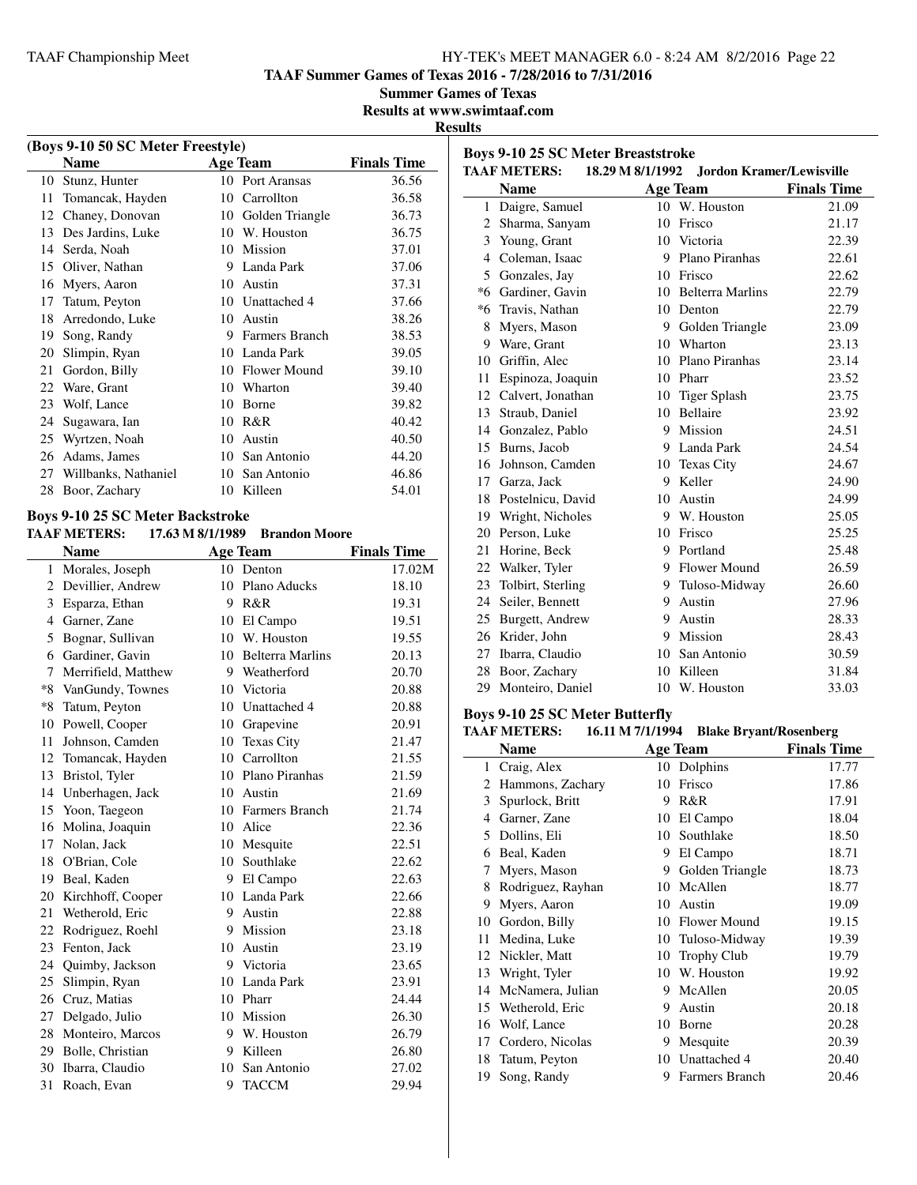### TAAF Summer Games of Texas 2016 - 7/28/2016 to 7/31/2016

**Summer Games of Texas**

**Results at www.swimtaaf.com**

**Results**

#### (Boys 9-10 50 SC Meter Freestyle)

| | Name | Age | Team | Finals Time |
|---|---|---|---|---|
| 10 | Stunz, Hunter | 10 | Port Aransas | 36.56 |
| 11 | Tomancak, Hayden | 10 | Carrollton | 36.58 |
| 12 | Chaney, Donovan | 10 | Golden Triangle | 36.73 |
| 13 | Des Jardins, Luke | 10 | W. Houston | 36.75 |
| 14 | Serda, Noah | 10 | Mission | 37.01 |
| 15 | Oliver, Nathan | 9 | Landa Park | 37.06 |
| 16 | Myers, Aaron | 10 | Austin | 37.31 |
| 17 | Tatum, Peyton | 10 | Unattached 4 | 37.66 |
| 18 | Arredondo, Luke | 10 | Austin | 38.26 |
| 19 | Song, Randy | 9 | Farmers Branch | 38.53 |
| 20 | Slimpin, Ryan | 10 | Landa Park | 39.05 |
| 21 | Gordon, Billy | 10 | Flower Mound | 39.10 |
| 22 | Ware, Grant | 10 | Wharton | 39.40 |
| 23 | Wolf, Lance | 10 | Borne | 39.82 |
| 24 | Sugawara, Ian | 10 | R&R | 40.42 |
| 25 | Wyrtzen, Noah | 10 | Austin | 40.50 |
| 26 | Adams, James | 10 | San Antonio | 44.20 |
| 27 | Willbanks, Nathaniel | 10 | San Antonio | 46.86 |
| 28 | Boor, Zachary | 10 | Killeen | 54.01 |

#### Boys 9-10 25 SC Meter Backstroke

**TAAF METERS: 17.63 M 8/1/1989 Brandon Moore**

| | Name | Age | Team | Finals Time |
|---|---|---|---|---|
| 1 | Morales, Joseph | 10 | Denton | 17.02M |
| 2 | Devillier, Andrew | 10 | Plano Aducks | 18.10 |
| 3 | Esparza, Ethan | 9 | R&R | 19.31 |
| 4 | Garner, Zane | 10 | El Campo | 19.51 |
| 5 | Bognar, Sullivan | 10 | W. Houston | 19.55 |
| 6 | Gardiner, Gavin | 10 | Belterra Marlins | 20.13 |
| 7 | Merrifield, Matthew | 9 | Weatherford | 20.70 |
| *8 | VanGundy, Townes | 10 | Victoria | 20.88 |
| *8 | Tatum, Peyton | 10 | Unattached 4 | 20.88 |
| 10 | Powell, Cooper | 10 | Grapevine | 20.91 |
| 11 | Johnson, Camden | 10 | Texas City | 21.47 |
| 12 | Tomancak, Hayden | 10 | Carrollton | 21.55 |
| 13 | Bristol, Tyler | 10 | Plano Piranhas | 21.59 |
| 14 | Unberhagen, Jack | 10 | Austin | 21.69 |
| 15 | Yoon, Taegeon | 10 | Farmers Branch | 21.74 |
| 16 | Molina, Joaquin | 10 | Alice | 22.36 |
| 17 | Nolan, Jack | 10 | Mesquite | 22.51 |
| 18 | O'Brian, Cole | 10 | Southlake | 22.62 |
| 19 | Beal, Kaden | 9 | El Campo | 22.63 |
| 20 | Kirchhoff, Cooper | 10 | Landa Park | 22.66 |
| 21 | Wetherold, Eric | 9 | Austin | 22.88 |
| 22 | Rodriguez, Roehl | 9 | Mission | 23.18 |
| 23 | Fenton, Jack | 10 | Austin | 23.19 |
| 24 | Quimby, Jackson | 9 | Victoria | 23.65 |
| 25 | Slimpin, Ryan | 10 | Landa Park | 23.91 |
| 26 | Cruz, Matias | 10 | Pharr | 24.44 |
| 27 | Delgado, Julio | 10 | Mission | 26.30 |
| 28 | Monteiro, Marcos | 9 | W. Houston | 26.79 |
| 29 | Bolle, Christian | 9 | Killeen | 26.80 |
| 30 | Ibarra, Claudio | 10 | San Antonio | 27.02 |
| 31 | Roach, Evan | 9 | TACCM | 29.94 |

#### Boys 9-10 25 SC Meter Breaststroke

**TAAF METERS: 18.29 M 8/1/1992 Jordon Kramer/Lewisville**

| | Name | Age | Team | Finals Time |
|---|---|---|---|---|
| 1 | Daigre, Samuel | 10 | W. Houston | 21.09 |
| 2 | Sharma, Sanyam | 10 | Frisco | 21.17 |
| 3 | Young, Grant | 10 | Victoria | 22.39 |
| 4 | Coleman, Isaac | 9 | Plano Piranhas | 22.61 |
| 5 | Gonzales, Jay | 10 | Frisco | 22.62 |
| *6 | Gardiner, Gavin | 10 | Belterra Marlins | 22.79 |
| *6 | Travis, Nathan | 10 | Denton | 22.79 |
| 8 | Myers, Mason | 9 | Golden Triangle | 23.09 |
| 9 | Ware, Grant | 10 | Wharton | 23.13 |
| 10 | Griffin, Alec | 10 | Plano Piranhas | 23.14 |
| 11 | Espinoza, Joaquin | 10 | Pharr | 23.52 |
| 12 | Calvert, Jonathan | 10 | Tiger Splash | 23.75 |
| 13 | Straub, Daniel | 10 | Bellaire | 23.92 |
| 14 | Gonzalez, Pablo | 9 | Mission | 24.51 |
| 15 | Burns, Jacob | 9 | Landa Park | 24.54 |
| 16 | Johnson, Camden | 10 | Texas City | 24.67 |
| 17 | Garza, Jack | 9 | Keller | 24.90 |
| 18 | Postelnicu, David | 10 | Austin | 24.99 |
| 19 | Wright, Nicholes | 9 | W. Houston | 25.05 |
| 20 | Person, Luke | 10 | Frisco | 25.25 |
| 21 | Horine, Beck | 9 | Portland | 25.48 |
| 22 | Walker, Tyler | 9 | Flower Mound | 26.59 |
| 23 | Tolbirt, Sterling | 9 | Tuloso-Midway | 26.60 |
| 24 | Seiler, Bennett | 9 | Austin | 27.96 |
| 25 | Burgett, Andrew | 9 | Austin | 28.33 |
| 26 | Krider, John | 9 | Mission | 28.43 |
| 27 | Ibarra, Claudio | 10 | San Antonio | 30.59 |
| 28 | Boor, Zachary | 10 | Killeen | 31.84 |
| 29 | Monteiro, Daniel | 10 | W. Houston | 33.03 |

#### Boys 9-10 25 SC Meter Butterfly

**TAAF METERS: 16.11 M 7/1/1994 Blake Bryant/Rosenberg**

| | Name | Age | Team | Finals Time |
|---|---|---|---|---|
| 1 | Craig, Alex | 10 | Dolphins | 17.77 |
| 2 | Hammons, Zachary | 10 | Frisco | 17.86 |
| 3 | Spurlock, Britt | 9 | R&R | 17.91 |
| 4 | Garner, Zane | 10 | El Campo | 18.04 |
| 5 | Dollins, Eli | 10 | Southlake | 18.50 |
| 6 | Beal, Kaden | 9 | El Campo | 18.71 |
| 7 | Myers, Mason | 9 | Golden Triangle | 18.73 |
| 8 | Rodriguez, Rayhan | 10 | McAllen | 18.77 |
| 9 | Myers, Aaron | 10 | Austin | 19.09 |
| 10 | Gordon, Billy | 10 | Flower Mound | 19.15 |
| 11 | Medina, Luke | 10 | Tuloso-Midway | 19.39 |
| 12 | Nickler, Matt | 10 | Trophy Club | 19.79 |
| 13 | Wright, Tyler | 10 | W. Houston | 19.92 |
| 14 | McNamera, Julian | 9 | McAllen | 20.05 |
| 15 | Wetherold, Eric | 9 | Austin | 20.18 |
| 16 | Wolf, Lance | 10 | Borne | 20.28 |
| 17 | Cordero, Nicolas | 9 | Mesquite | 20.39 |
| 18 | Tatum, Peyton | 10 | Unattached 4 | 20.40 |
| 19 | Song, Randy | 9 | Farmers Branch | 20.46 |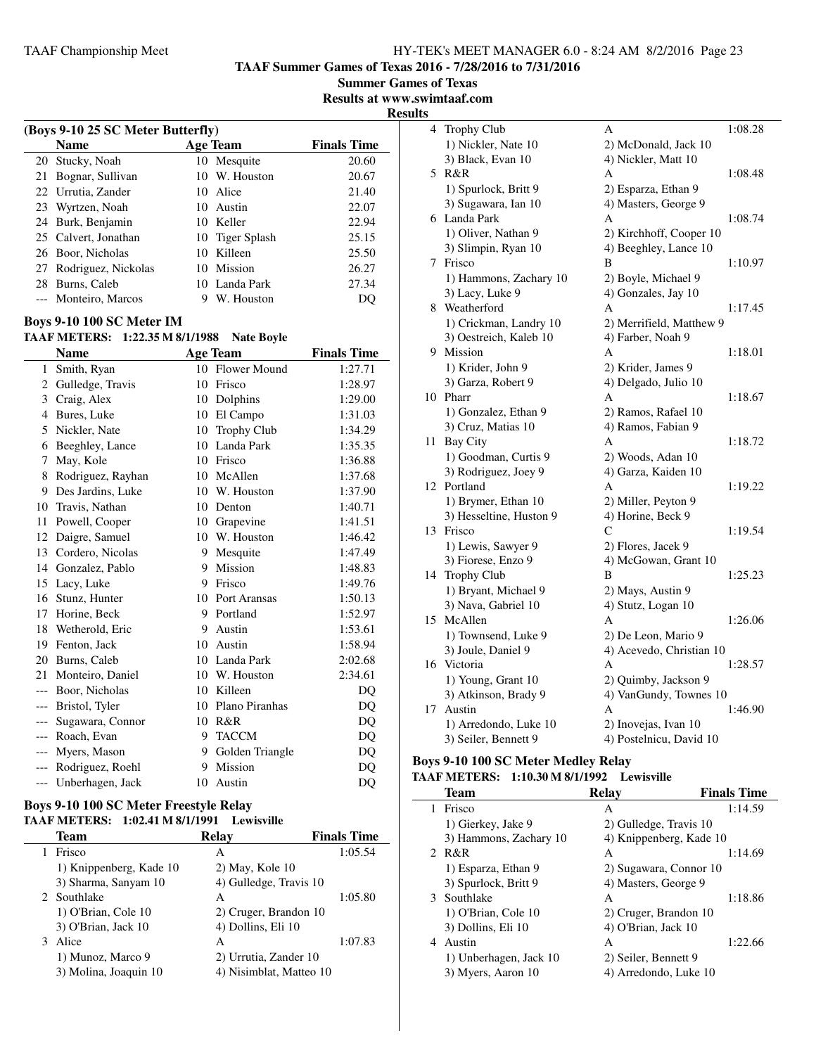**TAAF Summer Games of Texas 2016 - 7/28/2016 to 7/31/2016**
**Summer Games of Texas**
**Results at www.swimtaaf.com**
**Results**

### (Boys 9-10 25 SC Meter Butterfly)

| | Name | Age | Team | Finals Time |
|---|---|---|---|---|
| 20 | Stucky, Noah | 10 | Mesquite | 20.60 |
| 21 | Bognar, Sullivan | 10 | W. Houston | 20.67 |
| 22 | Urrutia, Zander | 10 | Alice | 21.40 |
| 23 | Wyrtzen, Noah | 10 | Austin | 22.07 |
| 24 | Burk, Benjamin | 10 | Keller | 22.94 |
| 25 | Calvert, Jonathan | 10 | Tiger Splash | 25.15 |
| 26 | Boor, Nicholas | 10 | Killeen | 25.50 |
| 27 | Rodriguez, Nickolas | 10 | Mission | 26.27 |
| 28 | Burns, Caleb | 10 | Landa Park | 27.34 |
| --- | Monteiro, Marcos | 9 | W. Houston | DQ |

### Boys 9-10 100 SC Meter IM

**TAAF METERS: 1:22.35 M 8/1/1988 Nate Boyle**

| | Name | Age | Team | Finals Time |
|---|---|---|---|---|
| 1 | Smith, Ryan | 10 | Flower Mound | 1:27.71 |
| 2 | Gulledge, Travis | 10 | Frisco | 1:28.97 |
| 3 | Craig, Alex | 10 | Dolphins | 1:29.00 |
| 4 | Bures, Luke | 10 | El Campo | 1:31.03 |
| 5 | Nickler, Nate | 10 | Trophy Club | 1:34.29 |
| 6 | Beeghley, Lance | 10 | Landa Park | 1:35.35 |
| 7 | May, Kole | 10 | Frisco | 1:36.88 |
| 8 | Rodriguez, Rayhan | 10 | McAllen | 1:37.68 |
| 9 | Des Jardins, Luke | 10 | W. Houston | 1:37.90 |
| 10 | Travis, Nathan | 10 | Denton | 1:40.71 |
| 11 | Powell, Cooper | 10 | Grapevine | 1:41.51 |
| 12 | Daigre, Samuel | 10 | W. Houston | 1:46.42 |
| 13 | Cordero, Nicolas | 9 | Mesquite | 1:47.49 |
| 14 | Gonzalez, Pablo | 9 | Mission | 1:48.83 |
| 15 | Lacy, Luke | 9 | Frisco | 1:49.76 |
| 16 | Stunz, Hunter | 10 | Port Aransas | 1:50.13 |
| 17 | Horine, Beck | 9 | Portland | 1:52.97 |
| 18 | Wetherold, Eric | 9 | Austin | 1:53.61 |
| 19 | Fenton, Jack | 10 | Austin | 1:58.94 |
| 20 | Burns, Caleb | 10 | Landa Park | 2:02.68 |
| 21 | Monteiro, Daniel | 10 | W. Houston | 2:34.61 |
| --- | Boor, Nicholas | 10 | Killeen | DQ |
| --- | Bristol, Tyler | 10 | Plano Piranhas | DQ |
| --- | Sugawara, Connor | 10 | R&R | DQ |
| --- | Roach, Evan | 9 | TACCM | DQ |
| --- | Myers, Mason | 9 | Golden Triangle | DQ |
| --- | Rodriguez, Roehl | 9 | Mission | DQ |
| --- | Unberhagen, Jack | 10 | Austin | DQ |

### Boys 9-10 100 SC Meter Freestyle Relay

**TAAF METERS: 1:02.41 M 8/1/1991 Lewisville**

| | Team | Relay | Finals Time |
|---|---|---|---|
| 1 | Frisco | A | 1:05.54 |
| | 1) Knippenberg, Kade 10 | 2) May, Kole 10 | |
| | 3) Sharma, Sanyam 10 | 4) Gulledge, Travis 10 | |
| 2 | Southlake | A | 1:05.80 |
| | 1) O'Brian, Cole 10 | 2) Cruger, Brandon 10 | |
| | 3) O'Brian, Jack 10 | 4) Dollins, Eli 10 | |
| 3 | Alice | A | 1:07.83 |
| | 1) Munoz, Marco 9 | 2) Urrutia, Zander 10 | |
| | 3) Molina, Joaquin 10 | 4) Nisimblat, Matteo 10 | |
| 4 | Trophy Club | A | 1:08.28 |
| | 1) Nickler, Nate 10 | 2) McDonald, Jack 10 | |
| | 3) Black, Evan 10 | 4) Nickler, Matt 10 | |
| 5 | R&R | A | 1:08.48 |
| | 1) Spurlock, Britt 9 | 2) Esparza, Ethan 9 | |
| | 3) Sugawara, Ian 10 | 4) Masters, George 9 | |
| 6 | Landa Park | A | 1:08.74 |
| | 1) Oliver, Nathan 9 | 2) Kirchhoff, Cooper 10 | |
| | 3) Slimpin, Ryan 10 | 4) Beeghley, Lance 10 | |
| 7 | Frisco | B | 1:10.97 |
| | 1) Hammons, Zachary 10 | 2) Boyle, Michael 9 | |
| | 3) Lacy, Luke 9 | 4) Gonzales, Jay 10 | |
| 8 | Weatherford | A | 1:17.45 |
| | 1) Crickman, Landry 10 | 2) Merrifield, Matthew 9 | |
| | 3) Oestreich, Kaleb 10 | 4) Farber, Noah 9 | |
| 9 | Mission | A | 1:18.01 |
| | 1) Krider, John 9 | 2) Krider, James 9 | |
| | 3) Garza, Robert 9 | 4) Delgado, Julio 10 | |
| 10 | Pharr | A | 1:18.67 |
| | 1) Gonzalez, Ethan 9 | 2) Ramos, Rafael 10 | |
| | 3) Cruz, Matias 10 | 4) Ramos, Fabian 9 | |
| 11 | Bay City | A | 1:18.72 |
| | 1) Goodman, Curtis 9 | 2) Woods, Adan 10 | |
| | 3) Rodriguez, Joey 9 | 4) Garza, Kaiden 10 | |
| 12 | Portland | A | 1:19.22 |
| | 1) Brymer, Ethan 10 | 2) Miller, Peyton 9 | |
| | 3) Hesseltine, Huston 9 | 4) Horine, Beck 9 | |
| 13 | Frisco | C | 1:19.54 |
| | 1) Lewis, Sawyer 9 | 2) Flores, Jacek 9 | |
| | 3) Fiorese, Enzo 9 | 4) McGowan, Grant 10 | |
| 14 | Trophy Club | B | 1:25.23 |
| | 1) Bryant, Michael 9 | 2) Mays, Austin 9 | |
| | 3) Nava, Gabriel 10 | 4) Stutz, Logan 10 | |
| 15 | McAllen | A | 1:26.06 |
| | 1) Townsend, Luke 9 | 2) De Leon, Mario 9 | |
| | 3) Joule, Daniel 9 | 4) Acevedo, Christian 10 | |
| 16 | Victoria | A | 1:28.57 |
| | 1) Young, Grant 10 | 2) Quimby, Jackson 9 | |
| | 3) Atkinson, Brady 9 | 4) VanGundy, Townes 10 | |
| 17 | Austin | A | 1:46.90 |
| | 1) Arredondo, Luke 10 | 2) Inovejas, Ivan 10 | |
| | 3) Seiler, Bennett 9 | 4) Postelnicu, David 10 | |

### Boys 9-10 100 SC Meter Medley Relay

**TAAF METERS: 1:10.30 M 8/1/1992 Lewisville**

| | Team | Relay | Finals Time |
|---|---|---|---|
| 1 | Frisco | A | 1:14.59 |
| | 1) Gierkey, Jake 9 | 2) Gulledge, Travis 10 | |
| | 3) Hammons, Zachary 10 | 4) Knippenberg, Kade 10 | |
| 2 | R&R | A | 1:14.69 |
| | 1) Esparza, Ethan 9 | 2) Sugawara, Connor 10 | |
| | 3) Spurlock, Britt 9 | 4) Masters, George 9 | |
| 3 | Southlake | A | 1:18.86 |
| | 1) O'Brian, Cole 10 | 2) Cruger, Brandon 10 | |
| | 3) Dollins, Eli 10 | 4) O'Brian, Jack 10 | |
| 4 | Austin | A | 1:22.66 |
| | 1) Unberhagen, Jack 10 | 2) Seiler, Bennett 9 | |
| | 3) Myers, Aaron 10 | 4) Arredondo, Luke 10 | |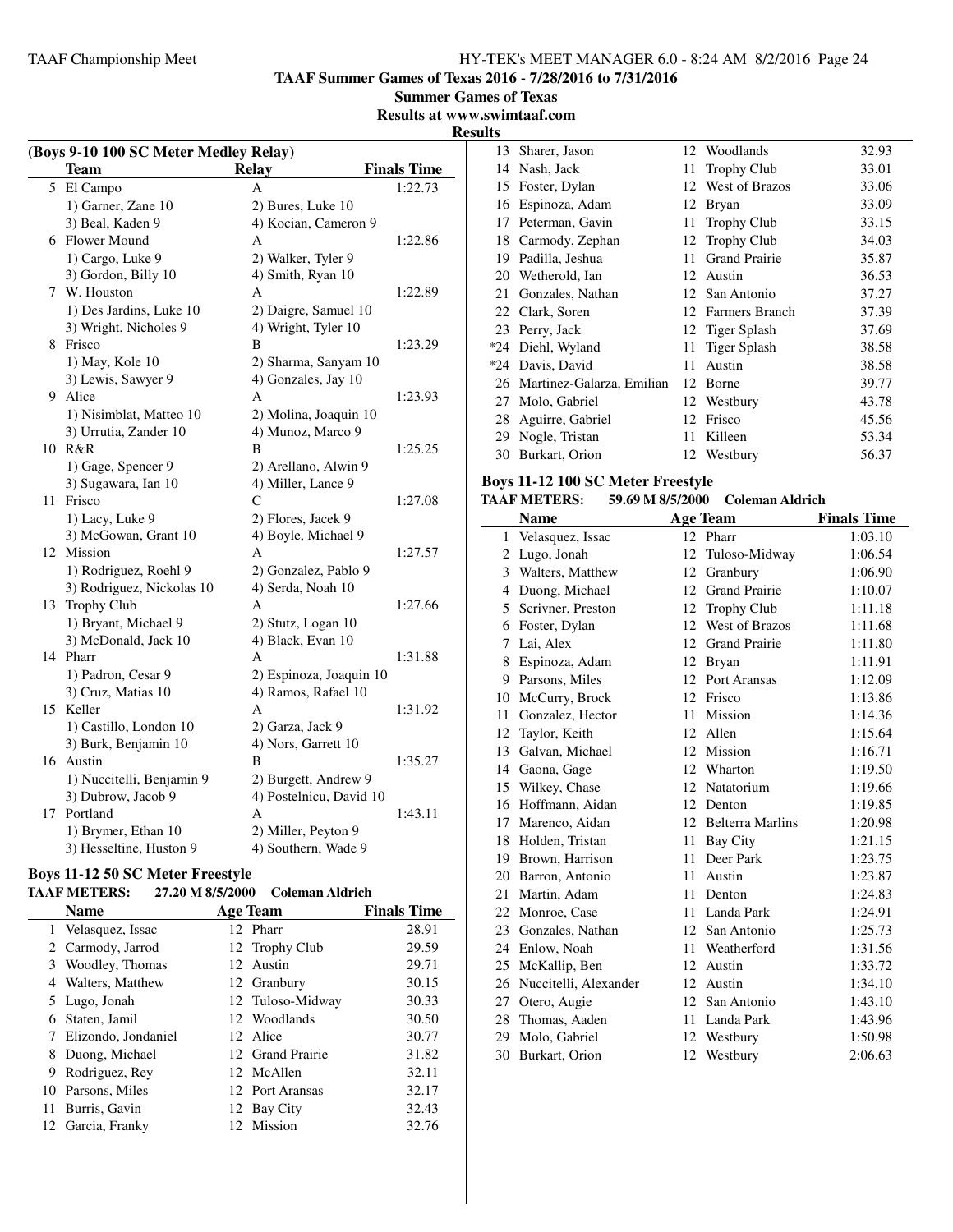## TAAF Summer Games of Texas 2016 - 7/28/2016 to 7/31/2016

### Summer Games of Texas

**Results at www.swimtaaf.com**

**Results**

### (Boys 9-10 100 SC Meter Medley Relay)

| | Team | Relay | Finals Time |
|---|---|---|---|
| 5 | El Campo | A | 1:22.73 |
| | 1) Garner, Zane 10 | 2) Bures, Luke 10 | |
| | 3) Beal, Kaden 9 | 4) Kocian, Cameron 9 | |
| 6 | Flower Mound | A | 1:22.86 |
| | 1) Cargo, Luke 9 | 2) Walker, Tyler 9 | |
| | 3) Gordon, Billy 10 | 4) Smith, Ryan 10 | |
| 7 | W. Houston | A | 1:22.89 |
| | 1) Des Jardins, Luke 10 | 2) Daigre, Samuel 10 | |
| | 3) Wright, Nicholes 9 | 4) Wright, Tyler 10 | |
| 8 | Frisco | B | 1:23.29 |
| | 1) May, Kole 10 | 2) Sharma, Sanyam 10 | |
| | 3) Lewis, Sawyer 9 | 4) Gonzales, Jay 10 | |
| 9 | Alice | A | 1:23.93 |
| | 1) Nisimblat, Matteo 10 | 2) Molina, Joaquin 10 | |
| | 3) Urrutia, Zander 10 | 4) Munoz, Marco 9 | |
| 10 | R&R | B | 1:25.25 |
| | 1) Gage, Spencer 9 | 2) Arellano, Alwin 9 | |
| | 3) Sugawara, Ian 10 | 4) Miller, Lance 9 | |
| 11 | Frisco | C | 1:27.08 |
| | 1) Lacy, Luke 9 | 2) Flores, Jacek 9 | |
| | 3) McGowan, Grant 10 | 4) Boyle, Michael 9 | |
| 12 | Mission | A | 1:27.57 |
| | 1) Rodriguez, Roehl 9 | 2) Gonzalez, Pablo 9 | |
| | 3) Rodriguez, Nickolas 10 | 4) Serda, Noah 10 | |
| 13 | Trophy Club | A | 1:27.66 |
| | 1) Bryant, Michael 9 | 2) Stutz, Logan 10 | |
| | 3) McDonald, Jack 10 | 4) Black, Evan 10 | |
| 14 | Pharr | A | 1:31.88 |
| | 1) Padron, Cesar 9 | 2) Espinoza, Joaquin 10 | |
| | 3) Cruz, Matias 10 | 4) Ramos, Rafael 10 | |
| 15 | Keller | A | 1:31.92 |
| | 1) Castillo, London 10 | 2) Garza, Jack 9 | |
| | 3) Burk, Benjamin 10 | 4) Nors, Garrett 10 | |
| 16 | Austin | B | 1:35.27 |
| | 1) Nuccitelli, Benjamin 9 | 2) Burgett, Andrew 9 | |
| | 3) Dubrow, Jacob 9 | 4) Postelnicu, David 10 | |
| 17 | Portland | A | 1:43.11 |
| | 1) Brymer, Ethan 10 | 2) Miller, Peyton 9 | |
| | 3) Hesseltine, Huston 9 | 4) Southern, Wade 9 | |

### Boys 11-12 50 SC Meter Freestyle

**TAAF METERS: 27.20 M 8/5/2000 Coleman Aldrich**

| | Name | Age | Team | Finals Time |
|---|---|---|---|---|
| 1 | Velasquez, Issac | 12 | Pharr | 28.91 |
| 2 | Carmody, Jarrod | 12 | Trophy Club | 29.59 |
| 3 | Woodley, Thomas | 12 | Austin | 29.71 |
| 4 | Walters, Matthew | 12 | Granbury | 30.15 |
| 5 | Lugo, Jonah | 12 | Tuloso-Midway | 30.33 |
| 6 | Staten, Jamil | 12 | Woodlands | 30.50 |
| 7 | Elizondo, Jondaniel | 12 | Alice | 30.77 |
| 8 | Duong, Michael | 12 | Grand Prairie | 31.82 |
| 9 | Rodriguez, Rey | 12 | McAllen | 32.11 |
| 10 | Parsons, Miles | 12 | Port Aransas | 32.17 |
| 11 | Burris, Gavin | 12 | Bay City | 32.43 |
| 12 | Garcia, Franky | 12 | Mission | 32.76 |
| 13 | Sharer, Jason | 12 | Woodlands | 32.93 |
| 14 | Nash, Jack | 11 | Trophy Club | 33.01 |
| 15 | Foster, Dylan | 12 | West of Brazos | 33.06 |
| 16 | Espinoza, Adam | 12 | Bryan | 33.09 |
| 17 | Peterman, Gavin | 11 | Trophy Club | 33.15 |
| 18 | Carmody, Zephan | 12 | Trophy Club | 34.03 |
| 19 | Padilla, Jeshua | 11 | Grand Prairie | 35.87 |
| 20 | Wetherold, Ian | 12 | Austin | 36.53 |
| 21 | Gonzales, Nathan | 12 | San Antonio | 37.27 |
| 22 | Clark, Soren | 12 | Farmers Branch | 37.39 |
| 23 | Perry, Jack | 12 | Tiger Splash | 37.69 |
| *24 | Diehl, Wyland | 11 | Tiger Splash | 38.58 |
| *24 | Davis, David | 11 | Austin | 38.58 |
| 26 | Martinez-Galarza, Emilian | 12 | Borne | 39.77 |
| 27 | Molo, Gabriel | 12 | Westbury | 43.78 |
| 28 | Aguirre, Gabriel | 12 | Frisco | 45.56 |
| 29 | Nogle, Tristan | 11 | Killeen | 53.34 |
| 30 | Burkart, Orion | 12 | Westbury | 56.37 |

### Boys 11-12 100 SC Meter Freestyle

**TAAF METERS: 59.69 M 8/5/2000 Coleman Aldrich**

| | Name | Age | Team | Finals Time |
|---|---|---|---|---|
| 1 | Velasquez, Issac | 12 | Pharr | 1:03.10 |
| 2 | Lugo, Jonah | 12 | Tuloso-Midway | 1:06.54 |
| 3 | Walters, Matthew | 12 | Granbury | 1:06.90 |
| 4 | Duong, Michael | 12 | Grand Prairie | 1:10.07 |
| 5 | Scrivner, Preston | 12 | Trophy Club | 1:11.18 |
| 6 | Foster, Dylan | 12 | West of Brazos | 1:11.68 |
| 7 | Lai, Alex | 12 | Grand Prairie | 1:11.80 |
| 8 | Espinoza, Adam | 12 | Bryan | 1:11.91 |
| 9 | Parsons, Miles | 12 | Port Aransas | 1:12.09 |
| 10 | McCurry, Brock | 12 | Frisco | 1:13.86 |
| 11 | Gonzalez, Hector | 11 | Mission | 1:14.36 |
| 12 | Taylor, Keith | 12 | Allen | 1:15.64 |
| 13 | Galvan, Michael | 12 | Mission | 1:16.71 |
| 14 | Gaona, Gage | 12 | Wharton | 1:19.50 |
| 15 | Wilkey, Chase | 12 | Natatorium | 1:19.66 |
| 16 | Hoffmann, Aidan | 12 | Denton | 1:19.85 |
| 17 | Marenco, Aidan | 12 | Belterra Marlins | 1:20.98 |
| 18 | Holden, Tristan | 11 | Bay City | 1:21.15 |
| 19 | Brown, Harrison | 11 | Deer Park | 1:23.75 |
| 20 | Barron, Antonio | 11 | Austin | 1:23.87 |
| 21 | Martin, Adam | 11 | Denton | 1:24.83 |
| 22 | Monroe, Case | 11 | Landa Park | 1:24.91 |
| 23 | Gonzales, Nathan | 12 | San Antonio | 1:25.73 |
| 24 | Enlow, Noah | 11 | Weatherford | 1:31.56 |
| 25 | McKallip, Ben | 12 | Austin | 1:33.72 |
| 26 | Nuccitelli, Alexander | 12 | Austin | 1:34.10 |
| 27 | Otero, Augie | 12 | San Antonio | 1:43.10 |
| 28 | Thomas, Aaden | 11 | Landa Park | 1:43.96 |
| 29 | Molo, Gabriel | 12 | Westbury | 1:50.98 |
| 30 | Burkart, Orion | 12 | Westbury | 2:06.63 |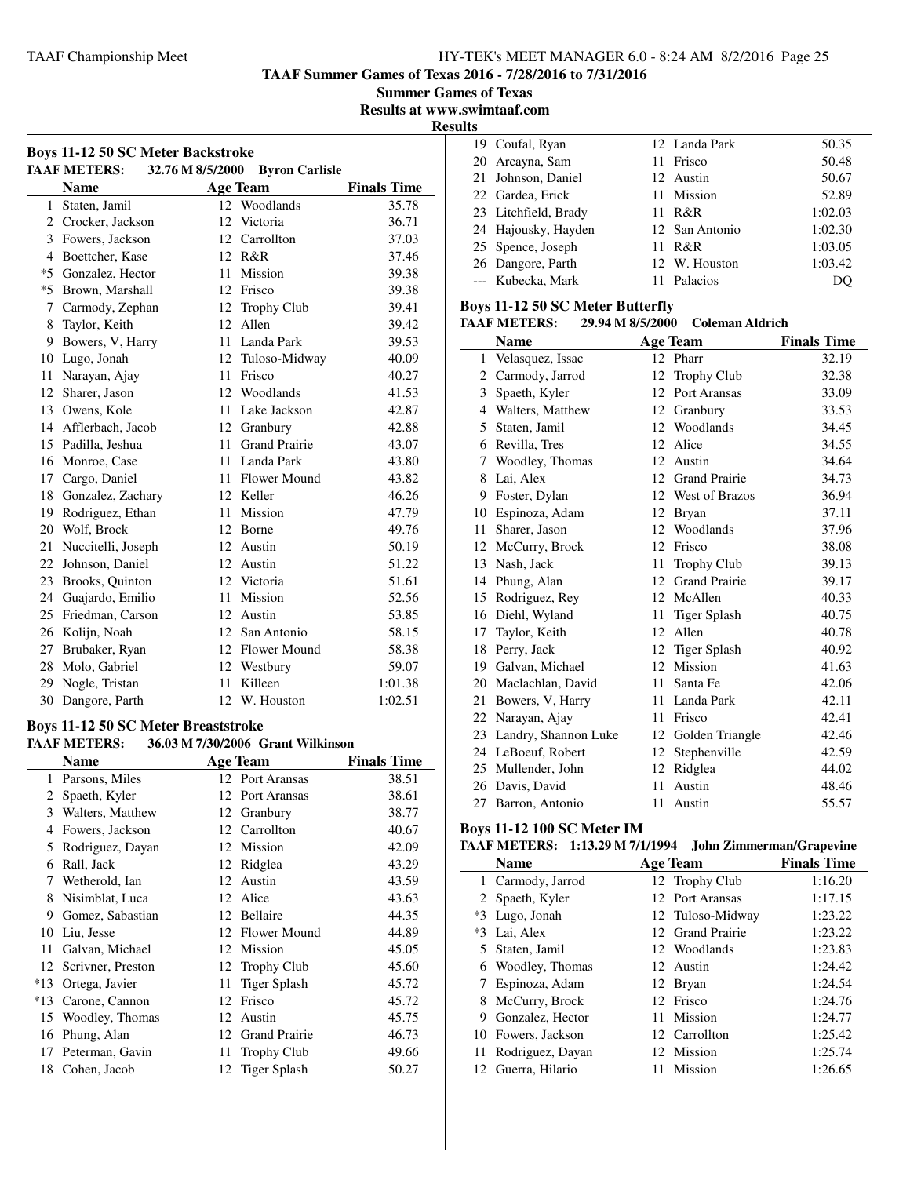## TAAF Summer Games of Texas 2016 - 7/28/2016 to 7/31/2016

**Summer Games of Texas**

**Results at www.swimtaaf.com**

**Results**

### Boys 11-12 50 SC Meter Backstroke

TAAF METERS: 32.76 M 8/5/2000 Byron Carlisle

| | Name | Age | Team | Finals Time |
|---|---|---|---|---|
| 1 | Staten, Jamil | 12 | Woodlands | 35.78 |
| 2 | Crocker, Jackson | 12 | Victoria | 36.71 |
| 3 | Fowers, Jackson | 12 | Carrollton | 37.03 |
| 4 | Boettcher, Kase | 12 | R&R | 37.46 |
| *5 | Gonzalez, Hector | 11 | Mission | 39.38 |
| *5 | Brown, Marshall | 12 | Frisco | 39.38 |
| 7 | Carmody, Zephan | 12 | Trophy Club | 39.41 |
| 8 | Taylor, Keith | 12 | Allen | 39.42 |
| 9 | Bowers, V, Harry | 11 | Landa Park | 39.53 |
| 10 | Lugo, Jonah | 12 | Tuloso-Midway | 40.09 |
| 11 | Narayan, Ajay | 11 | Frisco | 40.27 |
| 12 | Sharer, Jason | 12 | Woodlands | 41.53 |
| 13 | Owens, Kole | 11 | Lake Jackson | 42.87 |
| 14 | Afflerbach, Jacob | 12 | Granbury | 42.88 |
| 15 | Padilla, Jeshua | 11 | Grand Prairie | 43.07 |
| 16 | Monroe, Case | 11 | Landa Park | 43.80 |
| 17 | Cargo, Daniel | 11 | Flower Mound | 43.82 |
| 18 | Gonzalez, Zachary | 12 | Keller | 46.26 |
| 19 | Rodriguez, Ethan | 11 | Mission | 47.79 |
| 20 | Wolf, Brock | 12 | Borne | 49.76 |
| 21 | Nuccitelli, Joseph | 12 | Austin | 50.19 |
| 22 | Johnson, Daniel | 12 | Austin | 51.22 |
| 23 | Brooks, Quinton | 12 | Victoria | 51.61 |
| 24 | Guajardo, Emilio | 11 | Mission | 52.56 |
| 25 | Friedman, Carson | 12 | Austin | 53.85 |
| 26 | Kolijn, Noah | 12 | San Antonio | 58.15 |
| 27 | Brubaker, Ryan | 12 | Flower Mound | 58.38 |
| 28 | Molo, Gabriel | 12 | Westbury | 59.07 |
| 29 | Nogle, Tristan | 11 | Killeen | 1:01.38 |
| 30 | Dangore, Parth | 12 | W. Houston | 1:02.51 |

### Boys 11-12 50 SC Meter Breaststroke

TAAF METERS: 36.03 M 7/30/2006 Grant Wilkinson

| | Name | Age | Team | Finals Time |
|---|---|---|---|---|
| 1 | Parsons, Miles | 12 | Port Aransas | 38.51 |
| 2 | Spaeth, Kyler | 12 | Port Aransas | 38.61 |
| 3 | Walters, Matthew | 12 | Granbury | 38.77 |
| 4 | Fowers, Jackson | 12 | Carrollton | 40.67 |
| 5 | Rodriguez, Dayan | 12 | Mission | 42.09 |
| 6 | Rall, Jack | 12 | Ridglea | 43.29 |
| 7 | Wetherold, Ian | 12 | Austin | 43.59 |
| 8 | Nisimblat, Luca | 12 | Alice | 43.63 |
| 9 | Gomez, Sabastian | 12 | Bellaire | 44.35 |
| 10 | Liu, Jesse | 12 | Flower Mound | 44.89 |
| 11 | Galvan, Michael | 12 | Mission | 45.05 |
| 12 | Scrivner, Preston | 12 | Trophy Club | 45.60 |
| *13 | Ortega, Javier | 11 | Tiger Splash | 45.72 |
| *13 | Carone, Cannon | 12 | Frisco | 45.72 |
| 15 | Woodley, Thomas | 12 | Austin | 45.75 |
| 16 | Phung, Alan | 12 | Grand Prairie | 46.73 |
| 17 | Peterman, Gavin | 11 | Trophy Club | 49.66 |
| 18 | Cohen, Jacob | 12 | Tiger Splash | 50.27 |
| 19 | Coufal, Ryan | 12 | Landa Park | 50.35 |
| 20 | Arcayna, Sam | 11 | Frisco | 50.48 |
| 21 | Johnson, Daniel | 12 | Austin | 50.67 |
| 22 | Gardea, Erick | 11 | Mission | 52.89 |
| 23 | Litchfield, Brady | 11 | R&R | 1:02.03 |
| 24 | Hajousky, Hayden | 12 | San Antonio | 1:02.30 |
| 25 | Spence, Joseph | 11 | R&R | 1:03.05 |
| 26 | Dangore, Parth | 12 | W. Houston | 1:03.42 |
| --- | Kubecka, Mark | 11 | Palacios | DQ |

### Boys 11-12 50 SC Meter Butterfly

TAAF METERS: 29.94 M 8/5/2000 Coleman Aldrich

| | Name | Age | Team | Finals Time |
|---|---|---|---|---|
| 1 | Velasquez, Issac | 12 | Pharr | 32.19 |
| 2 | Carmody, Jarrod | 12 | Trophy Club | 32.38 |
| 3 | Spaeth, Kyler | 12 | Port Aransas | 33.09 |
| 4 | Walters, Matthew | 12 | Granbury | 33.53 |
| 5 | Staten, Jamil | 12 | Woodlands | 34.45 |
| 6 | Revilla, Tres | 12 | Alice | 34.55 |
| 7 | Woodley, Thomas | 12 | Austin | 34.64 |
| 8 | Lai, Alex | 12 | Grand Prairie | 34.73 |
| 9 | Foster, Dylan | 12 | West of Brazos | 36.94 |
| 10 | Espinoza, Adam | 12 | Bryan | 37.11 |
| 11 | Sharer, Jason | 12 | Woodlands | 37.96 |
| 12 | McCurry, Brock | 12 | Frisco | 38.08 |
| 13 | Nash, Jack | 11 | Trophy Club | 39.13 |
| 14 | Phung, Alan | 12 | Grand Prairie | 39.17 |
| 15 | Rodriguez, Rey | 12 | McAllen | 40.33 |
| 16 | Diehl, Wyland | 11 | Tiger Splash | 40.75 |
| 17 | Taylor, Keith | 12 | Allen | 40.78 |
| 18 | Perry, Jack | 12 | Tiger Splash | 40.92 |
| 19 | Galvan, Michael | 12 | Mission | 41.63 |
| 20 | Maclachlan, David | 11 | Santa Fe | 42.06 |
| 21 | Bowers, V, Harry | 11 | Landa Park | 42.11 |
| 22 | Narayan, Ajay | 11 | Frisco | 42.41 |
| 23 | Landry, Shannon Luke | 12 | Golden Triangle | 42.46 |
| 24 | LeBoeuf, Robert | 12 | Stephenville | 42.59 |
| 25 | Mullender, John | 12 | Ridglea | 44.02 |
| 26 | Davis, David | 11 | Austin | 48.46 |
| 27 | Barron, Antonio | 11 | Austin | 55.57 |

### Boys 11-12 100 SC Meter IM

TAAF METERS: 1:13.29 M 7/1/1994 John Zimmerman/Grapevine

| | Name | Age | Team | Finals Time |
|---|---|---|---|---|
| 1 | Carmody, Jarrod | 12 | Trophy Club | 1:16.20 |
| 2 | Spaeth, Kyler | 12 | Port Aransas | 1:17.15 |
| *3 | Lugo, Jonah | 12 | Tuloso-Midway | 1:23.22 |
| *3 | Lai, Alex | 12 | Grand Prairie | 1:23.22 |
| 5 | Staten, Jamil | 12 | Woodlands | 1:23.83 |
| 6 | Woodley, Thomas | 12 | Austin | 1:24.42 |
| 7 | Espinoza, Adam | 12 | Bryan | 1:24.54 |
| 8 | McCurry, Brock | 12 | Frisco | 1:24.76 |
| 9 | Gonzalez, Hector | 11 | Mission | 1:24.77 |
| 10 | Fowers, Jackson | 12 | Carrollton | 1:25.42 |
| 11 | Rodriguez, Dayan | 12 | Mission | 1:25.74 |
| 12 | Guerra, Hilario | 11 | Mission | 1:26.65 |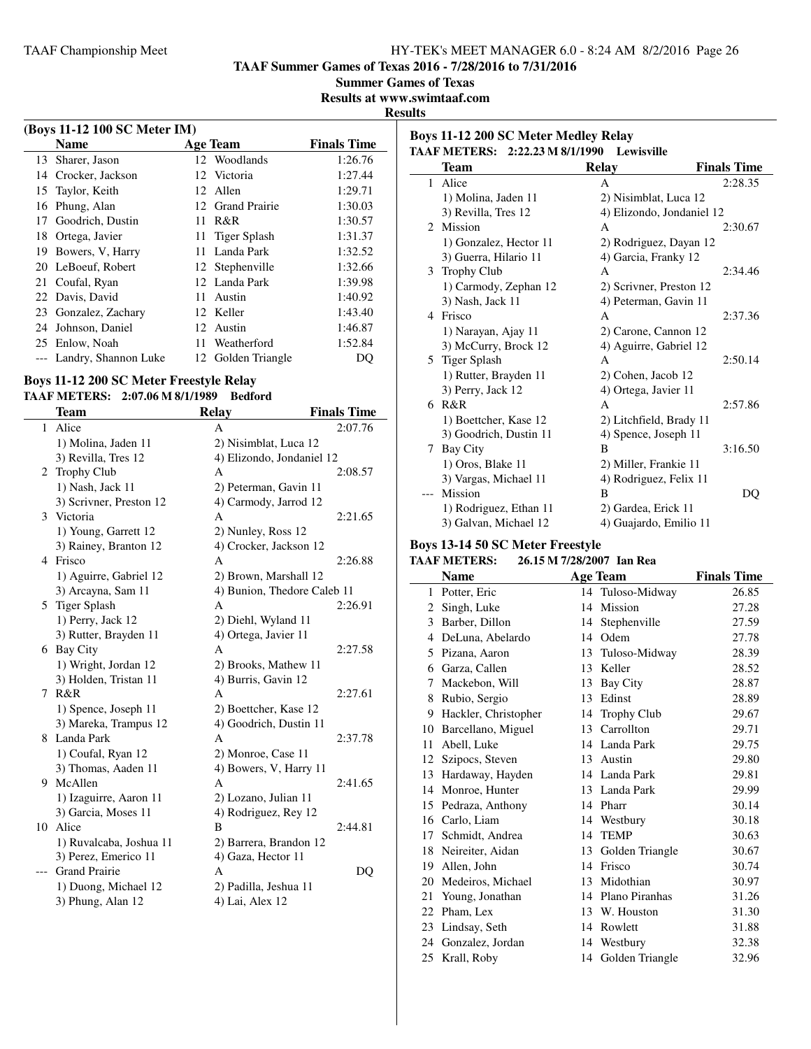**TAAF Summer Games of Texas 2016 - 7/28/2016 to 7/31/2016**
**Summer Games of Texas**
**Results at www.swimtaaf.com**
**Results**

### (Boys 11-12 100 SC Meter IM)

| | Name | Age | Team | Finals Time |
|---|---|---|---|---|
| 13 | Sharer, Jason | 12 | Woodlands | 1:26.76 |
| 14 | Crocker, Jackson | 12 | Victoria | 1:27.44 |
| 15 | Taylor, Keith | 12 | Allen | 1:29.71 |
| 16 | Phung, Alan | 12 | Grand Prairie | 1:30.03 |
| 17 | Goodrich, Dustin | 11 | R&R | 1:30.57 |
| 18 | Ortega, Javier | 11 | Tiger Splash | 1:31.37 |
| 19 | Bowers, V, Harry | 11 | Landa Park | 1:32.52 |
| 20 | LeBoeuf, Robert | 12 | Stephenville | 1:32.66 |
| 21 | Coufal, Ryan | 12 | Landa Park | 1:39.98 |
| 22 | Davis, David | 11 | Austin | 1:40.92 |
| 23 | Gonzalez, Zachary | 12 | Keller | 1:43.40 |
| 24 | Johnson, Daniel | 12 | Austin | 1:46.87 |
| 25 | Enlow, Noah | 11 | Weatherford | 1:52.84 |
| --- | Landry, Shannon Luke | 12 | Golden Triangle | DQ |

### Boys 11-12 200 SC Meter Freestyle Relay

**TAAF METERS: 2:07.06 M 8/1/1989 Bedford**

| | Team | Relay | Finals Time |
|---|---|---|---|
| 1 | Alice | A | 2:07.76 |
| | 1) Molina, Jaden 11 | 2) Nisimblat, Luca 12 | |
| | 3) Revilla, Tres 12 | 4) Elizondo, Jondaniel 12 | |
| 2 | Trophy Club | A | 2:08.57 |
| | 1) Nash, Jack 11 | 2) Peterman, Gavin 11 | |
| | 3) Scrivner, Preston 12 | 4) Carmody, Jarrod 12 | |
| 3 | Victoria | A | 2:21.65 |
| | 1) Young, Garrett 12 | 2) Nunley, Ross 12 | |
| | 3) Rainey, Branton 12 | 4) Crocker, Jackson 12 | |
| 4 | Frisco | A | 2:26.88 |
| | 1) Aguirre, Gabriel 12 | 2) Brown, Marshall 12 | |
| | 3) Arcayna, Sam 11 | 4) Bunion, Thedore Caleb 11 | |
| 5 | Tiger Splash | A | 2:26.91 |
| | 1) Perry, Jack 12 | 2) Diehl, Wyland 11 | |
| | 3) Rutter, Brayden 11 | 4) Ortega, Javier 11 | |
| 6 | Bay City | A | 2:27.58 |
| | 1) Wright, Jordan 12 | 2) Brooks, Mathew 11 | |
| | 3) Holden, Tristan 11 | 4) Burris, Gavin 12 | |
| 7 | R&R | A | 2:27.61 |
| | 1) Spence, Joseph 11 | 2) Boettcher, Kase 12 | |
| | 3) Mareka, Trampus 12 | 4) Goodrich, Dustin 11 | |
| 8 | Landa Park | A | 2:37.78 |
| | 1) Coufal, Ryan 12 | 2) Monroe, Case 11 | |
| | 3) Thomas, Aaden 11 | 4) Bowers, V, Harry 11 | |
| 9 | McAllen | A | 2:41.65 |
| | 1) Izaguirre, Aaron 11 | 2) Lozano, Julian 11 | |
| | 3) Garcia, Moses 11 | 4) Rodriguez, Rey 12 | |
| 10 | Alice | B | 2:44.81 |
| | 1) Ruvalcaba, Joshua 11 | 2) Barrera, Brandon 12 | |
| | 3) Perez, Emerico 11 | 4) Gaza, Hector 11 | |
| --- | Grand Prairie | A | DQ |
| | 1) Duong, Michael 12 | 2) Padilla, Jeshua 11 | |
| | 3) Phung, Alan 12 | 4) Lai, Alex 12 | |

### Boys 11-12 200 SC Meter Medley Relay

**TAAF METERS: 2:22.23 M 8/1/1990 Lewisville**

| | Team | Relay | Finals Time |
|---|---|---|---|
| 1 | Alice | A | 2:28.35 |
| | 1) Molina, Jaden 11 | 2) Nisimblat, Luca 12 | |
| | 3) Revilla, Tres 12 | 4) Elizondo, Jondaniel 12 | |
| 2 | Mission | A | 2:30.67 |
| | 1) Gonzalez, Hector 11 | 2) Rodriguez, Dayan 12 | |
| | 3) Guerra, Hilario 11 | 4) Garcia, Franky 12 | |
| 3 | Trophy Club | A | 2:34.46 |
| | 1) Carmody, Zephan 12 | 2) Scrivner, Preston 12 | |
| | 3) Nash, Jack 11 | 4) Peterman, Gavin 11 | |
| 4 | Frisco | A | 2:37.36 |
| | 1) Narayan, Ajay 11 | 2) Carone, Cannon 12 | |
| | 3) McCurry, Brock 12 | 4) Aguirre, Gabriel 12 | |
| 5 | Tiger Splash | A | 2:50.14 |
| | 1) Rutter, Brayden 11 | 2) Cohen, Jacob 12 | |
| | 3) Perry, Jack 12 | 4) Ortega, Javier 11 | |
| 6 | R&R | A | 2:57.86 |
| | 1) Boettcher, Kase 12 | 2) Litchfield, Brady 11 | |
| | 3) Goodrich, Dustin 11 | 4) Spence, Joseph 11 | |
| 7 | Bay City | B | 3:16.50 |
| | 1) Oros, Blake 11 | 2) Miller, Frankie 11 | |
| | 3) Vargas, Michael 11 | 4) Rodriguez, Felix 11 | |
| --- | Mission | B | DQ |
| | 1) Rodriguez, Ethan 11 | 2) Gardea, Erick 11 | |
| | 3) Galvan, Michael 12 | 4) Guajardo, Emilio 11 | |

### Boys 13-14 50 SC Meter Freestyle

**TAAF METERS: 26.15 M 7/28/2007 Ian Rea**

| | Name | Age | Team | Finals Time |
|---|---|---|---|---|
| 1 | Potter, Eric | 14 | Tuloso-Midway | 26.85 |
| 2 | Singh, Luke | 14 | Mission | 27.28 |
| 3 | Barber, Dillon | 14 | Stephenville | 27.59 |
| 4 | DeLuna, Abelardo | 14 | Odem | 27.78 |
| 5 | Pizana, Aaron | 13 | Tuloso-Midway | 28.39 |
| 6 | Garza, Callen | 13 | Keller | 28.52 |
| 7 | Mackebon, Will | 13 | Bay City | 28.87 |
| 8 | Rubio, Sergio | 13 | Edinst | 28.89 |
| 9 | Hackler, Christopher | 14 | Trophy Club | 29.67 |
| 10 | Barcellano, Miguel | 13 | Carrollton | 29.71 |
| 11 | Abell, Luke | 14 | Landa Park | 29.75 |
| 12 | Szipocs, Steven | 13 | Austin | 29.80 |
| 13 | Hardaway, Hayden | 14 | Landa Park | 29.81 |
| 14 | Monroe, Hunter | 13 | Landa Park | 29.99 |
| 15 | Pedraza, Anthony | 14 | Pharr | 30.14 |
| 16 | Carlo, Liam | 14 | Westbury | 30.18 |
| 17 | Schmidt, Andrea | 14 | TEMP | 30.63 |
| 18 | Neireiter, Aidan | 13 | Golden Triangle | 30.67 |
| 19 | Allen, John | 14 | Frisco | 30.74 |
| 20 | Medeiros, Michael | 13 | Midothian | 30.97 |
| 21 | Young, Jonathan | 14 | Plano Piranhas | 31.26 |
| 22 | Pham, Lex | 13 | W. Houston | 31.30 |
| 23 | Lindsay, Seth | 14 | Rowlett | 31.88 |
| 24 | Gonzalez, Jordan | 14 | Westbury | 32.38 |
| 25 | Krall, Roby | 14 | Golden Triangle | 32.96 |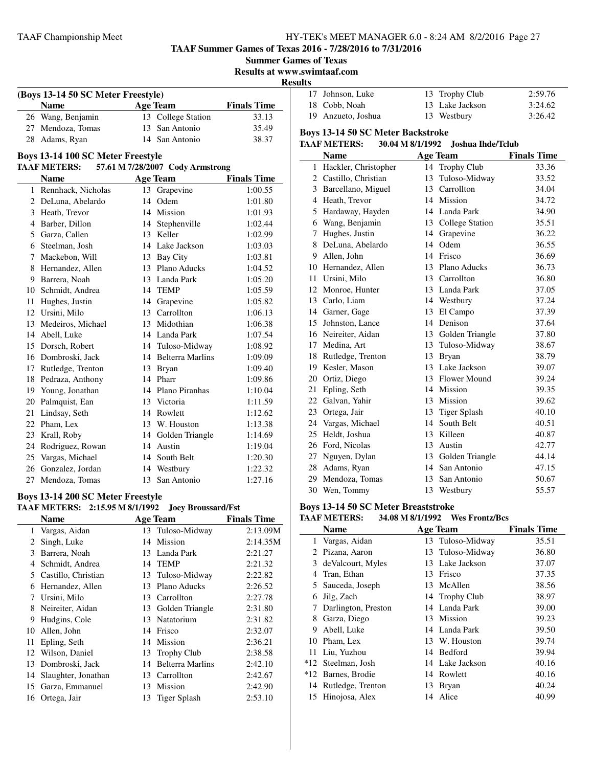**TAAF Summer Games of Texas 2016 - 7/28/2016 to 7/31/2016**

**Summer Games of Texas**

**Results at www.swimtaaf.com**

**Results**

### (Boys 13-14 50 SC Meter Freestyle)

| | Name | Age | Team | Finals Time |
|---|---|---|---|---|
| 26 | Wang, Benjamin | 13 | College Station | 33.13 |
| 27 | Mendoza, Tomas | 13 | San Antonio | 35.49 |
| 28 | Adams, Ryan | 14 | San Antonio | 38.37 |

### Boys 13-14 100 SC Meter Freestyle

**TAAF METERS: 57.61 M 7/28/2007 Cody Armstrong**

| | Name | Age | Team | Finals Time |
|---|---|---|---|---|
| 1 | Rennhack, Nicholas | 13 | Grapevine | 1:00.55 |
| 2 | DeLuna, Abelardo | 14 | Odem | 1:01.80 |
| 3 | Heath, Trevor | 14 | Mission | 1:01.93 |
| 4 | Barber, Dillon | 14 | Stephenville | 1:02.44 |
| 5 | Garza, Callen | 13 | Keller | 1:02.99 |
| 6 | Steelman, Josh | 14 | Lake Jackson | 1:03.03 |
| 7 | Mackebon, Will | 13 | Bay City | 1:03.81 |
| 8 | Hernandez, Allen | 13 | Plano Aducks | 1:04.52 |
| 9 | Barrera, Noah | 13 | Landa Park | 1:05.20 |
| 10 | Schmidt, Andrea | 14 | TEMP | 1:05.59 |
| 11 | Hughes, Justin | 14 | Grapevine | 1:05.82 |
| 12 | Ursini, Milo | 13 | Carrollton | 1:06.13 |
| 13 | Medeiros, Michael | 13 | Midothian | 1:06.38 |
| 14 | Abell, Luke | 14 | Landa Park | 1:07.54 |
| 15 | Dorsch, Robert | 14 | Tuloso-Midway | 1:08.92 |
| 16 | Dombroski, Jack | 14 | Belterra Marlins | 1:09.09 |
| 17 | Rutledge, Trenton | 13 | Bryan | 1:09.40 |
| 18 | Pedraza, Anthony | 14 | Pharr | 1:09.86 |
| 19 | Young, Jonathan | 14 | Plano Piranhas | 1:10.04 |
| 20 | Palmquist, Ean | 13 | Victoria | 1:11.59 |
| 21 | Lindsay, Seth | 14 | Rowlett | 1:12.62 |
| 22 | Pham, Lex | 13 | W. Houston | 1:13.38 |
| 23 | Krall, Roby | 14 | Golden Triangle | 1:14.69 |
| 24 | Rodriguez, Rowan | 14 | Austin | 1:19.04 |
| 25 | Vargas, Michael | 14 | South Belt | 1:20.30 |
| 26 | Gonzalez, Jordan | 14 | Westbury | 1:22.32 |
| 27 | Mendoza, Tomas | 13 | San Antonio | 1:27.16 |

### Boys 13-14 200 SC Meter Freestyle

**TAAF METERS: 2:15.95 M 8/1/1992 Joey Broussard/Fst**

| | Name | Age | Team | Finals Time |
|---|---|---|---|---|
| 1 | Vargas, Aidan | 13 | Tuloso-Midway | 2:13.09M |
| 2 | Singh, Luke | 14 | Mission | 2:14.35M |
| 3 | Barrera, Noah | 13 | Landa Park | 2:21.27 |
| 4 | Schmidt, Andrea | 14 | TEMP | 2:21.32 |
| 5 | Castillo, Christian | 13 | Tuloso-Midway | 2:22.82 |
| 6 | Hernandez, Allen | 13 | Plano Aducks | 2:26.52 |
| 7 | Ursini, Milo | 13 | Carrollton | 2:27.78 |
| 8 | Neireiter, Aidan | 13 | Golden Triangle | 2:31.80 |
| 9 | Hudgins, Cole | 13 | Natatorium | 2:31.82 |
| 10 | Allen, John | 14 | Frisco | 2:32.07 |
| 11 | Epling, Seth | 14 | Mission | 2:36.21 |
| 12 | Wilson, Daniel | 13 | Trophy Club | 2:38.58 |
| 13 | Dombroski, Jack | 14 | Belterra Marlins | 2:42.10 |
| 14 | Slaughter, Jonathan | 13 | Carrollton | 2:42.67 |
| 15 | Garza, Emmanuel | 13 | Mission | 2:42.90 |
| 16 | Ortega, Jair | 13 | Tiger Splash | 2:53.10 |
| 17 | Johnson, Luke | 13 | Trophy Club | 2:59.76 |
| 18 | Cobb, Noah | 13 | Lake Jackson | 3:24.62 |
| 19 | Anzueto, Joshua | 13 | Westbury | 3:26.42 |

### Boys 13-14 50 SC Meter Backstroke

**TAAF METERS: 30.04 M 8/1/1992 Joshua Ihde/Tclub**

| | Name | Age | Team | Finals Time |
|---|---|---|---|---|
| 1 | Hackler, Christopher | 14 | Trophy Club | 33.36 |
| 2 | Castillo, Christian | 13 | Tuloso-Midway | 33.52 |
| 3 | Barcellano, Miguel | 13 | Carrollton | 34.04 |
| 4 | Heath, Trevor | 14 | Mission | 34.72 |
| 5 | Hardaway, Hayden | 14 | Landa Park | 34.90 |
| 6 | Wang, Benjamin | 13 | College Station | 35.51 |
| 7 | Hughes, Justin | 14 | Grapevine | 36.22 |
| 8 | DeLuna, Abelardo | 14 | Odem | 36.55 |
| 9 | Allen, John | 14 | Frisco | 36.69 |
| 10 | Hernandez, Allen | 13 | Plano Aducks | 36.73 |
| 11 | Ursini, Milo | 13 | Carrollton | 36.80 |
| 12 | Monroe, Hunter | 13 | Landa Park | 37.05 |
| 13 | Carlo, Liam | 14 | Westbury | 37.24 |
| 14 | Garner, Gage | 13 | El Campo | 37.39 |
| 15 | Johnston, Lance | 14 | Denison | 37.64 |
| 16 | Neireiter, Aidan | 13 | Golden Triangle | 37.80 |
| 17 | Medina, Art | 13 | Tuloso-Midway | 38.67 |
| 18 | Rutledge, Trenton | 13 | Bryan | 38.79 |
| 19 | Kesler, Mason | 13 | Lake Jackson | 39.07 |
| 20 | Ortiz, Diego | 13 | Flower Mound | 39.24 |
| 21 | Epling, Seth | 14 | Mission | 39.35 |
| 22 | Galvan, Yahir | 13 | Mission | 39.62 |
| 23 | Ortega, Jair | 13 | Tiger Splash | 40.10 |
| 24 | Vargas, Michael | 14 | South Belt | 40.51 |
| 25 | Heldt, Joshua | 13 | Killeen | 40.87 |
| 26 | Ford, Nicolas | 13 | Austin | 42.77 |
| 27 | Nguyen, Dylan | 13 | Golden Triangle | 44.14 |
| 28 | Adams, Ryan | 14 | San Antonio | 47.15 |
| 29 | Mendoza, Tomas | 13 | San Antonio | 50.67 |
| 30 | Wen, Tommy | 13 | Westbury | 55.57 |

### Boys 13-14 50 SC Meter Breaststroke

**TAAF METERS: 34.08 M 8/1/1992 Wes Frontz/Bcs**

| | Name | Age | Team | Finals Time |
|---|---|---|---|---|
| 1 | Vargas, Aidan | 13 | Tuloso-Midway | 35.51 |
| 2 | Pizana, Aaron | 13 | Tuloso-Midway | 36.80 |
| 3 | deValcourt, Myles | 13 | Lake Jackson | 37.07 |
| 4 | Tran, Ethan | 13 | Frisco | 37.35 |
| 5 | Sauceda, Joseph | 13 | McAllen | 38.56 |
| 6 | Jilg, Zach | 14 | Trophy Club | 38.97 |
| 7 | Darlington, Preston | 14 | Landa Park | 39.00 |
| 8 | Garza, Diego | 13 | Mission | 39.23 |
| 9 | Abell, Luke | 14 | Landa Park | 39.50 |
| 10 | Pham, Lex | 13 | W. Houston | 39.74 |
| 11 | Liu, Yuzhou | 14 | Bedford | 39.94 |
| *12 | Steelman, Josh | 14 | Lake Jackson | 40.16 |
| *12 | Barnes, Brodie | 14 | Rowlett | 40.16 |
| 14 | Rutledge, Trenton | 13 | Bryan | 40.24 |
| 15 | Hinojosa, Alex | 14 | Alice | 40.99 |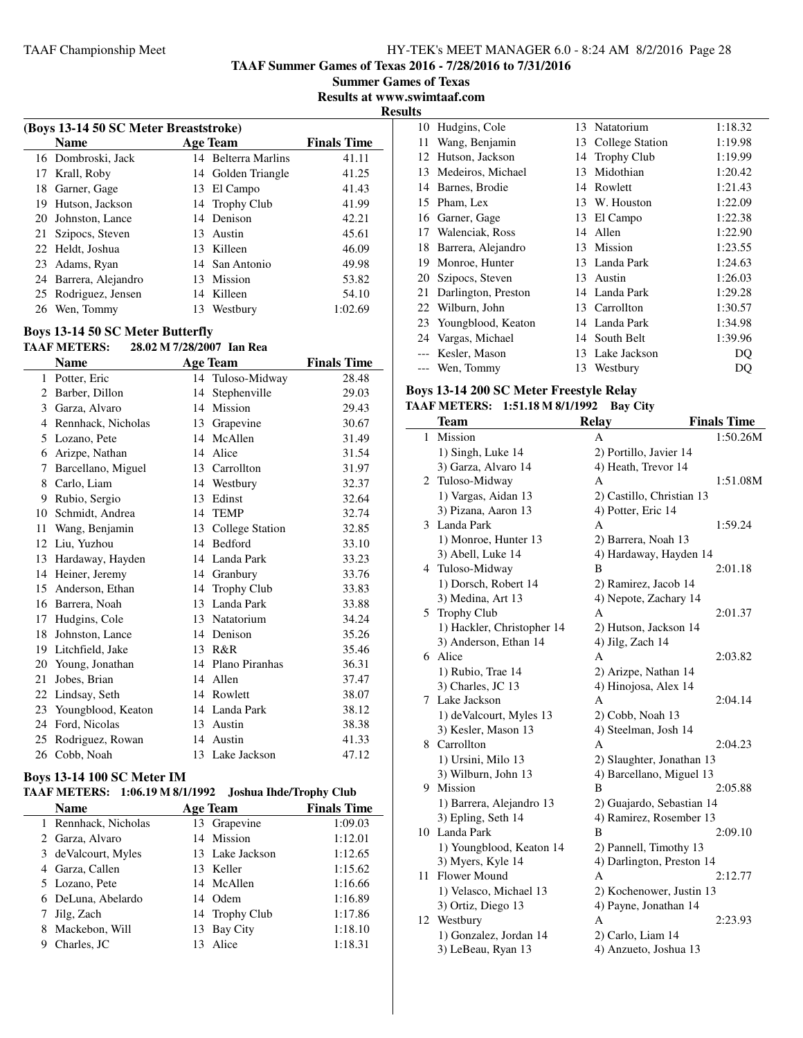**TAAF Summer Games of Texas 2016 - 7/28/2016 to 7/31/2016**

**Summer Games of Texas**

**Results at www.swimtaaf.com**

**Results**

### (Boys 13-14 50 SC Meter Breaststroke)

| | Name | Age | Team | Finals Time |
|---|---|---|---|---|
| 16 | Dombroski, Jack | 14 | Belterra Marlins | 41.11 |
| 17 | Krall, Roby | 14 | Golden Triangle | 41.25 |
| 18 | Garner, Gage | 13 | El Campo | 41.43 |
| 19 | Hutson, Jackson | 14 | Trophy Club | 41.99 |
| 20 | Johnston, Lance | 14 | Denison | 42.21 |
| 21 | Szipocs, Steven | 13 | Austin | 45.61 |
| 22 | Heldt, Joshua | 13 | Killeen | 46.09 |
| 23 | Adams, Ryan | 14 | San Antonio | 49.98 |
| 24 | Barrera, Alejandro | 13 | Mission | 53.82 |
| 25 | Rodriguez, Jensen | 14 | Killeen | 54.10 |
| 26 | Wen, Tommy | 13 | Westbury | 1:02.69 |

### Boys 13-14 50 SC Meter Butterfly

**TAAF METERS: 28.02 M 7/28/2007 Ian Rea**

| | Name | Age | Team | Finals Time |
|---|---|---|---|---|
| 1 | Potter, Eric | 14 | Tuloso-Midway | 28.48 |
| 2 | Barber, Dillon | 14 | Stephenville | 29.03 |
| 3 | Garza, Alvaro | 14 | Mission | 29.43 |
| 4 | Rennhack, Nicholas | 13 | Grapevine | 30.67 |
| 5 | Lozano, Pete | 14 | McAllen | 31.49 |
| 6 | Arizpe, Nathan | 14 | Alice | 31.54 |
| 7 | Barcellano, Miguel | 13 | Carrollton | 31.97 |
| 8 | Carlo, Liam | 14 | Westbury | 32.37 |
| 9 | Rubio, Sergio | 13 | Edinst | 32.64 |
| 10 | Schmidt, Andrea | 14 | TEMP | 32.74 |
| 11 | Wang, Benjamin | 13 | College Station | 32.85 |
| 12 | Liu, Yuzhou | 14 | Bedford | 33.10 |
| 13 | Hardaway, Hayden | 14 | Landa Park | 33.23 |
| 14 | Heiner, Jeremy | 14 | Granbury | 33.76 |
| 15 | Anderson, Ethan | 14 | Trophy Club | 33.83 |
| 16 | Barrera, Noah | 13 | Landa Park | 33.88 |
| 17 | Hudgins, Cole | 13 | Natatorium | 34.24 |
| 18 | Johnston, Lance | 14 | Denison | 35.26 |
| 19 | Litchfield, Jake | 13 | R&R | 35.46 |
| 20 | Young, Jonathan | 14 | Plano Piranhas | 36.31 |
| 21 | Jobes, Brian | 14 | Allen | 37.47 |
| 22 | Lindsay, Seth | 14 | Rowlett | 38.07 |
| 23 | Youngblood, Keaton | 14 | Landa Park | 38.12 |
| 24 | Ford, Nicolas | 13 | Austin | 38.38 |
| 25 | Rodriguez, Rowan | 14 | Austin | 41.33 |
| 26 | Cobb, Noah | 13 | Lake Jackson | 47.12 |

### Boys 13-14 100 SC Meter IM

**TAAF METERS: 1:06.19 M 8/1/1992 Joshua Ihde/Trophy Club**

| | Name | Age | Team | Finals Time |
|---|---|---|---|---|
| 1 | Rennhack, Nicholas | 13 | Grapevine | 1:09.03 |
| 2 | Garza, Alvaro | 14 | Mission | 1:12.01 |
| 3 | deValcourt, Myles | 13 | Lake Jackson | 1:12.65 |
| 4 | Garza, Callen | 13 | Keller | 1:15.62 |
| 5 | Lozano, Pete | 14 | McAllen | 1:16.66 |
| 6 | DeLuna, Abelardo | 14 | Odem | 1:16.89 |
| 7 | Jilg, Zach | 14 | Trophy Club | 1:17.86 |
| 8 | Mackebon, Will | 13 | Bay City | 1:18.10 |
| 9 | Charles, JC | 13 | Alice | 1:18.31 |
| 10 | Hudgins, Cole | 13 | Natatorium | 1:18.32 |
| 11 | Wang, Benjamin | 13 | College Station | 1:19.98 |
| 12 | Hutson, Jackson | 14 | Trophy Club | 1:19.99 |
| 13 | Medeiros, Michael | 13 | Midothian | 1:20.42 |
| 14 | Barnes, Brodie | 14 | Rowlett | 1:21.43 |
| 15 | Pham, Lex | 13 | W. Houston | 1:22.09 |
| 16 | Garner, Gage | 13 | El Campo | 1:22.38 |
| 17 | Walenciak, Ross | 14 | Allen | 1:22.90 |
| 18 | Barrera, Alejandro | 13 | Mission | 1:23.55 |
| 19 | Monroe, Hunter | 13 | Landa Park | 1:24.63 |
| 20 | Szipocs, Steven | 13 | Austin | 1:26.03 |
| 21 | Darlington, Preston | 14 | Landa Park | 1:29.28 |
| 22 | Wilburn, John | 13 | Carrollton | 1:30.57 |
| 23 | Youngblood, Keaton | 14 | Landa Park | 1:34.98 |
| 24 | Vargas, Michael | 14 | South Belt | 1:39.96 |
| --- | Kesler, Mason | 13 | Lake Jackson | DQ |
| --- | Wen, Tommy | 13 | Westbury | DQ |

### Boys 13-14 200 SC Meter Freestyle Relay

**TAAF METERS: 1:51.18 M 8/1/1992 Bay City**

| | Team | Relay | Finals Time |
|---|---|---|---|
| 1 | Mission | A | 1:50.26M |
| | 1) Singh, Luke 14 | 2) Portillo, Javier 14 | |
| | 3) Garza, Alvaro 14 | 4) Heath, Trevor 14 | |
| 2 | Tuloso-Midway | A | 1:51.08M |
| | 1) Vargas, Aidan 13 | 2) Castillo, Christian 13 | |
| | 3) Pizana, Aaron 13 | 4) Potter, Eric 14 | |
| 3 | Landa Park | A | 1:59.24 |
| | 1) Monroe, Hunter 13 | 2) Barrera, Noah 13 | |
| | 3) Abell, Luke 14 | 4) Hardaway, Hayden 14 | |
| 4 | Tuloso-Midway | B | 2:01.18 |
| | 1) Dorsch, Robert 14 | 2) Ramirez, Jacob 14 | |
| | 3) Medina, Art 13 | 4) Nepote, Zachary 14 | |
| 5 | Trophy Club | A | 2:01.37 |
| | 1) Hackler, Christopher 14 | 2) Hutson, Jackson 14 | |
| | 3) Anderson, Ethan 14 | 4) Jilg, Zach 14 | |
| 6 | Alice | A | 2:03.82 |
| | 1) Rubio, Trae 14 | 2) Arizpe, Nathan 14 | |
| | 3) Charles, JC 13 | 4) Hinojosa, Alex 14 | |
| 7 | Lake Jackson | A | 2:04.14 |
| | 1) deValcourt, Myles 13 | 2) Cobb, Noah 13 | |
| | 3) Kesler, Mason 13 | 4) Steelman, Josh 14 | |
| 8 | Carrollton | A | 2:04.23 |
| | 1) Ursini, Milo 13 | 2) Slaughter, Jonathan 13 | |
| | 3) Wilburn, John 13 | 4) Barcellano, Miguel 13 | |
| 9 | Mission | B | 2:05.88 |
| | 1) Barrera, Alejandro 13 | 2) Guajardo, Sebastian 14 | |
| | 3) Epling, Seth 14 | 4) Ramirez, Rosember 13 | |
| 10 | Landa Park | B | 2:09.10 |
| | 1) Youngblood, Keaton 14 | 2) Pannell, Timothy 13 | |
| | 3) Myers, Kyle 14 | 4) Darlington, Preston 14 | |
| 11 | Flower Mound | A | 2:12.77 |
| | 1) Velasco, Michael 13 | 2) Kochenower, Justin 13 | |
| | 3) Ortiz, Diego 13 | 4) Payne, Jonathan 14 | |
| 12 | Westbury | A | 2:23.93 |
| | 1) Gonzalez, Jordan 14 | 2) Carlo, Liam 14 | |
| | 3) LeBeau, Ryan 13 | 4) Anzueto, Joshua 13 | |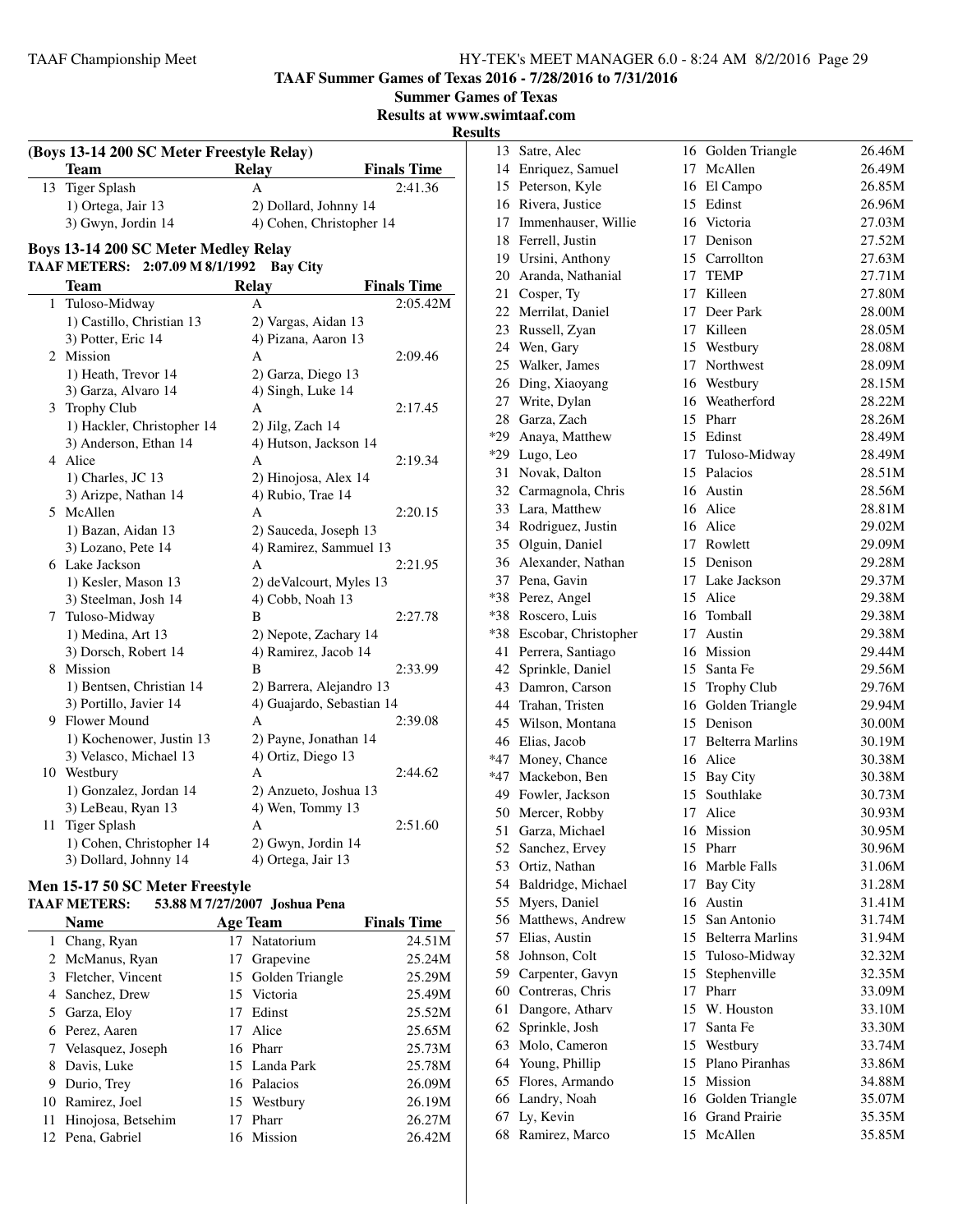**TAAF Summer Games of Texas 2016 - 7/28/2016 to 7/31/2016**

**Summer Games of Texas**

**Results at www.swimtaaf.com**

**Results**

### (Boys 13-14 200 SC Meter Freestyle Relay)

| | Team | Relay | Finals Time |
|---|---|---|---|
| 13 | Tiger Splash | A | 2:41.36 |
| | 1) Ortega, Jair 13 | 2) Dollard, Johnny 14 | |
| | 3) Gwyn, Jordin 14 | 4) Cohen, Christopher 14 | |

### Boys 13-14 200 SC Meter Medley Relay

**TAAF METERS: 2:07.09 M 8/1/1992 Bay City**

| | Team | Relay | Finals Time |
|---|---|---|---|
| 1 | Tuloso-Midway | A | 2:05.42M |
| | 1) Castillo, Christian 13 | 2) Vargas, Aidan 13 | |
| | 3) Potter, Eric 14 | 4) Pizana, Aaron 13 | |
| 2 | Mission | A | 2:09.46 |
| | 1) Heath, Trevor 14 | 2) Garza, Diego 13 | |
| | 3) Garza, Alvaro 14 | 4) Singh, Luke 14 | |
| 3 | Trophy Club | A | 2:17.45 |
| | 1) Hackler, Christopher 14 | 2) Jilg, Zach 14 | |
| | 3) Anderson, Ethan 14 | 4) Hutson, Jackson 14 | |
| 4 | Alice | A | 2:19.34 |
| | 1) Charles, JC 13 | 2) Hinojosa, Alex 14 | |
| | 3) Arizpe, Nathan 14 | 4) Rubio, Trae 14 | |
| 5 | McAllen | A | 2:20.15 |
| | 1) Bazan, Aidan 13 | 2) Sauceda, Joseph 13 | |
| | 3) Lozano, Pete 14 | 4) Ramirez, Sammuel 13 | |
| 6 | Lake Jackson | A | 2:21.95 |
| | 1) Kesler, Mason 13 | 2) deValcourt, Myles 13 | |
| | 3) Steelman, Josh 14 | 4) Cobb, Noah 13 | |
| 7 | Tuloso-Midway | B | 2:27.78 |
| | 1) Medina, Art 13 | 2) Nepote, Zachary 14 | |
| | 3) Dorsch, Robert 14 | 4) Ramirez, Jacob 14 | |
| 8 | Mission | B | 2:33.99 |
| | 1) Bentsen, Christian 14 | 2) Barrera, Alejandro 13 | |
| | 3) Portillo, Javier 14 | 4) Guajardo, Sebastian 14 | |
| 9 | Flower Mound | A | 2:39.08 |
| | 1) Kochenower, Justin 13 | 2) Payne, Jonathan 14 | |
| | 3) Velasco, Michael 13 | 4) Ortiz, Diego 13 | |
| 10 | Westbury | A | 2:44.62 |
| | 1) Gonzalez, Jordan 14 | 2) Anzueto, Joshua 13 | |
| | 3) LeBeau, Ryan 13 | 4) Wen, Tommy 13 | |
| 11 | Tiger Splash | A | 2:51.60 |
| | 1) Cohen, Christopher 14 | 2) Gwyn, Jordin 14 | |
| | 3) Dollard, Johnny 14 | 4) Ortega, Jair 13 | |

### Men 15-17 50 SC Meter Freestyle

**TAAF METERS: 53.88 M 7/27/2007 Joshua Pena**

| | Name | Age | Team | Finals Time |
|---|---|---|---|---|
| 1 | Chang, Ryan | 17 | Natatorium | 24.51M |
| 2 | McManus, Ryan | 17 | Grapevine | 25.24M |
| 3 | Fletcher, Vincent | 15 | Golden Triangle | 25.29M |
| 4 | Sanchez, Drew | 15 | Victoria | 25.49M |
| 5 | Garza, Eloy | 17 | Edinst | 25.52M |
| 6 | Perez, Aaren | 17 | Alice | 25.65M |
| 7 | Velasquez, Joseph | 16 | Pharr | 25.73M |
| 8 | Davis, Luke | 15 | Landa Park | 25.78M |
| 9 | Durio, Trey | 16 | Palacios | 26.09M |
| 10 | Ramirez, Joel | 15 | Westbury | 26.19M |
| 11 | Hinojosa, Betsehim | 17 | Pharr | 26.27M |
| 12 | Pena, Gabriel | 16 | Mission | 26.42M |
| 13 | Satre, Alec | 16 | Golden Triangle | 26.46M |
| 14 | Enriquez, Samuel | 17 | McAllen | 26.49M |
| 15 | Peterson, Kyle | 16 | El Campo | 26.85M |
| 16 | Rivera, Justice | 15 | Edinst | 26.96M |
| 17 | Immenhauser, Willie | 16 | Victoria | 27.03M |
| 18 | Ferrell, Justin | 17 | Denison | 27.52M |
| 19 | Ursini, Anthony | 15 | Carrollton | 27.63M |
| 20 | Aranda, Nathanial | 17 | TEMP | 27.71M |
| 21 | Cosper, Ty | 17 | Killeen | 27.80M |
| 22 | Merrilat, Daniel | 17 | Deer Park | 28.00M |
| 23 | Russell, Zyan | 17 | Killeen | 28.05M |
| 24 | Wen, Gary | 15 | Westbury | 28.08M |
| 25 | Walker, James | 17 | Northwest | 28.09M |
| 26 | Ding, Xiaoyang | 16 | Westbury | 28.15M |
| 27 | Write, Dylan | 16 | Weatherford | 28.22M |
| 28 | Garza, Zach | 15 | Pharr | 28.26M |
| *29 | Anaya, Matthew | 15 | Edinst | 28.49M |
| *29 | Lugo, Leo | 17 | Tuloso-Midway | 28.49M |
| 31 | Novak, Dalton | 15 | Palacios | 28.51M |
| 32 | Carmagnola, Chris | 16 | Austin | 28.56M |
| 33 | Lara, Matthew | 16 | Alice | 28.81M |
| 34 | Rodriguez, Justin | 16 | Alice | 29.02M |
| 35 | Olguin, Daniel | 17 | Rowlett | 29.09M |
| 36 | Alexander, Nathan | 15 | Denison | 29.28M |
| 37 | Pena, Gavin | 17 | Lake Jackson | 29.37M |
| *38 | Perez, Angel | 15 | Alice | 29.38M |
| *38 | Roscero, Luis | 16 | Tomball | 29.38M |
| *38 | Escobar, Christopher | 17 | Austin | 29.38M |
| 41 | Perrera, Santiago | 16 | Mission | 29.44M |
| 42 | Sprinkle, Daniel | 15 | Santa Fe | 29.56M |
| 43 | Damron, Carson | 15 | Trophy Club | 29.76M |
| 44 | Trahan, Tristen | 16 | Golden Triangle | 29.94M |
| 45 | Wilson, Montana | 15 | Denison | 30.00M |
| 46 | Elias, Jacob | 17 | Belterra Marlins | 30.19M |
| *47 | Money, Chance | 16 | Alice | 30.38M |
| *47 | Mackebon, Ben | 15 | Bay City | 30.38M |
| 49 | Fowler, Jackson | 15 | Southlake | 30.73M |
| 50 | Mercer, Robby | 17 | Alice | 30.93M |
| 51 | Garza, Michael | 16 | Mission | 30.95M |
| 52 | Sanchez, Ervey | 15 | Pharr | 30.96M |
| 53 | Ortiz, Nathan | 16 | Marble Falls | 31.06M |
| 54 | Baldridge, Michael | 17 | Bay City | 31.28M |
| 55 | Myers, Daniel | 16 | Austin | 31.41M |
| 56 | Matthews, Andrew | 15 | San Antonio | 31.74M |
| 57 | Elias, Austin | 15 | Belterra Marlins | 31.94M |
| 58 | Johnson, Colt | 15 | Tuloso-Midway | 32.32M |
| 59 | Carpenter, Gavyn | 15 | Stephenville | 32.35M |
| 60 | Contreras, Chris | 17 | Pharr | 33.09M |
| 61 | Dangore, Atharv | 15 | W. Houston | 33.10M |
| 62 | Sprinkle, Josh | 17 | Santa Fe | 33.30M |
| 63 | Molo, Cameron | 15 | Westbury | 33.74M |
| 64 | Young, Phillip | 15 | Plano Piranhas | 33.86M |
| 65 | Flores, Armando | 15 | Mission | 34.88M |
| 66 | Landry, Noah | 16 | Golden Triangle | 35.07M |
| 67 | Ly, Kevin | 16 | Grand Prairie | 35.35M |
| 68 | Ramirez, Marco | 15 | McAllen | 35.85M |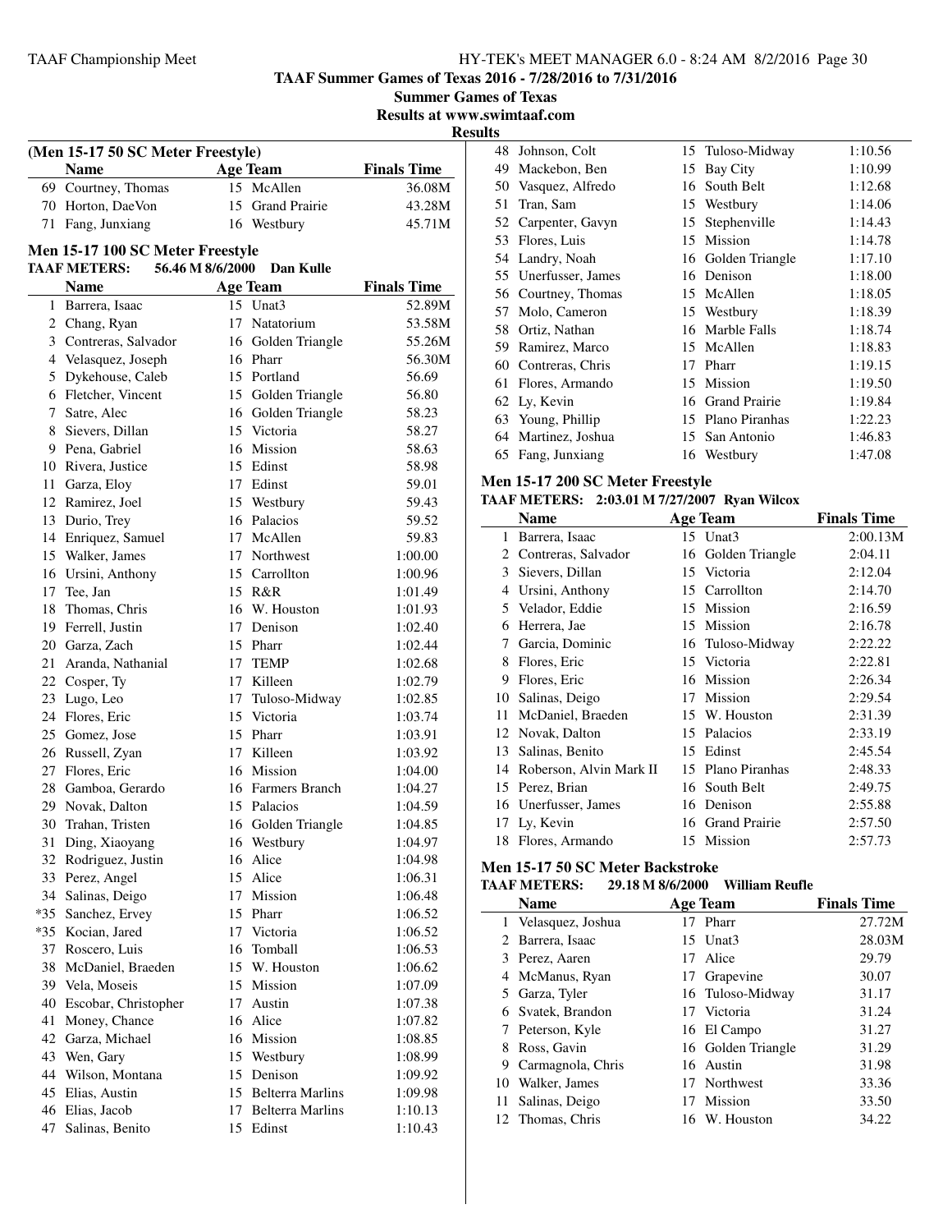**TAAF Summer Games of Texas 2016 - 7/28/2016 to 7/31/2016**

**Summer Games of Texas**

**Results at www.swimtaaf.com**

**Results**

### (Men 15-17 50 SC Meter Freestyle)

| | Name | Age | Team | Finals Time |
|---|---|---|---|---|
| 69 | Courtney, Thomas | 15 | McAllen | 36.08M |
| 70 | Horton, DaeVon | 15 | Grand Prairie | 43.28M |
| 71 | Fang, Junxiang | 16 | Westbury | 45.71M |

### Men 15-17 100 SC Meter Freestyle

**TAAF METERS: 56.46 M 8/6/2000 Dan Kulle**

| | Name | Age | Team | Finals Time |
|---|---|---|---|---|
| 1 | Barrera, Isaac | 15 | Unat3 | 52.89M |
| 2 | Chang, Ryan | 17 | Natatorium | 53.58M |
| 3 | Contreras, Salvador | 16 | Golden Triangle | 55.26M |
| 4 | Velasquez, Joseph | 16 | Pharr | 56.30M |
| 5 | Dykehouse, Caleb | 15 | Portland | 56.69 |
| 6 | Fletcher, Vincent | 15 | Golden Triangle | 56.80 |
| 7 | Satre, Alec | 16 | Golden Triangle | 58.23 |
| 8 | Sievers, Dillan | 15 | Victoria | 58.27 |
| 9 | Pena, Gabriel | 16 | Mission | 58.63 |
| 10 | Rivera, Justice | 15 | Edinst | 58.98 |
| 11 | Garza, Eloy | 17 | Edinst | 59.01 |
| 12 | Ramirez, Joel | 15 | Westbury | 59.43 |
| 13 | Durio, Trey | 16 | Palacios | 59.52 |
| 14 | Enriquez, Samuel | 17 | McAllen | 59.83 |
| 15 | Walker, James | 17 | Northwest | 1:00.00 |
| 16 | Ursini, Anthony | 15 | Carrollton | 1:00.96 |
| 17 | Tee, Jan | 15 | R&R | 1:01.49 |
| 18 | Thomas, Chris | 16 | W. Houston | 1:01.93 |
| 19 | Ferrell, Justin | 17 | Denison | 1:02.40 |
| 20 | Garza, Zach | 15 | Pharr | 1:02.44 |
| 21 | Aranda, Nathanial | 17 | TEMP | 1:02.68 |
| 22 | Cosper, Ty | 17 | Killeen | 1:02.79 |
| 23 | Lugo, Leo | 17 | Tuloso-Midway | 1:02.85 |
| 24 | Flores, Eric | 15 | Victoria | 1:03.74 |
| 25 | Gomez, Jose | 15 | Pharr | 1:03.91 |
| 26 | Russell, Zyan | 17 | Killeen | 1:03.92 |
| 27 | Flores, Eric | 16 | Mission | 1:04.00 |
| 28 | Gamboa, Gerardo | 16 | Farmers Branch | 1:04.27 |
| 29 | Novak, Dalton | 15 | Palacios | 1:04.59 |
| 30 | Trahan, Tristen | 16 | Golden Triangle | 1:04.85 |
| 31 | Ding, Xiaoyang | 16 | Westbury | 1:04.97 |
| 32 | Rodriguez, Justin | 16 | Alice | 1:04.98 |
| 33 | Perez, Angel | 15 | Alice | 1:06.31 |
| 34 | Salinas, Deigo | 17 | Mission | 1:06.48 |
| *35 | Sanchez, Ervey | 15 | Pharr | 1:06.52 |
| *35 | Kocian, Jared | 17 | Victoria | 1:06.52 |
| 37 | Roscero, Luis | 16 | Tomball | 1:06.53 |
| 38 | McDaniel, Braeden | 15 | W. Houston | 1:06.62 |
| 39 | Vela, Moseis | 15 | Mission | 1:07.09 |
| 40 | Escobar, Christopher | 17 | Austin | 1:07.38 |
| 41 | Money, Chance | 16 | Alice | 1:07.82 |
| 42 | Garza, Michael | 16 | Mission | 1:08.85 |
| 43 | Wen, Gary | 15 | Westbury | 1:08.99 |
| 44 | Wilson, Montana | 15 | Denison | 1:09.92 |
| 45 | Elias, Austin | 15 | Belterra Marlins | 1:09.98 |
| 46 | Elias, Jacob | 17 | Belterra Marlins | 1:10.13 |
| 47 | Salinas, Benito | 15 | Edinst | 1:10.43 |
| 48 | Johnson, Colt | 15 | Tuloso-Midway | 1:10.56 |
| 49 | Mackebon, Ben | 15 | Bay City | 1:10.99 |
| 50 | Vasquez, Alfredo | 16 | South Belt | 1:12.68 |
| 51 | Tran, Sam | 15 | Westbury | 1:14.06 |
| 52 | Carpenter, Gavyn | 15 | Stephenville | 1:14.43 |
| 53 | Flores, Luis | 15 | Mission | 1:14.78 |
| 54 | Landry, Noah | 16 | Golden Triangle | 1:17.10 |
| 55 | Unerfusser, James | 16 | Denison | 1:18.00 |
| 56 | Courtney, Thomas | 15 | McAllen | 1:18.05 |
| 57 | Molo, Cameron | 15 | Westbury | 1:18.39 |
| 58 | Ortiz, Nathan | 16 | Marble Falls | 1:18.74 |
| 59 | Ramirez, Marco | 15 | McAllen | 1:18.83 |
| 60 | Contreras, Chris | 17 | Pharr | 1:19.15 |
| 61 | Flores, Armando | 15 | Mission | 1:19.50 |
| 62 | Ly, Kevin | 16 | Grand Prairie | 1:19.84 |
| 63 | Young, Phillip | 15 | Plano Piranhas | 1:22.23 |
| 64 | Martinez, Joshua | 15 | San Antonio | 1:46.83 |
| 65 | Fang, Junxiang | 16 | Westbury | 1:47.08 |

### Men 15-17 200 SC Meter Freestyle

**TAAF METERS: 2:03.01 M 7/27/2007 Ryan Wilcox**

| | Name | Age | Team | Finals Time |
|---|---|---|---|---|
| 1 | Barrera, Isaac | 15 | Unat3 | 2:00.13M |
| 2 | Contreras, Salvador | 16 | Golden Triangle | 2:04.11 |
| 3 | Sievers, Dillan | 15 | Victoria | 2:12.04 |
| 4 | Ursini, Anthony | 15 | Carrollton | 2:14.70 |
| 5 | Velador, Eddie | 15 | Mission | 2:16.59 |
| 6 | Herrera, Jae | 15 | Mission | 2:16.78 |
| 7 | Garcia, Dominic | 16 | Tuloso-Midway | 2:22.22 |
| 8 | Flores, Eric | 15 | Victoria | 2:22.81 |
| 9 | Flores, Eric | 16 | Mission | 2:26.34 |
| 10 | Salinas, Deigo | 17 | Mission | 2:29.54 |
| 11 | McDaniel, Braeden | 15 | W. Houston | 2:31.39 |
| 12 | Novak, Dalton | 15 | Palacios | 2:33.19 |
| 13 | Salinas, Benito | 15 | Edinst | 2:45.54 |
| 14 | Roberson, Alvin Mark II | 15 | Plano Piranhas | 2:48.33 |
| 15 | Perez, Brian | 16 | South Belt | 2:49.75 |
| 16 | Unerfusser, James | 16 | Denison | 2:55.88 |
| 17 | Ly, Kevin | 16 | Grand Prairie | 2:57.50 |
| 18 | Flores, Armando | 15 | Mission | 2:57.73 |

### Men 15-17 50 SC Meter Backstroke

**TAAF METERS: 29.18 M 8/6/2000 William Reufle**

| | Name | Age | Team | Finals Time |
|---|---|---|---|---|
| 1 | Velasquez, Joshua | 17 | Pharr | 27.72M |
| 2 | Barrera, Isaac | 15 | Unat3 | 28.03M |
| 3 | Perez, Aaren | 17 | Alice | 29.79 |
| 4 | McManus, Ryan | 17 | Grapevine | 30.07 |
| 5 | Garza, Tyler | 16 | Tuloso-Midway | 31.17 |
| 6 | Svatek, Brandon | 17 | Victoria | 31.24 |
| 7 | Peterson, Kyle | 16 | El Campo | 31.27 |
| 8 | Ross, Gavin | 16 | Golden Triangle | 31.29 |
| 9 | Carmagnola, Chris | 16 | Austin | 31.98 |
| 10 | Walker, James | 17 | Northwest | 33.36 |
| 11 | Salinas, Deigo | 17 | Mission | 33.50 |
| 12 | Thomas, Chris | 16 | W. Houston | 34.22 |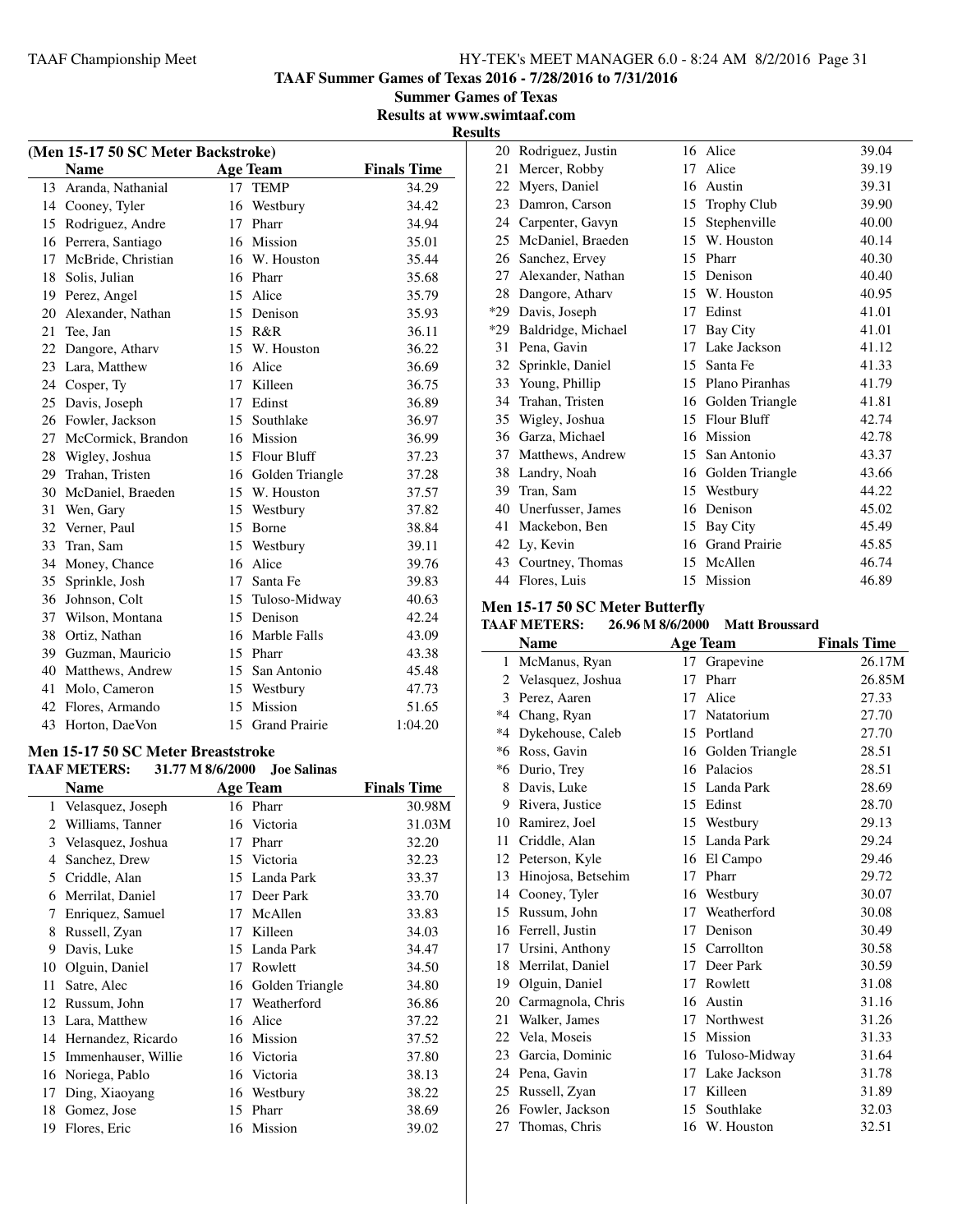**TAAF Summer Games of Texas 2016 - 7/28/2016 to 7/31/2016**

**Summer Games of Texas**

**Results at www.swimtaaf.com**

**Results**

### (Men 15-17 50 SC Meter Backstroke)

| | Name | Age | Team | Finals Time |
|---|---|---|---|---|
| 13 | Aranda, Nathanial | 17 | TEMP | 34.29 |
| 14 | Cooney, Tyler | 16 | Westbury | 34.42 |
| 15 | Rodriguez, Andre | 17 | Pharr | 34.94 |
| 16 | Perrera, Santiago | 16 | Mission | 35.01 |
| 17 | McBride, Christian | 16 | W. Houston | 35.44 |
| 18 | Solis, Julian | 16 | Pharr | 35.68 |
| 19 | Perez, Angel | 15 | Alice | 35.79 |
| 20 | Alexander, Nathan | 15 | Denison | 35.93 |
| 21 | Tee, Jan | 15 | R&R | 36.11 |
| 22 | Dangore, Atharv | 15 | W. Houston | 36.22 |
| 23 | Lara, Matthew | 16 | Alice | 36.69 |
| 24 | Cosper, Ty | 17 | Killeen | 36.75 |
| 25 | Davis, Joseph | 17 | Edinst | 36.89 |
| 26 | Fowler, Jackson | 15 | Southlake | 36.97 |
| 27 | McCormick, Brandon | 16 | Mission | 36.99 |
| 28 | Wigley, Joshua | 15 | Flour Bluff | 37.23 |
| 29 | Trahan, Tristen | 16 | Golden Triangle | 37.28 |
| 30 | McDaniel, Braeden | 15 | W. Houston | 37.57 |
| 31 | Wen, Gary | 15 | Westbury | 37.82 |
| 32 | Verner, Paul | 15 | Borne | 38.84 |
| 33 | Tran, Sam | 15 | Westbury | 39.11 |
| 34 | Money, Chance | 16 | Alice | 39.76 |
| 35 | Sprinkle, Josh | 17 | Santa Fe | 39.83 |
| 36 | Johnson, Colt | 15 | Tuloso-Midway | 40.63 |
| 37 | Wilson, Montana | 15 | Denison | 42.24 |
| 38 | Ortiz, Nathan | 16 | Marble Falls | 43.09 |
| 39 | Guzman, Mauricio | 15 | Pharr | 43.38 |
| 40 | Matthews, Andrew | 15 | San Antonio | 45.48 |
| 41 | Molo, Cameron | 15 | Westbury | 47.73 |
| 42 | Flores, Armando | 15 | Mission | 51.65 |
| 43 | Horton, DaeVon | 15 | Grand Prairie | 1:04.20 |

### Men 15-17 50 SC Meter Breaststroke

**TAAF METERS: 31.77 M 8/6/2000 Joe Salinas**

| | Name | Age | Team | Finals Time |
|---|---|---|---|---|
| 1 | Velasquez, Joseph | 16 | Pharr | 30.98M |
| 2 | Williams, Tanner | 16 | Victoria | 31.03M |
| 3 | Velasquez, Joshua | 17 | Pharr | 32.20 |
| 4 | Sanchez, Drew | 15 | Victoria | 32.23 |
| 5 | Criddle, Alan | 15 | Landa Park | 33.37 |
| 6 | Merrilat, Daniel | 17 | Deer Park | 33.70 |
| 7 | Enriquez, Samuel | 17 | McAllen | 33.83 |
| 8 | Russell, Zyan | 17 | Killeen | 34.03 |
| 9 | Davis, Luke | 15 | Landa Park | 34.47 |
| 10 | Olguin, Daniel | 17 | Rowlett | 34.50 |
| 11 | Satre, Alec | 16 | Golden Triangle | 34.80 |
| 12 | Russum, John | 17 | Weatherford | 36.86 |
| 13 | Lara, Matthew | 16 | Alice | 37.22 |
| 14 | Hernandez, Ricardo | 16 | Mission | 37.52 |
| 15 | Immenhauser, Willie | 16 | Victoria | 37.80 |
| 16 | Noriega, Pablo | 16 | Victoria | 38.13 |
| 17 | Ding, Xiaoyang | 16 | Westbury | 38.22 |
| 18 | Gomez, Jose | 15 | Pharr | 38.69 |
| 19 | Flores, Eric | 16 | Mission | 39.02 |
| 20 | Rodriguez, Justin | 16 | Alice | 39.04 |
| 21 | Mercer, Robby | 17 | Alice | 39.19 |
| 22 | Myers, Daniel | 16 | Austin | 39.31 |
| 23 | Damron, Carson | 15 | Trophy Club | 39.90 |
| 24 | Carpenter, Gavyn | 15 | Stephenville | 40.00 |
| 25 | McDaniel, Braeden | 15 | W. Houston | 40.14 |
| 26 | Sanchez, Ervey | 15 | Pharr | 40.30 |
| 27 | Alexander, Nathan | 15 | Denison | 40.40 |
| 28 | Dangore, Atharv | 15 | W. Houston | 40.95 |
| *29 | Davis, Joseph | 17 | Edinst | 41.01 |
| *29 | Baldridge, Michael | 17 | Bay City | 41.01 |
| 31 | Pena, Gavin | 17 | Lake Jackson | 41.12 |
| 32 | Sprinkle, Daniel | 15 | Santa Fe | 41.33 |
| 33 | Young, Phillip | 15 | Plano Piranhas | 41.79 |
| 34 | Trahan, Tristen | 16 | Golden Triangle | 41.81 |
| 35 | Wigley, Joshua | 15 | Flour Bluff | 42.74 |
| 36 | Garza, Michael | 16 | Mission | 42.78 |
| 37 | Matthews, Andrew | 15 | San Antonio | 43.37 |
| 38 | Landry, Noah | 16 | Golden Triangle | 43.66 |
| 39 | Tran, Sam | 15 | Westbury | 44.22 |
| 40 | Unerfusser, James | 16 | Denison | 45.02 |
| 41 | Mackebon, Ben | 15 | Bay City | 45.49 |
| 42 | Ly, Kevin | 16 | Grand Prairie | 45.85 |
| 43 | Courtney, Thomas | 15 | McAllen | 46.74 |
| 44 | Flores, Luis | 15 | Mission | 46.89 |

### Men 15-17 50 SC Meter Butterfly

**TAAF METERS: 26.96 M 8/6/2000 Matt Broussard**

| | Name | Age | Team | Finals Time |
|---|---|---|---|---|
| 1 | McManus, Ryan | 17 | Grapevine | 26.17M |
| 2 | Velasquez, Joshua | 17 | Pharr | 26.85M |
| 3 | Perez, Aaren | 17 | Alice | 27.33 |
| *4 | Chang, Ryan | 17 | Natatorium | 27.70 |
| *4 | Dykehouse, Caleb | 15 | Portland | 27.70 |
| *6 | Ross, Gavin | 16 | Golden Triangle | 28.51 |
| *6 | Durio, Trey | 16 | Palacios | 28.51 |
| 8 | Davis, Luke | 15 | Landa Park | 28.69 |
| 9 | Rivera, Justice | 15 | Edinst | 28.70 |
| 10 | Ramirez, Joel | 15 | Westbury | 29.13 |
| 11 | Criddle, Alan | 15 | Landa Park | 29.24 |
| 12 | Peterson, Kyle | 16 | El Campo | 29.46 |
| 13 | Hinojosa, Betsehim | 17 | Pharr | 29.72 |
| 14 | Cooney, Tyler | 16 | Westbury | 30.07 |
| 15 | Russum, John | 17 | Weatherford | 30.08 |
| 16 | Ferrell, Justin | 17 | Denison | 30.49 |
| 17 | Ursini, Anthony | 15 | Carrollton | 30.58 |
| 18 | Merrilat, Daniel | 17 | Deer Park | 30.59 |
| 19 | Olguin, Daniel | 17 | Rowlett | 31.08 |
| 20 | Carmagnola, Chris | 16 | Austin | 31.16 |
| 21 | Walker, James | 17 | Northwest | 31.26 |
| 22 | Vela, Moseis | 15 | Mission | 31.33 |
| 23 | Garcia, Dominic | 16 | Tuloso-Midway | 31.64 |
| 24 | Pena, Gavin | 17 | Lake Jackson | 31.78 |
| 25 | Russell, Zyan | 17 | Killeen | 31.89 |
| 26 | Fowler, Jackson | 15 | Southlake | 32.03 |
| 27 | Thomas, Chris | 16 | W. Houston | 32.51 |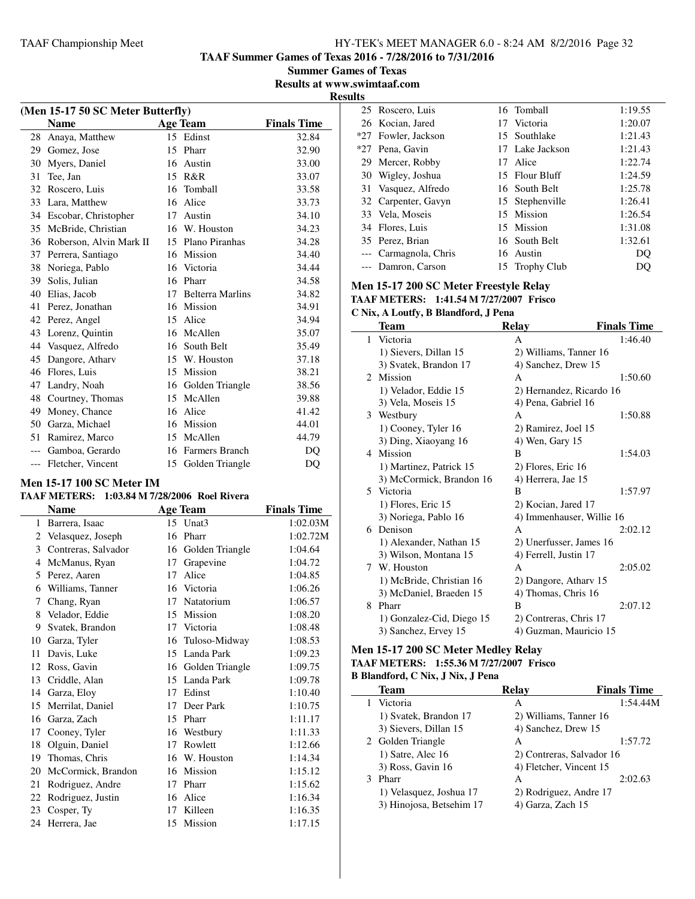## TAAF Summer Games of Texas 2016 - 7/28/2016 to 7/31/2016

**Summer Games of Texas**

**Results at www.swimtaaf.com**

**Results**

### (Men 15-17 50 SC Meter Butterfly)

| | Name | Age | Team | Finals Time |
|---|---|---|---|---|
| 28 | Anaya, Matthew | 15 | Edinst | 32.84 |
| 29 | Gomez, Jose | 15 | Pharr | 32.90 |
| 30 | Myers, Daniel | 16 | Austin | 33.00 |
| 31 | Tee, Jan | 15 | R&R | 33.07 |
| 32 | Roscero, Luis | 16 | Tomball | 33.58 |
| 33 | Lara, Matthew | 16 | Alice | 33.73 |
| 34 | Escobar, Christopher | 17 | Austin | 34.10 |
| 35 | McBride, Christian | 16 | W. Houston | 34.23 |
| 36 | Roberson, Alvin Mark II | 15 | Plano Piranhas | 34.28 |
| 37 | Perrera, Santiago | 16 | Mission | 34.40 |
| 38 | Noriega, Pablo | 16 | Victoria | 34.44 |
| 39 | Solis, Julian | 16 | Pharr | 34.58 |
| 40 | Elias, Jacob | 17 | Belterra Marlins | 34.82 |
| 41 | Perez, Jonathan | 16 | Mission | 34.91 |
| 42 | Perez, Angel | 15 | Alice | 34.94 |
| 43 | Lorenz, Quintin | 16 | McAllen | 35.07 |
| 44 | Vasquez, Alfredo | 16 | South Belt | 35.49 |
| 45 | Dangore, Atharv | 15 | W. Houston | 37.18 |
| 46 | Flores, Luis | 15 | Mission | 38.21 |
| 47 | Landry, Noah | 16 | Golden Triangle | 38.56 |
| 48 | Courtney, Thomas | 15 | McAllen | 39.88 |
| 49 | Money, Chance | 16 | Alice | 41.42 |
| 50 | Garza, Michael | 16 | Mission | 44.01 |
| 51 | Ramirez, Marco | 15 | McAllen | 44.79 |
| --- | Gamboa, Gerardo | 16 | Farmers Branch | DQ |
| --- | Fletcher, Vincent | 15 | Golden Triangle | DQ |

### Men 15-17 100 SC Meter IM

**TAAF METERS: 1:03.84 M 7/28/2006 Roel Rivera**

| | Name | Age | Team | Finals Time |
|---|---|---|---|---|
| 1 | Barrera, Isaac | 15 | Unat3 | 1:02.03M |
| 2 | Velasquez, Joseph | 16 | Pharr | 1:02.72M |
| 3 | Contreras, Salvador | 16 | Golden Triangle | 1:04.64 |
| 4 | McManus, Ryan | 17 | Grapevine | 1:04.72 |
| 5 | Perez, Aaren | 17 | Alice | 1:04.85 |
| 6 | Williams, Tanner | 16 | Victoria | 1:06.26 |
| 7 | Chang, Ryan | 17 | Natatorium | 1:06.57 |
| 8 | Velador, Eddie | 15 | Mission | 1:08.20 |
| 9 | Svatek, Brandon | 17 | Victoria | 1:08.48 |
| 10 | Garza, Tyler | 16 | Tuloso-Midway | 1:08.53 |
| 11 | Davis, Luke | 15 | Landa Park | 1:09.23 |
| 12 | Ross, Gavin | 16 | Golden Triangle | 1:09.75 |
| 13 | Criddle, Alan | 15 | Landa Park | 1:09.78 |
| 14 | Garza, Eloy | 17 | Edinst | 1:10.40 |
| 15 | Merrilat, Daniel | 17 | Deer Park | 1:10.75 |
| 16 | Garza, Zach | 15 | Pharr | 1:11.17 |
| 17 | Cooney, Tyler | 16 | Westbury | 1:11.33 |
| 18 | Olguin, Daniel | 17 | Rowlett | 1:12.66 |
| 19 | Thomas, Chris | 16 | W. Houston | 1:14.34 |
| 20 | McCormick, Brandon | 16 | Mission | 1:15.12 |
| 21 | Rodriguez, Andre | 17 | Pharr | 1:15.62 |
| 22 | Rodriguez, Justin | 16 | Alice | 1:16.34 |
| 23 | Cosper, Ty | 17 | Killeen | 1:16.35 |
| 24 | Herrera, Jae | 15 | Mission | 1:17.15 |
| 25 | Roscero, Luis | 16 | Tomball | 1:19.55 |
| 26 | Kocian, Jared | 17 | Victoria | 1:20.07 |
| *27 | Fowler, Jackson | 15 | Southlake | 1:21.43 |
| *27 | Pena, Gavin | 17 | Lake Jackson | 1:21.43 |
| 29 | Mercer, Robby | 17 | Alice | 1:22.74 |
| 30 | Wigley, Joshua | 15 | Flour Bluff | 1:24.59 |
| 31 | Vasquez, Alfredo | 16 | South Belt | 1:25.78 |
| 32 | Carpenter, Gavyn | 15 | Stephenville | 1:26.41 |
| 33 | Vela, Moseis | 15 | Mission | 1:26.54 |
| 34 | Flores, Luis | 15 | Mission | 1:31.08 |
| 35 | Perez, Brian | 16 | South Belt | 1:32.61 |
| --- | Carmagnola, Chris | 16 | Austin | DQ |
| --- | Damron, Carson | 15 | Trophy Club | DQ |

### Men 15-17 200 SC Meter Freestyle Relay

**TAAF METERS: 1:41.54 M 7/27/2007 Frisco**

**C Nix, A Loutfy, B Blandford, J Pena**

| | Team | Relay | Finals Time |
|---|---|---|---|
| 1 | Victoria | A | 1:46.40 |
| | 1) Sievers, Dillan 15 | 2) Williams, Tanner 16 | |
| | 3) Svatek, Brandon 17 | 4) Sanchez, Drew 15 | |
| 2 | Mission | A | 1:50.60 |
| | 1) Velador, Eddie 15 | 2) Hernandez, Ricardo 16 | |
| | 3) Vela, Moseis 15 | 4) Pena, Gabriel 16 | |
| 3 | Westbury | A | 1:50.88 |
| | 1) Cooney, Tyler 16 | 2) Ramirez, Joel 15 | |
| | 3) Ding, Xiaoyang 16 | 4) Wen, Gary 15 | |
| 4 | Mission | B | 1:54.03 |
| | 1) Martinez, Patrick 15 | 2) Flores, Eric 16 | |
| | 3) McCormick, Brandon 16 | 4) Herrera, Jae 15 | |
| 5 | Victoria | B | 1:57.97 |
| | 1) Flores, Eric 15 | 2) Kocian, Jared 17 | |
| | 3) Noriega, Pablo 16 | 4) Immenhauser, Willie 16 | |
| 6 | Denison | A | 2:02.12 |
| | 1) Alexander, Nathan 15 | 2) Unerfusser, James 16 | |
| | 3) Wilson, Montana 15 | 4) Ferrell, Justin 17 | |
| 7 | W. Houston | A | 2:05.02 |
| | 1) McBride, Christian 16 | 2) Dangore, Atharv 15 | |
| | 3) McDaniel, Braeden 15 | 4) Thomas, Chris 16 | |
| 8 | Pharr | B | 2:07.12 |
| | 1) Gonzalez-Cid, Diego 15 | 2) Contreras, Chris 17 | |
| | 3) Sanchez, Ervey 15 | 4) Guzman, Mauricio 15 | |

### Men 15-17 200 SC Meter Medley Relay

**TAAF METERS: 1:55.36 M 7/27/2007 Frisco**

**B Blandford, C Nix, J Nix, J Pena**

| | Team | Relay | Finals Time |
|---|---|---|---|
| 1 | Victoria | A | 1:54.44M |
| | 1) Svatek, Brandon 17 | 2) Williams, Tanner 16 | |
| | 3) Sievers, Dillan 15 | 4) Sanchez, Drew 15 | |
| 2 | Golden Triangle | A | 1:57.72 |
| | 1) Satre, Alec 16 | 2) Contreras, Salvador 16 | |
| | 3) Ross, Gavin 16 | 4) Fletcher, Vincent 15 | |
| 3 | Pharr | A | 2:02.63 |
| | 1) Velasquez, Joshua 17 | 2) Rodriguez, Andre 17 | |
| | 3) Hinojosa, Betsehim 17 | 4) Garza, Zach 15 | |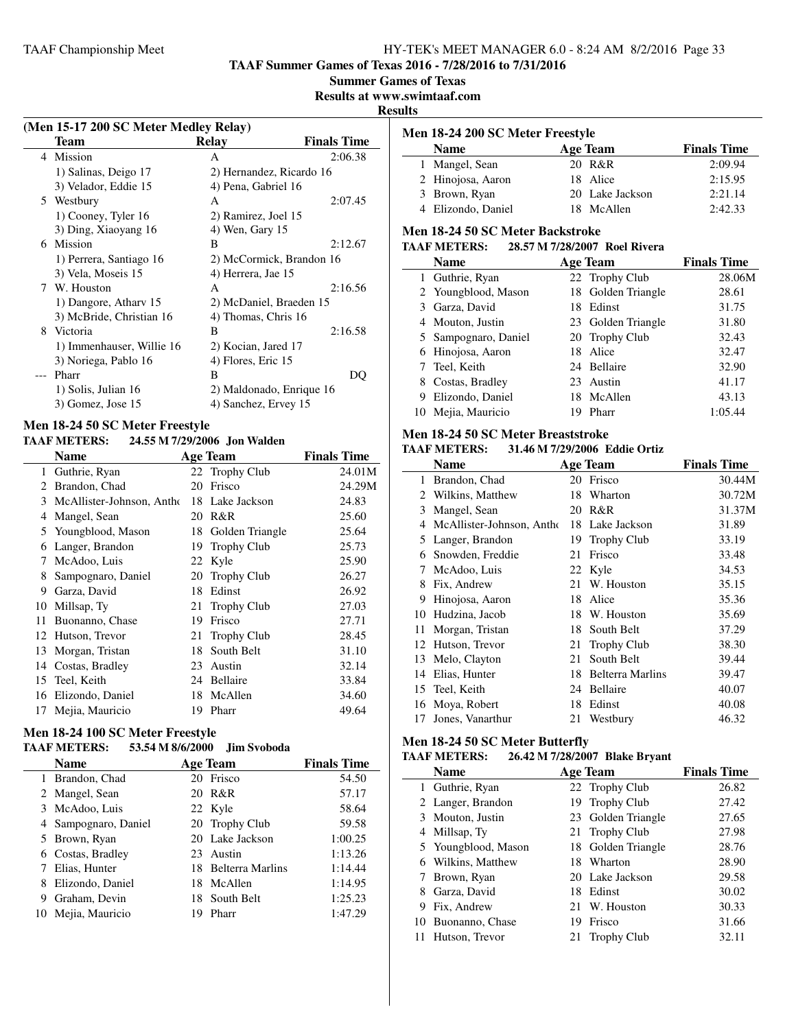**TAAF Summer Games of Texas 2016 - 7/28/2016 to 7/31/2016**

**Summer Games of Texas**

**Results at www.swimtaaf.com**

**Results**

### (Men 15-17 200 SC Meter Medley Relay)

| | Team | Relay | Finals Time |
|---|---|---|---|
| 4 | Mission | A | 2:06.38 |
| | 1) Salinas, Deigo 17 | 2) Hernandez, Ricardo 16 | |
| | 3) Velador, Eddie 15 | 4) Pena, Gabriel 16 | |
| 5 | Westbury | A | 2:07.45 |
| | 1) Cooney, Tyler 16 | 2) Ramirez, Joel 15 | |
| | 3) Ding, Xiaoyang 16 | 4) Wen, Gary 15 | |
| 6 | Mission | B | 2:12.67 |
| | 1) Perrera, Santiago 16 | 2) McCormick, Brandon 16 | |
| | 3) Vela, Moseis 15 | 4) Herrera, Jae 15 | |
| 7 | W. Houston | A | 2:16.56 |
| | 1) Dangore, Atharv 15 | 2) McDaniel, Braeden 15 | |
| | 3) McBride, Christian 16 | 4) Thomas, Chris 16 | |
| 8 | Victoria | B | 2:16.58 |
| | 1) Immenhauser, Willie 16 | 2) Kocian, Jared 17 | |
| | 3) Noriega, Pablo 16 | 4) Flores, Eric 15 | |
| --- | Pharr | B | DQ |
| | 1) Solis, Julian 16 | 2) Maldonado, Enrique 16 | |
| | 3) Gomez, Jose 15 | 4) Sanchez, Ervey 15 | |

### Men 18-24 50 SC Meter Freestyle

**TAAF METERS:** 24.55 M 7/29/2006 Jon Walden

| | Name | Age | Team | Finals Time |
|---|---|---|---|---|
| 1 | Guthrie, Ryan | 22 | Trophy Club | 24.01M |
| 2 | Brandon, Chad | 20 | Frisco | 24.29M |
| 3 | McAllister-Johnson, Antho | 18 | Lake Jackson | 24.83 |
| 4 | Mangel, Sean | 20 | R&R | 25.60 |
| 5 | Youngblood, Mason | 18 | Golden Triangle | 25.64 |
| 6 | Langer, Brandon | 19 | Trophy Club | 25.73 |
| 7 | McAdoo, Luis | 22 | Kyle | 25.90 |
| 8 | Sampognaro, Daniel | 20 | Trophy Club | 26.27 |
| 9 | Garza, David | 18 | Edinst | 26.92 |
| 10 | Millsap, Ty | 21 | Trophy Club | 27.03 |
| 11 | Buonanno, Chase | 19 | Frisco | 27.71 |
| 12 | Hutson, Trevor | 21 | Trophy Club | 28.45 |
| 13 | Morgan, Tristan | 18 | South Belt | 31.10 |
| 14 | Costas, Bradley | 23 | Austin | 32.14 |
| 15 | Teel, Keith | 24 | Bellaire | 33.84 |
| 16 | Elizondo, Daniel | 18 | McAllen | 34.60 |
| 17 | Mejia, Mauricio | 19 | Pharr | 49.64 |

### Men 18-24 100 SC Meter Freestyle

**TAAF METERS:** 53.54 M 8/6/2000 Jim Svoboda

| | Name | Age | Team | Finals Time |
|---|---|---|---|---|
| 1 | Brandon, Chad | 20 | Frisco | 54.50 |
| 2 | Mangel, Sean | 20 | R&R | 57.17 |
| 3 | McAdoo, Luis | 22 | Kyle | 58.64 |
| 4 | Sampognaro, Daniel | 20 | Trophy Club | 59.58 |
| 5 | Brown, Ryan | 20 | Lake Jackson | 1:00.25 |
| 6 | Costas, Bradley | 23 | Austin | 1:13.26 |
| 7 | Elias, Hunter | 18 | Belterra Marlins | 1:14.44 |
| 8 | Elizondo, Daniel | 18 | McAllen | 1:14.95 |
| 9 | Graham, Devin | 18 | South Belt | 1:25.23 |
| 10 | Mejia, Mauricio | 19 | Pharr | 1:47.29 |

### Men 18-24 200 SC Meter Freestyle

| | Name | Age | Team | Finals Time |
|---|---|---|---|---|
| 1 | Mangel, Sean | 20 | R&R | 2:09.94 |
| 2 | Hinojosa, Aaron | 18 | Alice | 2:15.95 |
| 3 | Brown, Ryan | 20 | Lake Jackson | 2:21.14 |
| 4 | Elizondo, Daniel | 18 | McAllen | 2:42.33 |

### Men 18-24 50 SC Meter Backstroke

**TAAF METERS:** 28.57 M 7/28/2007 Roel Rivera

| | Name | Age | Team | Finals Time |
|---|---|---|---|---|
| 1 | Guthrie, Ryan | 22 | Trophy Club | 28.06M |
| 2 | Youngblood, Mason | 18 | Golden Triangle | 28.61 |
| 3 | Garza, David | 18 | Edinst | 31.75 |
| 4 | Mouton, Justin | 23 | Golden Triangle | 31.80 |
| 5 | Sampognaro, Daniel | 20 | Trophy Club | 32.43 |
| 6 | Hinojosa, Aaron | 18 | Alice | 32.47 |
| 7 | Teel, Keith | 24 | Bellaire | 32.90 |
| 8 | Costas, Bradley | 23 | Austin | 41.17 |
| 9 | Elizondo, Daniel | 18 | McAllen | 43.13 |
| 10 | Mejia, Mauricio | 19 | Pharr | 1:05.44 |

### Men 18-24 50 SC Meter Breaststroke

**TAAF METERS:** 31.46 M 7/29/2006 Eddie Ortiz

| | Name | Age | Team | Finals Time |
|---|---|---|---|---|
| 1 | Brandon, Chad | 20 | Frisco | 30.44M |
| 2 | Wilkins, Matthew | 18 | Wharton | 30.72M |
| 3 | Mangel, Sean | 20 | R&R | 31.37M |
| 4 | McAllister-Johnson, Antho | 18 | Lake Jackson | 31.89 |
| 5 | Langer, Brandon | 19 | Trophy Club | 33.19 |
| 6 | Snowden, Freddie | 21 | Frisco | 33.48 |
| 7 | McAdoo, Luis | 22 | Kyle | 34.53 |
| 8 | Fix, Andrew | 21 | W. Houston | 35.15 |
| 9 | Hinojosa, Aaron | 18 | Alice | 35.36 |
| 10 | Hudzina, Jacob | 18 | W. Houston | 35.69 |
| 11 | Morgan, Tristan | 18 | South Belt | 37.29 |
| 12 | Hutson, Trevor | 21 | Trophy Club | 38.30 |
| 13 | Melo, Clayton | 21 | South Belt | 39.44 |
| 14 | Elias, Hunter | 18 | Belterra Marlins | 39.47 |
| 15 | Teel, Keith | 24 | Bellaire | 40.07 |
| 16 | Moya, Robert | 18 | Edinst | 40.08 |
| 17 | Jones, Vanarthur | 21 | Westbury | 46.32 |

### Men 18-24 50 SC Meter Butterfly

**TAAF METERS:** 26.42 M 7/28/2007 Blake Bryant

| | Name | Age | Team | Finals Time |
|---|---|---|---|---|
| 1 | Guthrie, Ryan | 22 | Trophy Club | 26.82 |
| 2 | Langer, Brandon | 19 | Trophy Club | 27.42 |
| 3 | Mouton, Justin | 23 | Golden Triangle | 27.65 |
| 4 | Millsap, Ty | 21 | Trophy Club | 27.98 |
| 5 | Youngblood, Mason | 18 | Golden Triangle | 28.76 |
| 6 | Wilkins, Matthew | 18 | Wharton | 28.90 |
| 7 | Brown, Ryan | 20 | Lake Jackson | 29.58 |
| 8 | Garza, David | 18 | Edinst | 30.02 |
| 9 | Fix, Andrew | 21 | W. Houston | 30.33 |
| 10 | Buonanno, Chase | 19 | Frisco | 31.66 |
| 11 | Hutson, Trevor | 21 | Trophy Club | 32.11 |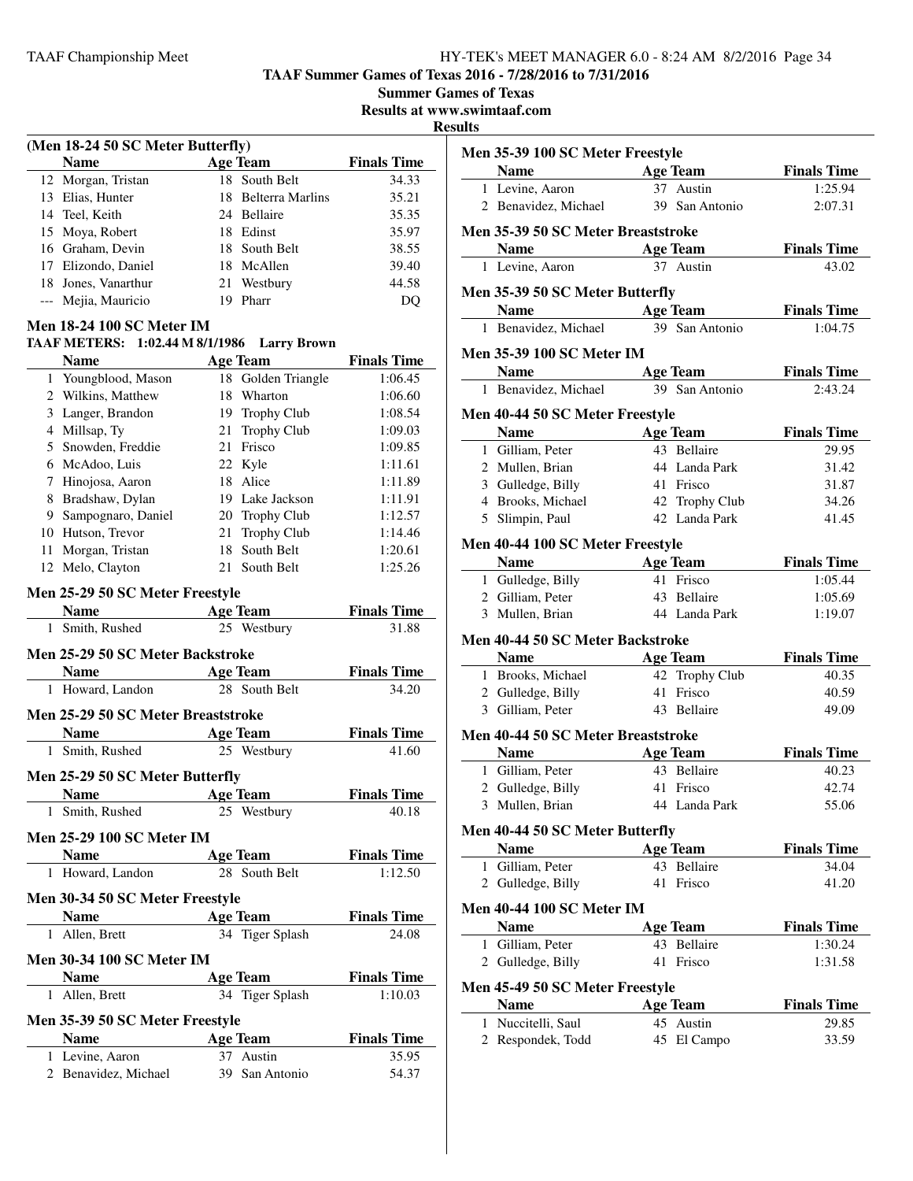**TAAF Summer Games of Texas 2016 - 7/28/2016 to 7/31/2016**

**Summer Games of Texas**

**Results at www.swimtaaf.com**

**Results**

### (Men 18-24 50 SC Meter Butterfly)

| | Name | Age | Team | Finals Time |
|---|---|---|---|---|
| 12 | Morgan, Tristan | 18 | South Belt | 34.33 |
| 13 | Elias, Hunter | 18 | Belterra Marlins | 35.21 |
| 14 | Teel, Keith | 24 | Bellaire | 35.35 |
| 15 | Moya, Robert | 18 | Edinst | 35.97 |
| 16 | Graham, Devin | 18 | South Belt | 38.55 |
| 17 | Elizondo, Daniel | 18 | McAllen | 39.40 |
| 18 | Jones, Vanarthur | 21 | Westbury | 44.58 |
| --- | Mejia, Mauricio | 19 | Pharr | DQ |

### Men 18-24 100 SC Meter IM

**TAAF METERS: 1:02.44 M 8/1/1986 Larry Brown**

| | Name | Age | Team | Finals Time |
|---|---|---|---|---|
| 1 | Youngblood, Mason | 18 | Golden Triangle | 1:06.45 |
| 2 | Wilkins, Matthew | 18 | Wharton | 1:06.60 |
| 3 | Langer, Brandon | 19 | Trophy Club | 1:08.54 |
| 4 | Millsap, Ty | 21 | Trophy Club | 1:09.03 |
| 5 | Snowden, Freddie | 21 | Frisco | 1:09.85 |
| 6 | McAdoo, Luis | 22 | Kyle | 1:11.61 |
| 7 | Hinojosa, Aaron | 18 | Alice | 1:11.89 |
| 8 | Bradshaw, Dylan | 19 | Lake Jackson | 1:11.91 |
| 9 | Sampognaro, Daniel | 20 | Trophy Club | 1:12.57 |
| 10 | Hutson, Trevor | 21 | Trophy Club | 1:14.46 |
| 11 | Morgan, Tristan | 18 | South Belt | 1:20.61 |
| 12 | Melo, Clayton | 21 | South Belt | 1:25.26 |

### Men 25-29 50 SC Meter Freestyle

| | Name | Age | Team | Finals Time |
|---|---|---|---|---|
| 1 | Smith, Rushed | 25 | Westbury | 31.88 |

### Men 25-29 50 SC Meter Backstroke

| | Name | Age | Team | Finals Time |
|---|---|---|---|---|
| 1 | Howard, Landon | 28 | South Belt | 34.20 |

### Men 25-29 50 SC Meter Breaststroke

| | Name | Age | Team | Finals Time |
|---|---|---|---|---|
| 1 | Smith, Rushed | 25 | Westbury | 41.60 |

### Men 25-29 50 SC Meter Butterfly

| | Name | Age | Team | Finals Time |
|---|---|---|---|---|
| 1 | Smith, Rushed | 25 | Westbury | 40.18 |

### Men 25-29 100 SC Meter IM

| | Name | Age | Team | Finals Time |
|---|---|---|---|---|
| 1 | Howard, Landon | 28 | South Belt | 1:12.50 |

### Men 30-34 50 SC Meter Freestyle

| | Name | Age | Team | Finals Time |
|---|---|---|---|---|
| 1 | Allen, Brett | 34 | Tiger Splash | 24.08 |

### Men 30-34 100 SC Meter IM

| | Name | Age | Team | Finals Time |
|---|---|---|---|---|
| 1 | Allen, Brett | 34 | Tiger Splash | 1:10.03 |

### Men 35-39 50 SC Meter Freestyle

| | Name | Age | Team | Finals Time |
|---|---|---|---|---|
| 1 | Levine, Aaron | 37 | Austin | 35.95 |
| 2 | Benavidez, Michael | 39 | San Antonio | 54.37 |

### Men 35-39 100 SC Meter Freestyle

| | Name | Age | Team | Finals Time |
|---|---|---|---|---|
| 1 | Levine, Aaron | 37 | Austin | 1:25.94 |
| 2 | Benavidez, Michael | 39 | San Antonio | 2:07.31 |

### Men 35-39 50 SC Meter Breaststroke

| | Name | Age | Team | Finals Time |
|---|---|---|---|---|
| 1 | Levine, Aaron | 37 | Austin | 43.02 |

### Men 35-39 50 SC Meter Butterfly

| | Name | Age | Team | Finals Time |
|---|---|---|---|---|
| 1 | Benavidez, Michael | 39 | San Antonio | 1:04.75 |

### Men 35-39 100 SC Meter IM

| | Name | Age | Team | Finals Time |
|---|---|---|---|---|
| 1 | Benavidez, Michael | 39 | San Antonio | 2:43.24 |

### Men 40-44 50 SC Meter Freestyle

| | Name | Age | Team | Finals Time |
|---|---|---|---|---|
| 1 | Gilliam, Peter | 43 | Bellaire | 29.95 |
| 2 | Mullen, Brian | 44 | Landa Park | 31.42 |
| 3 | Gulledge, Billy | 41 | Frisco | 31.87 |
| 4 | Brooks, Michael | 42 | Trophy Club | 34.26 |
| 5 | Slimpin, Paul | 42 | Landa Park | 41.45 |

### Men 40-44 100 SC Meter Freestyle

| | Name | Age | Team | Finals Time |
|---|---|---|---|---|
| 1 | Gulledge, Billy | 41 | Frisco | 1:05.44 |
| 2 | Gilliam, Peter | 43 | Bellaire | 1:05.69 |
| 3 | Mullen, Brian | 44 | Landa Park | 1:19.07 |

### Men 40-44 50 SC Meter Backstroke

| | Name | Age | Team | Finals Time |
|---|---|---|---|---|
| 1 | Brooks, Michael | 42 | Trophy Club | 40.35 |
| 2 | Gulledge, Billy | 41 | Frisco | 40.59 |
| 3 | Gilliam, Peter | 43 | Bellaire | 49.09 |

### Men 40-44 50 SC Meter Breaststroke

| | Name | Age | Team | Finals Time |
|---|---|---|---|---|
| 1 | Gilliam, Peter | 43 | Bellaire | 40.23 |
| 2 | Gulledge, Billy | 41 | Frisco | 42.74 |
| 3 | Mullen, Brian | 44 | Landa Park | 55.06 |

### Men 40-44 50 SC Meter Butterfly

| | Name | Age | Team | Finals Time |
|---|---|---|---|---|
| 1 | Gilliam, Peter | 43 | Bellaire | 34.04 |
| 2 | Gulledge, Billy | 41 | Frisco | 41.20 |

### Men 40-44 100 SC Meter IM

| | Name | Age | Team | Finals Time |
|---|---|---|---|---|
| 1 | Gilliam, Peter | 43 | Bellaire | 1:30.24 |
| 2 | Gulledge, Billy | 41 | Frisco | 1:31.58 |

### Men 45-49 50 SC Meter Freestyle

| | Name | Age | Team | Finals Time |
|---|---|---|---|---|
| 1 | Nuccitelli, Saul | 45 | Austin | 29.85 |
| 2 | Respondek, Todd | 45 | El Campo | 33.59 |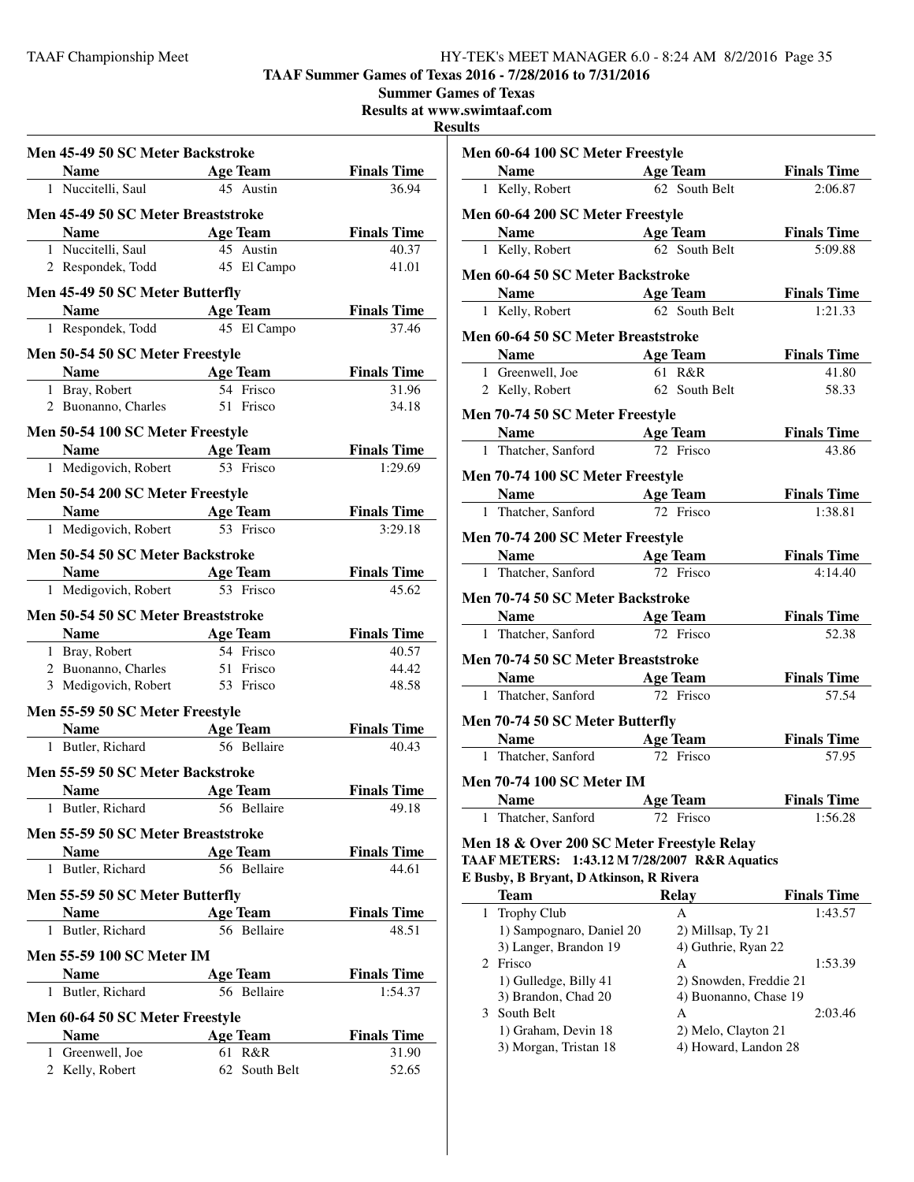## TAAF Summer Games of Texas 2016 - 7/28/2016 to 7/31/2016

### Summer Games of Texas

### Results at www.swimtaaf.com

### Results

**Men 45-49 50 SC Meter Backstroke**

| | Name | Age | Team | Finals Time |
|---|---|---|---|---|
| 1 | Nuccitelli, Saul | 45 | Austin | 36.94 |

**Men 45-49 50 SC Meter Breaststroke**

| | Name | Age | Team | Finals Time |
|---|---|---|---|---|
| 1 | Nuccitelli, Saul | 45 | Austin | 40.37 |
| 2 | Respondek, Todd | 45 | El Campo | 41.01 |

**Men 45-49 50 SC Meter Butterfly**

| | Name | Age | Team | Finals Time |
|---|---|---|---|---|
| 1 | Respondek, Todd | 45 | El Campo | 37.46 |

**Men 50-54 50 SC Meter Freestyle**

| | Name | Age | Team | Finals Time |
|---|---|---|---|---|
| 1 | Bray, Robert | 54 | Frisco | 31.96 |
| 2 | Buonanno, Charles | 51 | Frisco | 34.18 |

**Men 50-54 100 SC Meter Freestyle**

| | Name | Age | Team | Finals Time |
|---|---|---|---|---|
| 1 | Medigovich, Robert | 53 | Frisco | 1:29.69 |

**Men 50-54 200 SC Meter Freestyle**

| | Name | Age | Team | Finals Time |
|---|---|---|---|---|
| 1 | Medigovich, Robert | 53 | Frisco | 3:29.18 |

**Men 50-54 50 SC Meter Backstroke**

| | Name | Age | Team | Finals Time |
|---|---|---|---|---|
| 1 | Medigovich, Robert | 53 | Frisco | 45.62 |

**Men 50-54 50 SC Meter Breaststroke**

| | Name | Age | Team | Finals Time |
|---|---|---|---|---|
| 1 | Bray, Robert | 54 | Frisco | 40.57 |
| 2 | Buonanno, Charles | 51 | Frisco | 44.42 |
| 3 | Medigovich, Robert | 53 | Frisco | 48.58 |

**Men 55-59 50 SC Meter Freestyle**

| | Name | Age | Team | Finals Time |
|---|---|---|---|---|
| 1 | Butler, Richard | 56 | Bellaire | 40.43 |

**Men 55-59 50 SC Meter Backstroke**

| | Name | Age | Team | Finals Time |
|---|---|---|---|---|
| 1 | Butler, Richard | 56 | Bellaire | 49.18 |

**Men 55-59 50 SC Meter Breaststroke**

| | Name | Age | Team | Finals Time |
|---|---|---|---|---|
| 1 | Butler, Richard | 56 | Bellaire | 44.61 |

**Men 55-59 50 SC Meter Butterfly**

| | Name | Age | Team | Finals Time |
|---|---|---|---|---|
| 1 | Butler, Richard | 56 | Bellaire | 48.51 |

**Men 55-59 100 SC Meter IM**

| | Name | Age | Team | Finals Time |
|---|---|---|---|---|
| 1 | Butler, Richard | 56 | Bellaire | 1:54.37 |

**Men 60-64 50 SC Meter Freestyle**

| | Name | Age | Team | Finals Time |
|---|---|---|---|---|
| 1 | Greenwell, Joe | 61 | R&R | 31.90 |
| 2 | Kelly, Robert | 62 | South Belt | 52.65 |

**Men 60-64 100 SC Meter Freestyle**

| | Name | Age | Team | Finals Time |
|---|---|---|---|---|
| 1 | Kelly, Robert | 62 | South Belt | 2:06.87 |

**Men 60-64 200 SC Meter Freestyle**

| | Name | Age | Team | Finals Time |
|---|---|---|---|---|
| 1 | Kelly, Robert | 62 | South Belt | 5:09.88 |

**Men 60-64 50 SC Meter Backstroke**

| | Name | Age | Team | Finals Time |
|---|---|---|---|---|
| 1 | Kelly, Robert | 62 | South Belt | 1:21.33 |

**Men 60-64 50 SC Meter Breaststroke**

| | Name | Age | Team | Finals Time |
|---|---|---|---|---|
| 1 | Greenwell, Joe | 61 | R&R | 41.80 |
| 2 | Kelly, Robert | 62 | South Belt | 58.33 |

**Men 70-74 50 SC Meter Freestyle**

| | Name | Age | Team | Finals Time |
|---|---|---|---|---|
| 1 | Thatcher, Sanford | 72 | Frisco | 43.86 |

**Men 70-74 100 SC Meter Freestyle**

| | Name | Age | Team | Finals Time |
|---|---|---|---|---|
| 1 | Thatcher, Sanford | 72 | Frisco | 1:38.81 |

**Men 70-74 200 SC Meter Freestyle**

| | Name | Age | Team | Finals Time |
|---|---|---|---|---|
| 1 | Thatcher, Sanford | 72 | Frisco | 4:14.40 |

**Men 70-74 50 SC Meter Backstroke**

| | Name | Age | Team | Finals Time |
|---|---|---|---|---|
| 1 | Thatcher, Sanford | 72 | Frisco | 52.38 |

**Men 70-74 50 SC Meter Breaststroke**

| | Name | Age | Team | Finals Time |
|---|---|---|---|---|
| 1 | Thatcher, Sanford | 72 | Frisco | 57.54 |

**Men 70-74 50 SC Meter Butterfly**

| | Name | Age | Team | Finals Time |
|---|---|---|---|---|
| 1 | Thatcher, Sanford | 72 | Frisco | 57.95 |

**Men 70-74 100 SC Meter IM**

| | Name | Age | Team | Finals Time |
|---|---|---|---|---|
| 1 | Thatcher, Sanford | 72 | Frisco | 1:56.28 |

**Men 18 & Over 200 SC Meter Freestyle Relay**

**TAAF METERS: 1:43.12 M 7/28/2007 R&R Aquatics**

**E Busby, B Bryant, D Atkinson, R Rivera**

| | Team | Relay | Finals Time |
|---|---|---|---|
| 1 | Trophy Club | A | 1:43.57 |
| | 1) Sampognaro, Daniel 20 | 2) Millsap, Ty 21 | |
| | 3) Langer, Brandon 19 | 4) Guthrie, Ryan 22 | |
| 2 | Frisco | A | 1:53.39 |
| | 1) Gulledge, Billy 41 | 2) Snowden, Freddie 21 | |
| | 3) Brandon, Chad 20 | 4) Buonanno, Chase 19 | |
| 3 | South Belt | A | 2:03.46 |
| | 1) Graham, Devin 18 | 2) Melo, Clayton 21 | |
| | 3) Morgan, Tristan 18 | 4) Howard, Landon 28 | |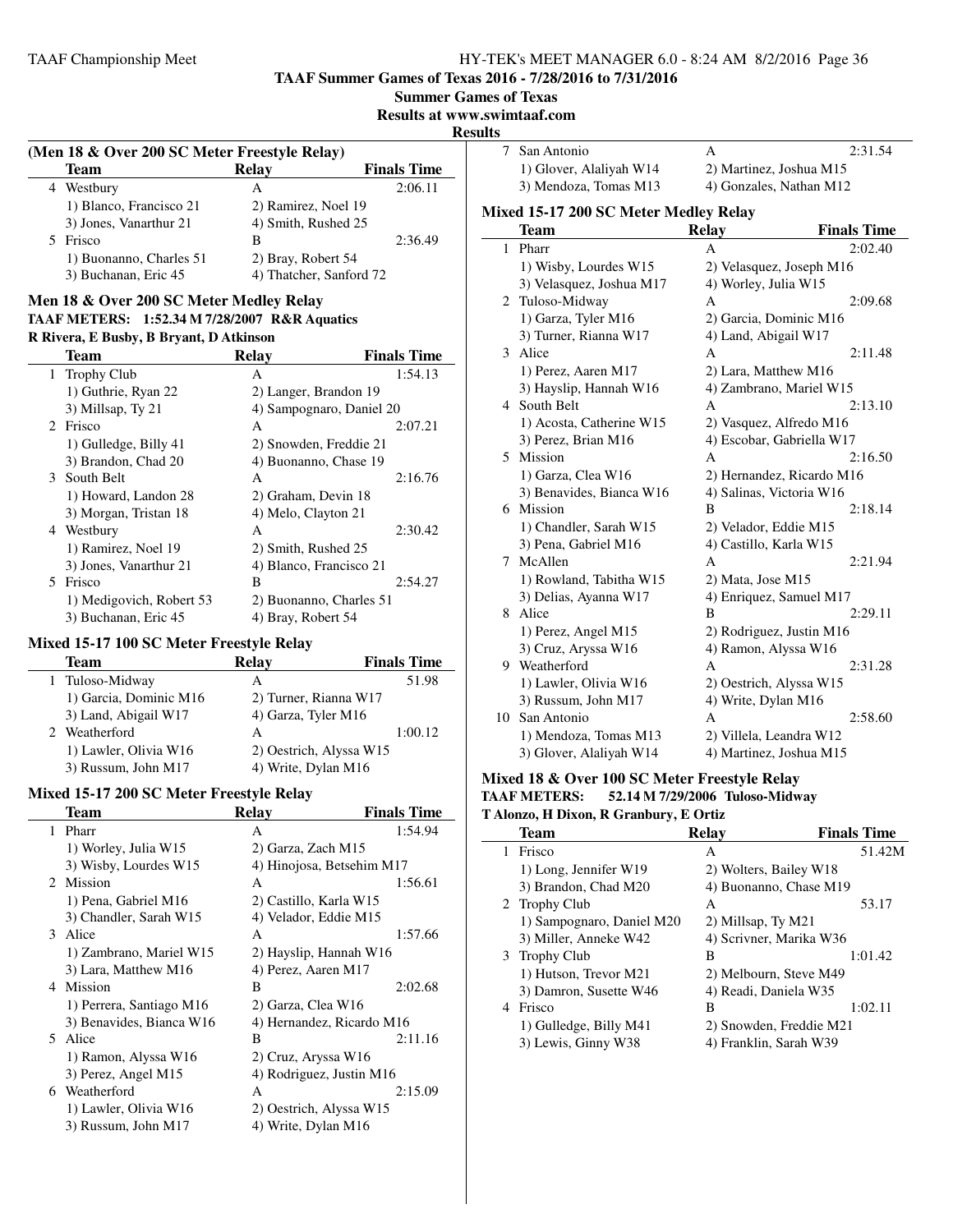**TAAF Summer Games of Texas 2016 - 7/28/2016 to 7/31/2016**

**Summer Games of Texas**

**Results at www.swimtaaf.com**

**Results**

### (Men 18 & Over 200 SC Meter Freestyle Relay)

| | Team | Relay | Finals Time |
|---|---|---|---|
| 4 | Westbury | A | 2:06.11 |
| | 1) Blanco, Francisco 21 | 2) Ramirez, Noel 19 | |
| | 3) Jones, Vanarthur 21 | 4) Smith, Rushed 25 | |
| 5 | Frisco | B | 2:36.49 |
| | 1) Buonanno, Charles 51 | 2) Bray, Robert 54 | |
| | 3) Buchanan, Eric 45 | 4) Thatcher, Sanford 72 | |

### Men 18 & Over 200 SC Meter Medley Relay

**TAAF METERS: 1:52.34 M 7/28/2007 R&R Aquatics**

**R Rivera, E Busby, B Bryant, D Atkinson**

| | Team | Relay | Finals Time |
|---|---|---|---|
| 1 | Trophy Club | A | 1:54.13 |
| | 1) Guthrie, Ryan 22 | 2) Langer, Brandon 19 | |
| | 3) Millsap, Ty 21 | 4) Sampognaro, Daniel 20 | |
| 2 | Frisco | A | 2:07.21 |
| | 1) Gulledge, Billy 41 | 2) Snowden, Freddie 21 | |
| | 3) Brandon, Chad 20 | 4) Buonanno, Chase 19 | |
| 3 | South Belt | A | 2:16.76 |
| | 1) Howard, Landon 28 | 2) Graham, Devin 18 | |
| | 3) Morgan, Tristan 18 | 4) Melo, Clayton 21 | |
| 4 | Westbury | A | 2:30.42 |
| | 1) Ramirez, Noel 19 | 2) Smith, Rushed 25 | |
| | 3) Jones, Vanarthur 21 | 4) Blanco, Francisco 21 | |
| 5 | Frisco | B | 2:54.27 |
| | 1) Medigovich, Robert 53 | 2) Buonanno, Charles 51 | |
| | 3) Buchanan, Eric 45 | 4) Bray, Robert 54 | |

### Mixed 15-17 100 SC Meter Freestyle Relay

| | Team | Relay | Finals Time |
|---|---|---|---|
| 1 | Tuloso-Midway | A | 51.98 |
| | 1) Garcia, Dominic M16 | 2) Turner, Rianna W17 | |
| | 3) Land, Abigail W17 | 4) Garza, Tyler M16 | |
| 2 | Weatherford | A | 1:00.12 |
| | 1) Lawler, Olivia W16 | 2) Oestrich, Alyssa W15 | |
| | 3) Russum, John M17 | 4) Write, Dylan M16 | |

### Mixed 15-17 200 SC Meter Freestyle Relay

| | Team | Relay | Finals Time |
|---|---|---|---|
| 1 | Pharr | A | 1:54.94 |
| | 1) Worley, Julia W15 | 2) Garza, Zach M15 | |
| | 3) Wisby, Lourdes W15 | 4) Hinojosa, Betsehim M17 | |
| 2 | Mission | A | 1:56.61 |
| | 1) Pena, Gabriel M16 | 2) Castillo, Karla W15 | |
| | 3) Chandler, Sarah W15 | 4) Velador, Eddie M15 | |
| 3 | Alice | A | 1:57.66 |
| | 1) Zambrano, Mariel W15 | 2) Hayslip, Hannah W16 | |
| | 3) Lara, Matthew M16 | 4) Perez, Aaren M17 | |
| 4 | Mission | B | 2:02.68 |
| | 1) Perrera, Santiago M16 | 2) Garza, Clea W16 | |
| | 3) Benavides, Bianca W16 | 4) Hernandez, Ricardo M16 | |
| 5 | Alice | B | 2:11.16 |
| | 1) Ramon, Alyssa W16 | 2) Cruz, Aryssa W16 | |
| | 3) Perez, Angel M15 | 4) Rodriguez, Justin M16 | |
| 6 | Weatherford | A | 2:15.09 |
| | 1) Lawler, Olivia W16 | 2) Oestrich, Alyssa W15 | |
| | 3) Russum, John M17 | 4) Write, Dylan M16 | |
| 7 | San Antonio | A | 2:31.54 |
| | 1) Glover, Alaliyah W14 | 2) Martinez, Joshua M15 | |
| | 3) Mendoza, Tomas M13 | 4) Gonzales, Nathan M12 | |

### Mixed 15-17 200 SC Meter Medley Relay

| | Team | Relay | Finals Time |
|---|---|---|---|
| 1 | Pharr | A | 2:02.40 |
| | 1) Wisby, Lourdes W15 | 2) Velasquez, Joseph M16 | |
| | 3) Velasquez, Joshua M17 | 4) Worley, Julia W15 | |
| 2 | Tuloso-Midway | A | 2:09.68 |
| | 1) Garza, Tyler M16 | 2) Garcia, Dominic M16 | |
| | 3) Turner, Rianna W17 | 4) Land, Abigail W17 | |
| 3 | Alice | A | 2:11.48 |
| | 1) Perez, Aaren M17 | 2) Lara, Matthew M16 | |
| | 3) Hayslip, Hannah W16 | 4) Zambrano, Mariel W15 | |
| 4 | South Belt | A | 2:13.10 |
| | 1) Acosta, Catherine W15 | 2) Vasquez, Alfredo M16 | |
| | 3) Perez, Brian M16 | 4) Escobar, Gabriella W17 | |
| 5 | Mission | A | 2:16.50 |
| | 1) Garza, Clea W16 | 2) Hernandez, Ricardo M16 | |
| | 3) Benavides, Bianca W16 | 4) Salinas, Victoria W16 | |
| 6 | Mission | B | 2:18.14 |
| | 1) Chandler, Sarah W15 | 2) Velador, Eddie M15 | |
| | 3) Pena, Gabriel M16 | 4) Castillo, Karla W15 | |
| 7 | McAllen | A | 2:21.94 |
| | 1) Rowland, Tabitha W15 | 2) Mata, Jose M15 | |
| | 3) Delias, Ayanna W17 | 4) Enriquez, Samuel M17 | |
| 8 | Alice | B | 2:29.11 |
| | 1) Perez, Angel M15 | 2) Rodriguez, Justin M16 | |
| | 3) Cruz, Aryssa W16 | 4) Ramon, Alyssa W16 | |
| 9 | Weatherford | A | 2:31.28 |
| | 1) Lawler, Olivia W16 | 2) Oestrich, Alyssa W15 | |
| | 3) Russum, John M17 | 4) Write, Dylan M16 | |
| 10 | San Antonio | A | 2:58.60 |
| | 1) Mendoza, Tomas M13 | 2) Villela, Leandra W12 | |
| | 3) Glover, Alaliyah W14 | 4) Martinez, Joshua M15 | |

### Mixed 18 & Over 100 SC Meter Freestyle Relay

**TAAF METERS: 52.14 M 7/29/2006 Tuloso-Midway**

**T Alonzo, H Dixon, R Granbury, E Ortiz**

| | Team | Relay | Finals Time |
|---|---|---|---|
| 1 | Frisco | A | 51.42M |
| | 1) Long, Jennifer W19 | 2) Wolters, Bailey W18 | |
| | 3) Brandon, Chad M20 | 4) Buonanno, Chase M19 | |
| 2 | Trophy Club | A | 53.17 |
| | 1) Sampognaro, Daniel M20 | 2) Millsap, Ty M21 | |
| | 3) Miller, Anneke W42 | 4) Scrivner, Marika W36 | |
| 3 | Trophy Club | B | 1:01.42 |
| | 1) Hutson, Trevor M21 | 2) Melbourn, Steve M49 | |
| | 3) Damron, Susette W46 | 4) Readi, Daniela W35 | |
| 4 | Frisco | B | 1:02.11 |
| | 1) Gulledge, Billy M41 | 2) Snowden, Freddie M21 | |
| | 3) Lewis, Ginny W38 | 4) Franklin, Sarah W39 | |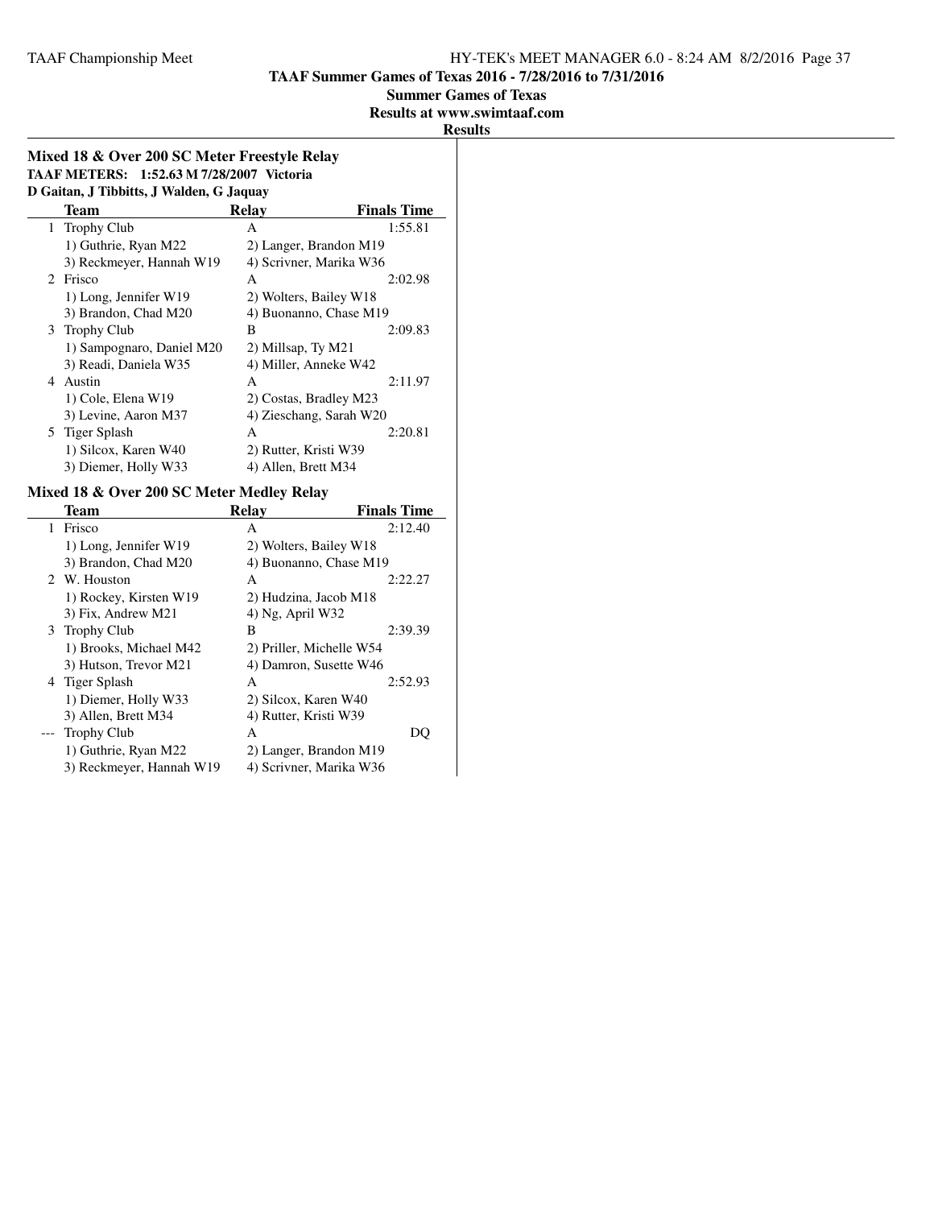**TAAF Summer Games of Texas 2016 - 7/28/2016 to 7/31/2016**
**Summer Games of Texas**
**Results at www.swimtaaf.com**
**Results**

### Mixed 18 & Over 200 SC Meter Freestyle Relay

**TAAF METERS: 1:52.63 M 7/28/2007 Victoria**
**D Gaitan, J Tibbitts, J Walden, G Jaquay**

| | Team | Relay | Finals Time |
|---|---|---|---|
| 1 | Trophy Club | A | 1:55.81 |
| | 1) Guthrie, Ryan M22 | 2) Langer, Brandon M19 | |
| | 3) Reckmeyer, Hannah W19 | 4) Scrivner, Marika W36 | |
| 2 | Frisco | A | 2:02.98 |
| | 1) Long, Jennifer W19 | 2) Wolters, Bailey W18 | |
| | 3) Brandon, Chad M20 | 4) Buonanno, Chase M19 | |
| 3 | Trophy Club | B | 2:09.83 |
| | 1) Sampognaro, Daniel M20 | 2) Millsap, Ty M21 | |
| | 3) Readi, Daniela W35 | 4) Miller, Anneke W42 | |
| 4 | Austin | A | 2:11.97 |
| | 1) Cole, Elena W19 | 2) Costas, Bradley M23 | |
| | 3) Levine, Aaron M37 | 4) Zieschang, Sarah W20 | |
| 5 | Tiger Splash | A | 2:20.81 |
| | 1) Silcox, Karen W40 | 2) Rutter, Kristi W39 | |
| | 3) Diemer, Holly W33 | 4) Allen, Brett M34 | |

### Mixed 18 & Over 200 SC Meter Medley Relay

| | Team | Relay | Finals Time |
|---|---|---|---|
| 1 | Frisco | A | 2:12.40 |
| | 1) Long, Jennifer W19 | 2) Wolters, Bailey W18 | |
| | 3) Brandon, Chad M20 | 4) Buonanno, Chase M19 | |
| 2 | W. Houston | A | 2:22.27 |
| | 1) Rockey, Kirsten W19 | 2) Hudzina, Jacob M18 | |
| | 3) Fix, Andrew M21 | 4) Ng, April W32 | |
| 3 | Trophy Club | B | 2:39.39 |
| | 1) Brooks, Michael M42 | 2) Priller, Michelle W54 | |
| | 3) Hutson, Trevor M21 | 4) Damron, Susette W46 | |
| 4 | Tiger Splash | A | 2:52.93 |
| | 1) Diemer, Holly W33 | 2) Silcox, Karen W40 | |
| | 3) Allen, Brett M34 | 4) Rutter, Kristi W39 | |
| --- | Trophy Club | A | DQ |
| | 1) Guthrie, Ryan M22 | 2) Langer, Brandon M19 | |
| | 3) Reckmeyer, Hannah W19 | 4) Scrivner, Marika W36 | |